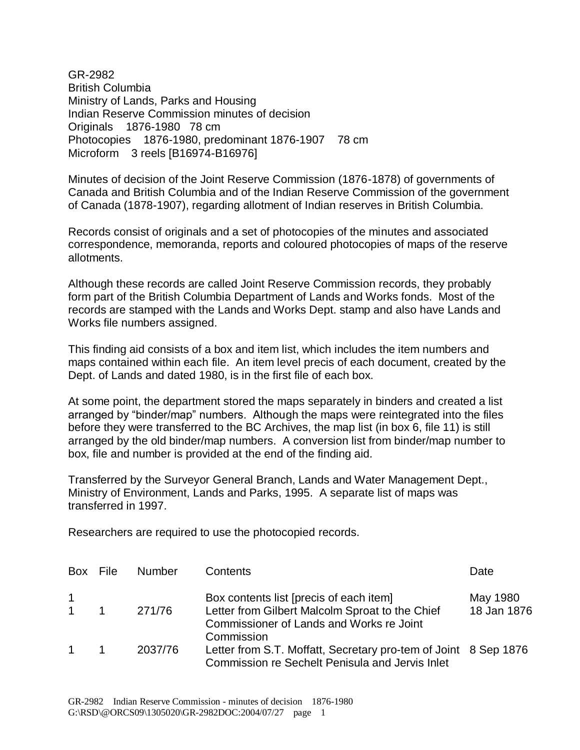GR-2982
British Columbia
Ministry of Lands, Parks and Housing
Indian Reserve Commission minutes of decision
Originals 1876-1980 78 cm
Photocopies 1876-1980, predominant 1876-1907 78 cm
Microform 3 reels [B16974-B16976]

Minutes of decision of the Joint Reserve Commission (1876-1878) of governments of Canada and British Columbia and of the Indian Reserve Commission of the government of Canada (1878-1907), regarding allotment of Indian reserves in British Columbia.

Records consist of originals and a set of photocopies of the minutes and associated correspondence, memoranda, reports and coloured photocopies of maps of the reserve allotments.

Although these records are called Joint Reserve Commission records, they probably form part of the British Columbia Department of Lands and Works fonds. Most of the records are stamped with the Lands and Works Dept. stamp and also have Lands and Works file numbers assigned.

This finding aid consists of a box and item list, which includes the item numbers and maps contained within each file. An item level precis of each document, created by the Dept. of Lands and dated 1980, is in the first file of each box.

At some point, the department stored the maps separately in binders and created a list arranged by "binder/map" numbers. Although the maps were reintegrated into the files before they were transferred to the BC Archives, the map list (in box 6, file 11) is still arranged by the old binder/map numbers. A conversion list from binder/map number to box, file and number is provided at the end of the finding aid.

Transferred by the Surveyor General Branch, Lands and Water Management Dept., Ministry of Environment, Lands and Parks, 1995. A separate list of maps was transferred in 1997.

Researchers are required to use the photocopied records.

| Box | File | Number | Contents | Date |
|---|---|---|---|---|
| 1 | | | Box contents list [precis of each item] | May 1980 |
| 1 | 1 | 271/76 | Letter from Gilbert Malcolm Sproat to the Chief Commissioner of Lands and Works re Joint Commission | 18 Jan 1876 |
| 1 | 1 | 2037/76 | Letter from S.T. Moffatt, Secretary pro-tem of Joint Commission re Sechelt Penisula and Jervis Inlet | 8 Sep 1876 |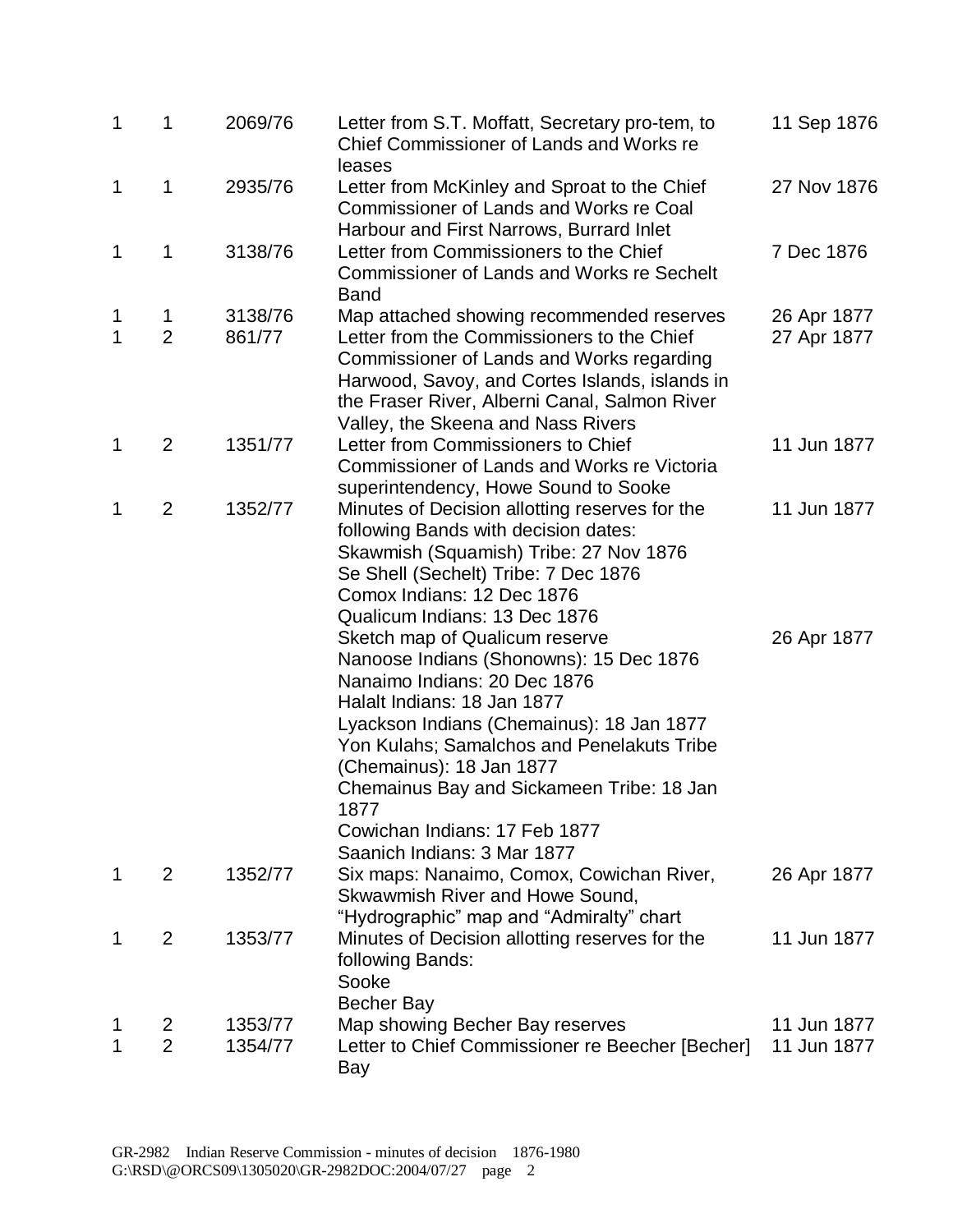| | | | | |
|---|---|---|---|---|
| 1 | 1 | 2069/76 | Letter from S.T. Moffatt, Secretary pro-tem, to Chief Commissioner of Lands and Works re leases | 11 Sep 1876 |
| 1 | 1 | 2935/76 | Letter from McKinley and Sproat to the Chief Commissioner of Lands and Works re Coal Harbour and First Narrows, Burrard Inlet | 27 Nov 1876 |
| 1 | 1 | 3138/76 | Letter from Commissioners to the Chief Commissioner of Lands and Works re Sechelt Band | 7 Dec 1876 |
| 1 | 1 | 3138/76 | Map attached showing recommended reserves | 26 Apr 1877 |
| 1 | 2 | 861/77 | Letter from the Commissioners to the Chief Commissioner of Lands and Works regarding Harwood, Savoy, and Cortes Islands, islands in the Fraser River, Alberni Canal, Salmon River Valley, the Skeena and Nass Rivers | 27 Apr 1877 |
| 1 | 2 | 1351/77 | Letter from Commissioners to Chief Commissioner of Lands and Works re Victoria superintendency, Howe Sound to Sooke | 11 Jun 1877 |
| 1 | 2 | 1352/77 | Minutes of Decision allotting reserves for the following Bands with decision dates:<br>Skawmish (Squamish) Tribe: 27 Nov 1876<br>Se Shell (Sechelt) Tribe: 7 Dec 1876<br>Comox Indians: 12 Dec 1876<br>Qualicum Indians: 13 Dec 1876 | 11 Jun 1877 |
| | | | Sketch map of Qualicum reserve<br>Nanoose Indians (Shonowns): 15 Dec 1876<br>Nanaimo Indians: 20 Dec 1876<br>Halalt Indians: 18 Jan 1877<br>Lyackson Indians (Chemainus): 18 Jan 1877<br>Yon Kulahs; Samalchos and Penelakuts Tribe (Chemainus): 18 Jan 1877<br>Chemainus Bay and Sickameen Tribe: 18 Jan 1877<br>Cowichan Indians: 17 Feb 1877<br>Saanich Indians: 3 Mar 1877 | 26 Apr 1877 |
| 1 | 2 | 1352/77 | Six maps: Nanaimo, Comox, Cowichan River, Skwawmish River and Howe Sound, "Hydrographic" map and "Admiralty" chart | 26 Apr 1877 |
| 1 | 2 | 1353/77 | Minutes of Decision allotting reserves for the following Bands:<br>Sooke<br>Becher Bay | 11 Jun 1877 |
| 1 | 2 | 1353/77 | Map showing Becher Bay reserves | 11 Jun 1877 |
| 1 | 2 | 1354/77 | Letter to Chief Commissioner re Beecher [Becher] Bay | 11 Jun 1877 |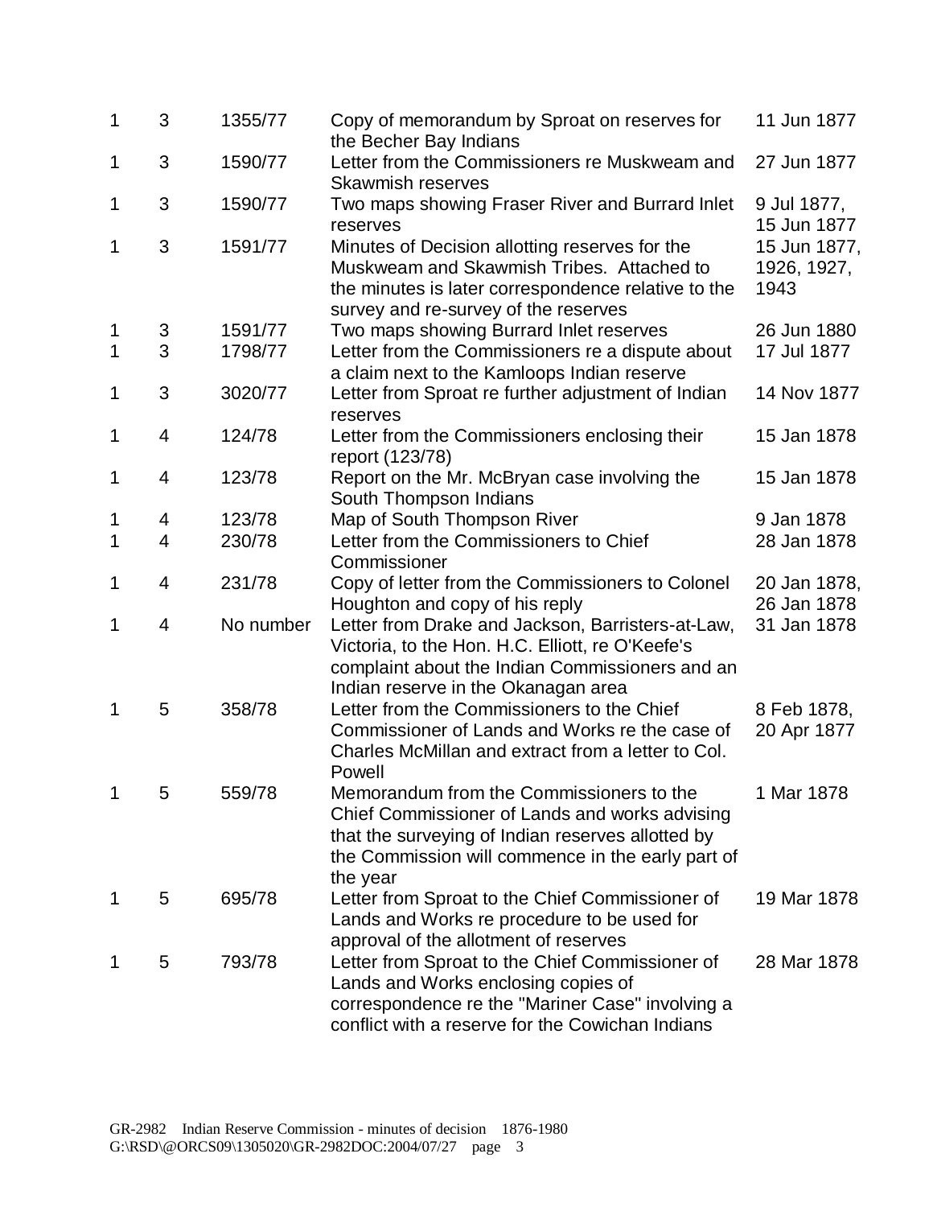| | | | | |
|---|---|---|---|---|
| 1 | 3 | 1355/77 | Copy of memorandum by Sproat on reserves for the Becher Bay Indians | 11 Jun 1877 |
| 1 | 3 | 1590/77 | Letter from the Commissioners re Muskweam and Skawmish reserves | 27 Jun 1877 |
| 1 | 3 | 1590/77 | Two maps showing Fraser River and Burrard Inlet reserves | 9 Jul 1877, 15 Jun 1877 |
| 1 | 3 | 1591/77 | Minutes of Decision allotting reserves for the Muskweam and Skawmish Tribes. Attached to the minutes is later correspondence relative to the survey and re-survey of the reserves | 15 Jun 1877, 1926, 1927, 1943 |
| 1 | 3 | 1591/77 | Two maps showing Burrard Inlet reserves | 26 Jun 1880 |
| 1 | 3 | 1798/77 | Letter from the Commissioners re a dispute about a claim next to the Kamloops Indian reserve | 17 Jul 1877 |
| 1 | 3 | 3020/77 | Letter from Sproat re further adjustment of Indian reserves | 14 Nov 1877 |
| 1 | 4 | 124/78 | Letter from the Commissioners enclosing their report (123/78) | 15 Jan 1878 |
| 1 | 4 | 123/78 | Report on the Mr. McBryan case involving the South Thompson Indians | 15 Jan 1878 |
| 1 | 4 | 123/78 | Map of South Thompson River | 9 Jan 1878 |
| 1 | 4 | 230/78 | Letter from the Commissioners to Chief Commissioner | 28 Jan 1878 |
| 1 | 4 | 231/78 | Copy of letter from the Commissioners to Colonel Houghton and copy of his reply | 20 Jan 1878, 26 Jan 1878 |
| 1 | 4 | No number | Letter from Drake and Jackson, Barristers-at-Law, Victoria, to the Hon. H.C. Elliott, re O'Keefe's complaint about the Indian Commissioners and an Indian reserve in the Okanagan area | 31 Jan 1878 |
| 1 | 5 | 358/78 | Letter from the Commissioners to the Chief Commissioner of Lands and Works re the case of Charles McMillan and extract from a letter to Col. Powell | 8 Feb 1878, 20 Apr 1877 |
| 1 | 5 | 559/78 | Memorandum from the Commissioners to the Chief Commissioner of Lands and works advising that the surveying of Indian reserves allotted by the Commission will commence in the early part of the year | 1 Mar 1878 |
| 1 | 5 | 695/78 | Letter from Sproat to the Chief Commissioner of Lands and Works re procedure to be used for approval of the allotment of reserves | 19 Mar 1878 |
| 1 | 5 | 793/78 | Letter from Sproat to the Chief Commissioner of Lands and Works enclosing copies of correspondence re the "Mariner Case" involving a conflict with a reserve for the Cowichan Indians | 28 Mar 1878 |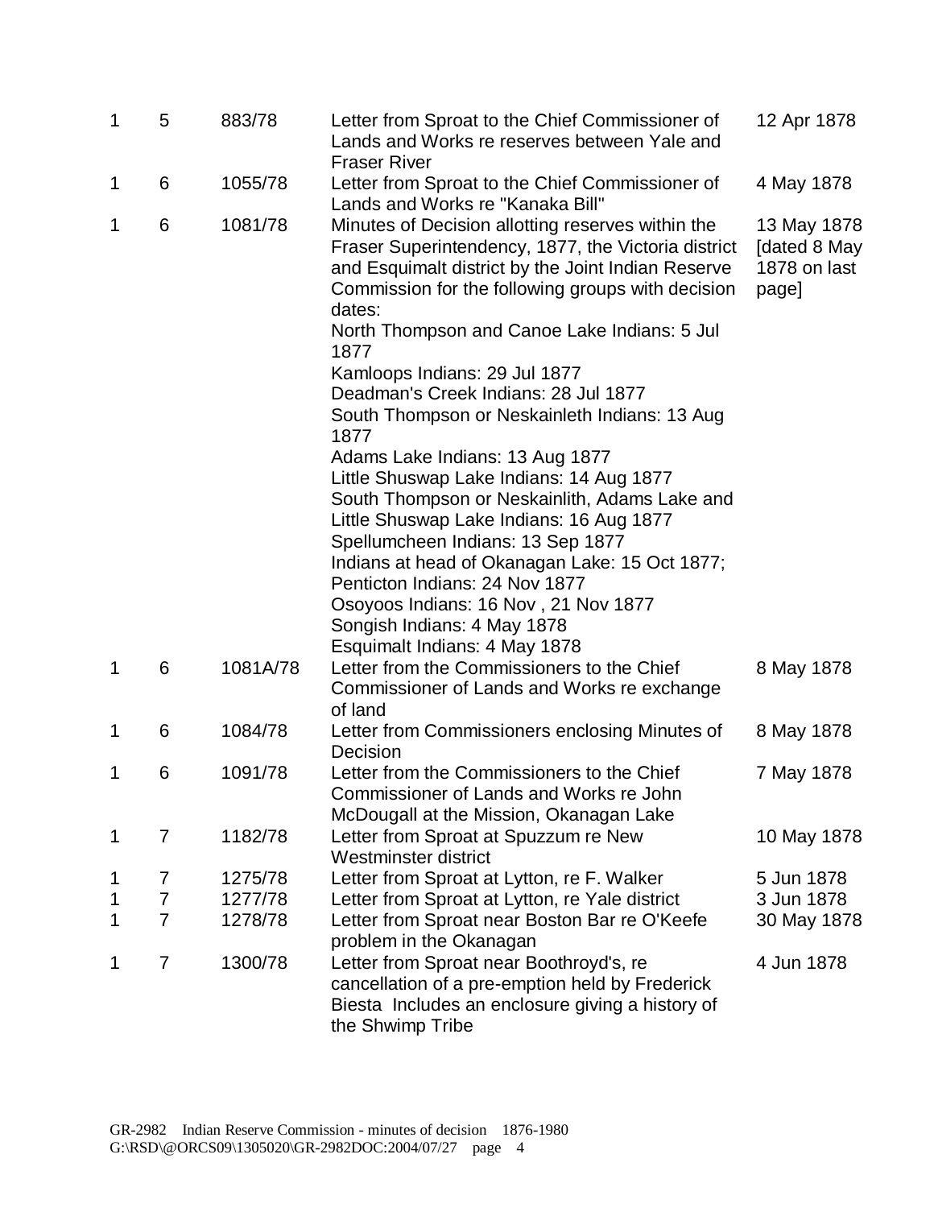| | | | | |
|---|---|---|---|---|
| 1 | 5 | 883/78 | Letter from Sproat to the Chief Commissioner of Lands and Works re reserves between Yale and Fraser River | 12 Apr 1878 |
| 1 | 6 | 1055/78 | Letter from Sproat to the Chief Commissioner of Lands and Works re "Kanaka Bill" | 4 May 1878 |
| 1 | 6 | 1081/78 | Minutes of Decision allotting reserves within the Fraser Superintendency, 1877, the Victoria district and Esquimalt district by the Joint Indian Reserve Commission for the following groups with decision dates:<br>North Thompson and Canoe Lake Indians: 5 Jul 1877<br>Kamloops Indians: 29 Jul 1877<br>Deadman's Creek Indians: 28 Jul 1877<br>South Thompson or Neskainleth Indians: 13 Aug 1877<br>Adams Lake Indians: 13 Aug 1877<br>Little Shuswap Lake Indians: 14 Aug 1877<br>South Thompson or Neskainlith, Adams Lake and Little Shuswap Lake Indians: 16 Aug 1877<br>Spellumcheen Indians: 13 Sep 1877<br>Indians at head of Okanagan Lake: 15 Oct 1877;<br>Penticton Indians: 24 Nov 1877<br>Osoyoos Indians: 16 Nov , 21 Nov 1877<br>Songish Indians: 4 May 1878<br>Esquimalt Indians: 4 May 1878 | 13 May 1878 [dated 8 May 1878 on last page] |
| 1 | 6 | 1081A/78 | Letter from the Commissioners to the Chief Commissioner of Lands and Works re exchange of land | 8 May 1878 |
| 1 | 6 | 1084/78 | Letter from Commissioners enclosing Minutes of Decision | 8 May 1878 |
| 1 | 6 | 1091/78 | Letter from the Commissioners to the Chief Commissioner of Lands and Works re John McDougall at the Mission, Okanagan Lake | 7 May 1878 |
| 1 | 7 | 1182/78 | Letter from Sproat at Spuzzum re New Westminster district | 10 May 1878 |
| 1 | 7 | 1275/78 | Letter from Sproat at Lytton, re F. Walker | 5 Jun 1878 |
| 1 | 7 | 1277/78 | Letter from Sproat at Lytton, re Yale district | 3 Jun 1878 |
| 1 | 7 | 1278/78 | Letter from Sproat near Boston Bar re O'Keefe problem in the Okanagan | 30 May 1878 |
| 1 | 7 | 1300/78 | Letter from Sproat near Boothroyd's, re cancellation of a pre-emption held by Frederick Biesta Includes an enclosure giving a history of the Shwimp Tribe | 4 Jun 1878 |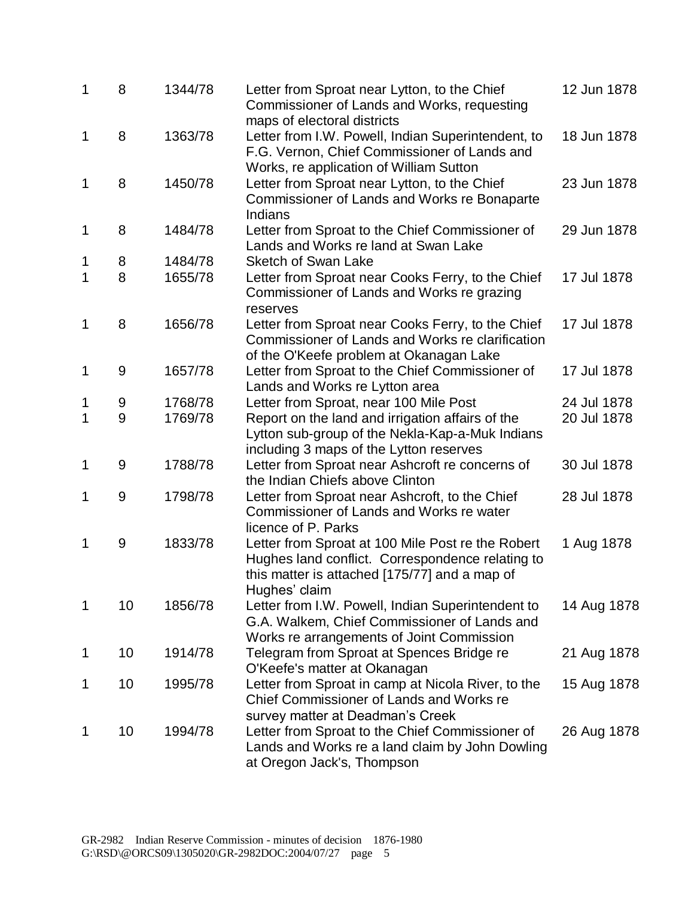| | | | | |
|---|---|---|---|---|
| 1 | 8 | 1344/78 | Letter from Sproat near Lytton, to the Chief Commissioner of Lands and Works, requesting maps of electoral districts | 12 Jun 1878 |
| 1 | 8 | 1363/78 | Letter from I.W. Powell, Indian Superintendent, to F.G. Vernon, Chief Commissioner of Lands and Works, re application of William Sutton | 18 Jun 1878 |
| 1 | 8 | 1450/78 | Letter from Sproat near Lytton, to the Chief Commissioner of Lands and Works re Bonaparte Indians | 23 Jun 1878 |
| 1 | 8 | 1484/78 | Letter from Sproat to the Chief Commissioner of Lands and Works re land at Swan Lake | 29 Jun 1878 |
| 1 | 8 | 1484/78 | Sketch of Swan Lake | |
| 1 | 8 | 1655/78 | Letter from Sproat near Cooks Ferry, to the Chief Commissioner of Lands and Works re grazing reserves | 17 Jul 1878 |
| 1 | 8 | 1656/78 | Letter from Sproat near Cooks Ferry, to the Chief Commissioner of Lands and Works re clarification of the O'Keefe problem at Okanagan Lake | 17 Jul 1878 |
| 1 | 9 | 1657/78 | Letter from Sproat to the Chief Commissioner of Lands and Works re Lytton area | 17 Jul 1878 |
| 1 | 9 | 1768/78 | Letter from Sproat, near 100 Mile Post | 24 Jul 1878 |
| 1 | 9 | 1769/78 | Report on the land and irrigation affairs of the Lytton sub-group of the Nekla-Kap-a-Muk Indians including 3 maps of the Lytton reserves | 20 Jul 1878 |
| 1 | 9 | 1788/78 | Letter from Sproat near Ashcroft re concerns of the Indian Chiefs above Clinton | 30 Jul 1878 |
| 1 | 9 | 1798/78 | Letter from Sproat near Ashcroft, to the Chief Commissioner of Lands and Works re water licence of P. Parks | 28 Jul 1878 |
| 1 | 9 | 1833/78 | Letter from Sproat at 100 Mile Post re the Robert Hughes land conflict. Correspondence relating to this matter is attached [175/77] and a map of Hughes' claim | 1 Aug 1878 |
| 1 | 10 | 1856/78 | Letter from I.W. Powell, Indian Superintendent to G.A. Walkem, Chief Commissioner of Lands and Works re arrangements of Joint Commission | 14 Aug 1878 |
| 1 | 10 | 1914/78 | Telegram from Sproat at Spences Bridge re O'Keefe's matter at Okanagan | 21 Aug 1878 |
| 1 | 10 | 1995/78 | Letter from Sproat in camp at Nicola River, to the Chief Commissioner of Lands and Works re survey matter at Deadman's Creek | 15 Aug 1878 |
| 1 | 10 | 1994/78 | Letter from Sproat to the Chief Commissioner of Lands and Works re a land claim by John Dowling at Oregon Jack's, Thompson | 26 Aug 1878 |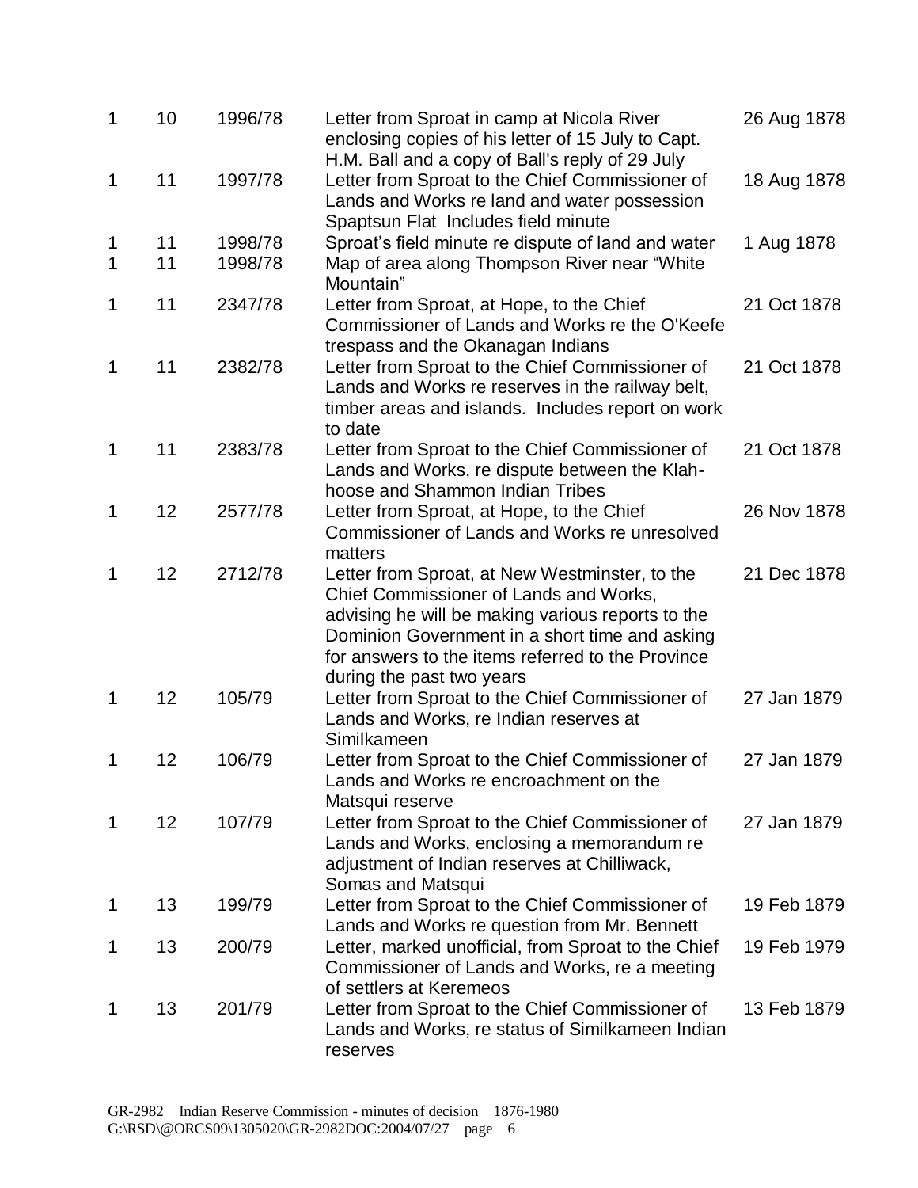| | | | | |
|---|---|---|---|---|
| 1 | 10 | 1996/78 | Letter from Sproat in camp at Nicola River enclosing copies of his letter of 15 July to Capt. H.M. Ball and a copy of Ball's reply of 29 July | 26 Aug 1878 |
| 1 | 11 | 1997/78 | Letter from Sproat to the Chief Commissioner of Lands and Works re land and water possession Spaptsun Flat Includes field minute | 18 Aug 1878 |
| 1 | 11 | 1998/78 | Sproat's field minute re dispute of land and water | 1 Aug 1878 |
| 1 | 11 | 1998/78 | Map of area along Thompson River near "White Mountain" | |
| 1 | 11 | 2347/78 | Letter from Sproat, at Hope, to the Chief Commissioner of Lands and Works re the O'Keefe trespass and the Okanagan Indians | 21 Oct 1878 |
| 1 | 11 | 2382/78 | Letter from Sproat to the Chief Commissioner of Lands and Works re reserves in the railway belt, timber areas and islands. Includes report on work to date | 21 Oct 1878 |
| 1 | 11 | 2383/78 | Letter from Sproat to the Chief Commissioner of Lands and Works, re dispute between the Klah-hoose and Shammon Indian Tribes | 21 Oct 1878 |
| 1 | 12 | 2577/78 | Letter from Sproat, at Hope, to the Chief Commissioner of Lands and Works re unresolved matters | 26 Nov 1878 |
| 1 | 12 | 2712/78 | Letter from Sproat, at New Westminster, to the Chief Commissioner of Lands and Works, advising he will be making various reports to the Dominion Government in a short time and asking for answers to the items referred to the Province during the past two years | 21 Dec 1878 |
| 1 | 12 | 105/79 | Letter from Sproat to the Chief Commissioner of Lands and Works, re Indian reserves at Similkameen | 27 Jan 1879 |
| 1 | 12 | 106/79 | Letter from Sproat to the Chief Commissioner of Lands and Works re encroachment on the Matsqui reserve | 27 Jan 1879 |
| 1 | 12 | 107/79 | Letter from Sproat to the Chief Commissioner of Lands and Works, enclosing a memorandum re adjustment of Indian reserves at Chilliwack, Somas and Matsqui | 27 Jan 1879 |
| 1 | 13 | 199/79 | Letter from Sproat to the Chief Commissioner of Lands and Works re question from Mr. Bennett | 19 Feb 1879 |
| 1 | 13 | 200/79 | Letter, marked unofficial, from Sproat to the Chief Commissioner of Lands and Works, re a meeting of settlers at Keremeos | 19 Feb 1979 |
| 1 | 13 | 201/79 | Letter from Sproat to the Chief Commissioner of Lands and Works, re status of Similkameen Indian reserves | 13 Feb 1879 |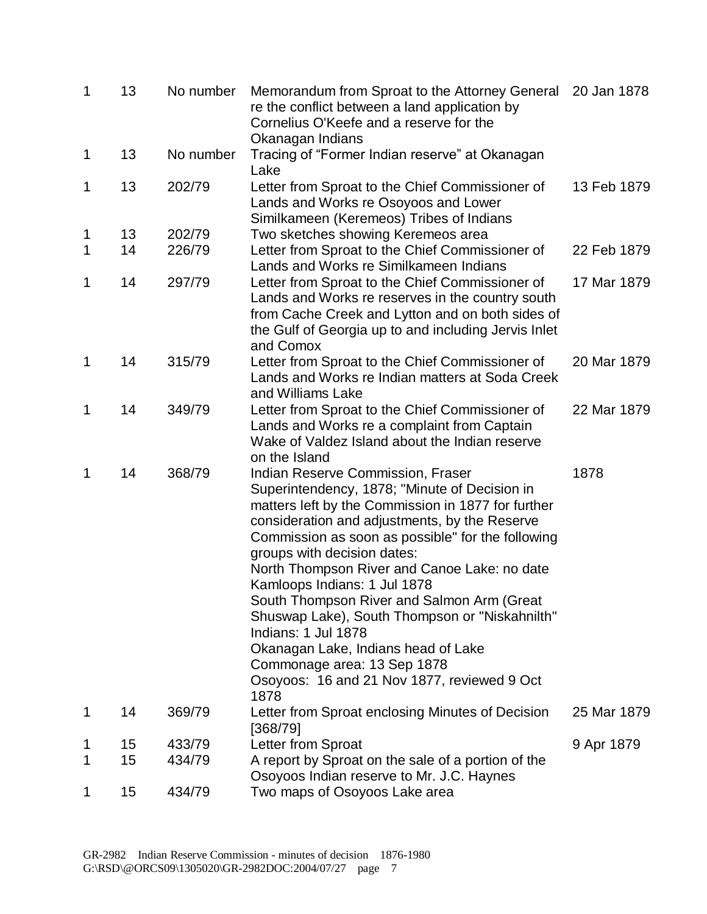| | | | | |
|---|---|---|---|---|
| 1 | 13 | No number | Memorandum from Sproat to the Attorney General re the conflict between a land application by Cornelius O'Keefe and a reserve for the Okanagan Indians | 20 Jan 1878 |
| 1 | 13 | No number | Tracing of "Former Indian reserve" at Okanagan Lake | |
| 1 | 13 | 202/79 | Letter from Sproat to the Chief Commissioner of Lands and Works re Osoyoos and Lower Similkameen (Keremeos) Tribes of Indians | 13 Feb 1879 |
| 1 | 13 | 202/79 | Two sketches showing Keremeos area | |
| 1 | 14 | 226/79 | Letter from Sproat to the Chief Commissioner of Lands and Works re Similkameen Indians | 22 Feb 1879 |
| 1 | 14 | 297/79 | Letter from Sproat to the Chief Commissioner of Lands and Works re reserves in the country south from Cache Creek and Lytton and on both sides of the Gulf of Georgia up to and including Jervis Inlet and Comox | 17 Mar 1879 |
| 1 | 14 | 315/79 | Letter from Sproat to the Chief Commissioner of Lands and Works re Indian matters at Soda Creek and Williams Lake | 20 Mar 1879 |
| 1 | 14 | 349/79 | Letter from Sproat to the Chief Commissioner of Lands and Works re a complaint from Captain Wake of Valdez Island about the Indian reserve on the Island | 22 Mar 1879 |
| 1 | 14 | 368/79 | Indian Reserve Commission, Fraser Superintendency, 1878; "Minute of Decision in matters left by the Commission in 1877 for further consideration and adjustments, by the Reserve Commission as soon as possible" for the following groups with decision dates:<br>North Thompson River and Canoe Lake: no date<br>Kamloops Indians: 1 Jul 1878<br>South Thompson River and Salmon Arm (Great Shuswap Lake), South Thompson or "Niskahnilth" Indians: 1 Jul 1878<br>Okanagan Lake, Indians head of Lake Commonage area: 13 Sep 1878<br>Osoyoos: 16 and 21 Nov 1877, reviewed 9 Oct 1878 | 1878 |
| 1 | 14 | 369/79 | Letter from Sproat enclosing Minutes of Decision [368/79] | 25 Mar 1879 |
| 1 | 15 | 433/79 | Letter from Sproat | 9 Apr 1879 |
| 1 | 15 | 434/79 | A report by Sproat on the sale of a portion of the Osoyoos Indian reserve to Mr. J.C. Haynes | |
| 1 | 15 | 434/79 | Two maps of Osoyoos Lake area | |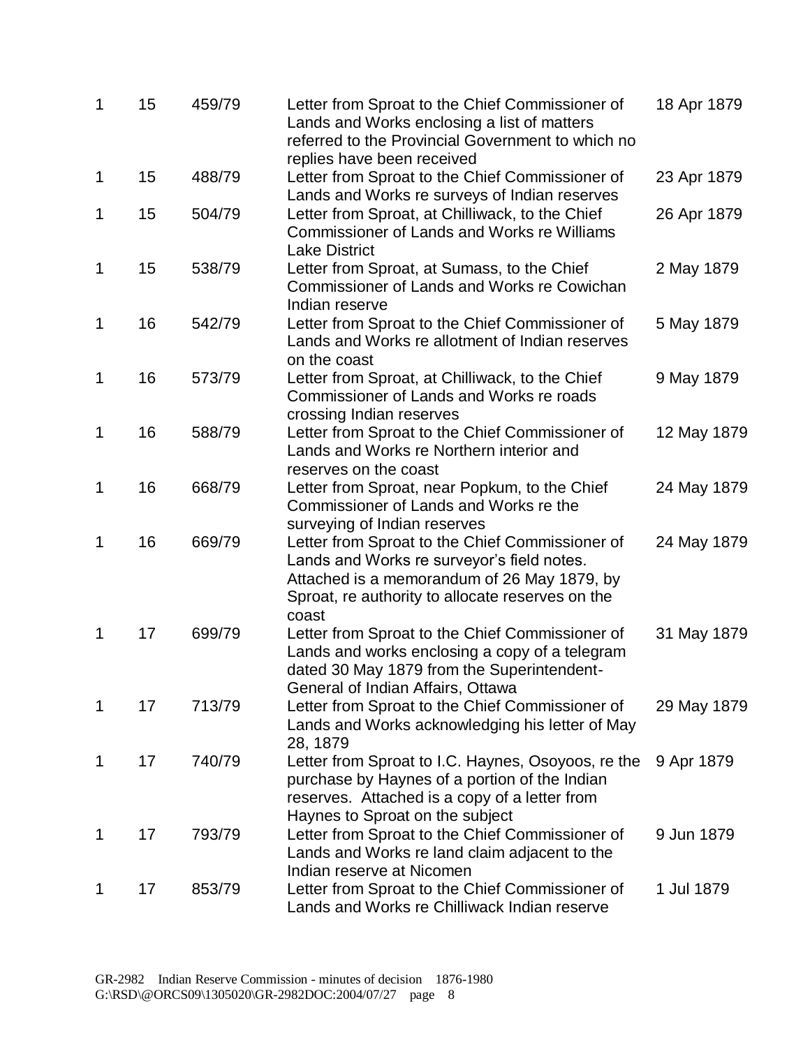| | | | | |
|---|---|---|---|---|
| 1 | 15 | 459/79 | Letter from Sproat to the Chief Commissioner of Lands and Works enclosing a list of matters referred to the Provincial Government to which no replies have been received | 18 Apr 1879 |
| 1 | 15 | 488/79 | Letter from Sproat to the Chief Commissioner of Lands and Works re surveys of Indian reserves | 23 Apr 1879 |
| 1 | 15 | 504/79 | Letter from Sproat, at Chilliwack, to the Chief Commissioner of Lands and Works re Williams Lake District | 26 Apr 1879 |
| 1 | 15 | 538/79 | Letter from Sproat, at Sumass, to the Chief Commissioner of Lands and Works re Cowichan Indian reserve | 2 May 1879 |
| 1 | 16 | 542/79 | Letter from Sproat to the Chief Commissioner of Lands and Works re allotment of Indian reserves on the coast | 5 May 1879 |
| 1 | 16 | 573/79 | Letter from Sproat, at Chilliwack, to the Chief Commissioner of Lands and Works re roads crossing Indian reserves | 9 May 1879 |
| 1 | 16 | 588/79 | Letter from Sproat to the Chief Commissioner of Lands and Works re Northern interior and reserves on the coast | 12 May 1879 |
| 1 | 16 | 668/79 | Letter from Sproat, near Popkum, to the Chief Commissioner of Lands and Works re the surveying of Indian reserves | 24 May 1879 |
| 1 | 16 | 669/79 | Letter from Sproat to the Chief Commissioner of Lands and Works re surveyor's field notes. Attached is a memorandum of 26 May 1879, by Sproat, re authority to allocate reserves on the coast | 24 May 1879 |
| 1 | 17 | 699/79 | Letter from Sproat to the Chief Commissioner of Lands and works enclosing a copy of a telegram dated 30 May 1879 from the Superintendent-General of Indian Affairs, Ottawa | 31 May 1879 |
| 1 | 17 | 713/79 | Letter from Sproat to the Chief Commissioner of Lands and Works acknowledging his letter of May 28, 1879 | 29 May 1879 |
| 1 | 17 | 740/79 | Letter from Sproat to I.C. Haynes, Osoyoos, re the purchase by Haynes of a portion of the Indian reserves. Attached is a copy of a letter from Haynes to Sproat on the subject | 9 Apr 1879 |
| 1 | 17 | 793/79 | Letter from Sproat to the Chief Commissioner of Lands and Works re land claim adjacent to the Indian reserve at Nicomen | 9 Jun 1879 |
| 1 | 17 | 853/79 | Letter from Sproat to the Chief Commissioner of Lands and Works re Chilliwack Indian reserve | 1 Jul 1879 |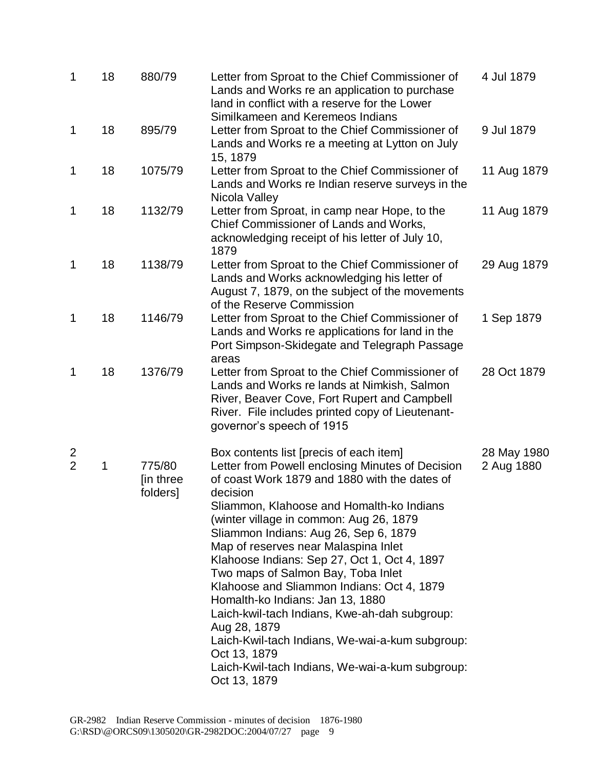| | | | | |
|---|---|---|---|---|
| 1 | 18 | 880/79 | Letter from Sproat to the Chief Commissioner of Lands and Works re an application to purchase land in conflict with a reserve for the Lower Similkameen and Keremeos Indians | 4 Jul 1879 |
| 1 | 18 | 895/79 | Letter from Sproat to the Chief Commissioner of Lands and Works re a meeting at Lytton on July 15, 1879 | 9 Jul 1879 |
| 1 | 18 | 1075/79 | Letter from Sproat to the Chief Commissioner of Lands and Works re Indian reserve surveys in the Nicola Valley | 11 Aug 1879 |
| 1 | 18 | 1132/79 | Letter from Sproat, in camp near Hope, to the Chief Commissioner of Lands and Works, acknowledging receipt of his letter of July 10, 1879 | 11 Aug 1879 |
| 1 | 18 | 1138/79 | Letter from Sproat to the Chief Commissioner of Lands and Works acknowledging his letter of August 7, 1879, on the subject of the movements of the Reserve Commission | 29 Aug 1879 |
| 1 | 18 | 1146/79 | Letter from Sproat to the Chief Commissioner of Lands and Works re applications for land in the Port Simpson-Skidegate and Telegraph Passage areas | 1 Sep 1879 |
| 1 | 18 | 1376/79 | Letter from Sproat to the Chief Commissioner of Lands and Works re lands at Nimkish, Salmon River, Beaver Cove, Fort Rupert and Campbell River. File includes printed copy of Lieutenant-governor's speech of 1915 | 28 Oct 1879 |
| 2 | | | Box contents list [precis of each item] | 28 May 1980 |
| 2 | 1 | 775/80 [in three folders] | Letter from Powell enclosing Minutes of Decision of coast Work 1879 and 1880 with the dates of decision<br>Sliammon, Klahoose and Homalth-ko Indians (winter village in common: Aug 26, 1879<br>Sliammon Indians: Aug 26, Sep 6, 1879<br>Map of reserves near Malaspina Inlet<br>Klahoose Indians: Sep 27, Oct 1, Oct 4, 1897<br>Two maps of Salmon Bay, Toba Inlet<br>Klahoose and Sliammon Indians: Oct 4, 1879<br>Homalth-ko Indians: Jan 13, 1880<br>Laich-kwil-tach Indians, Kwe-ah-dah subgroup: Aug 28, 1879<br>Laich-Kwil-tach Indians, We-wai-a-kum subgroup: Oct 13, 1879<br>Laich-Kwil-tach Indians, We-wai-a-kum subgroup: Oct 13, 1879 | 2 Aug 1880 |

GR-2982 Indian Reserve Commission - minutes of decision 1876-1980
G:\RSD\@ORCS09\1305020\GR-2982DOC:2004/07/27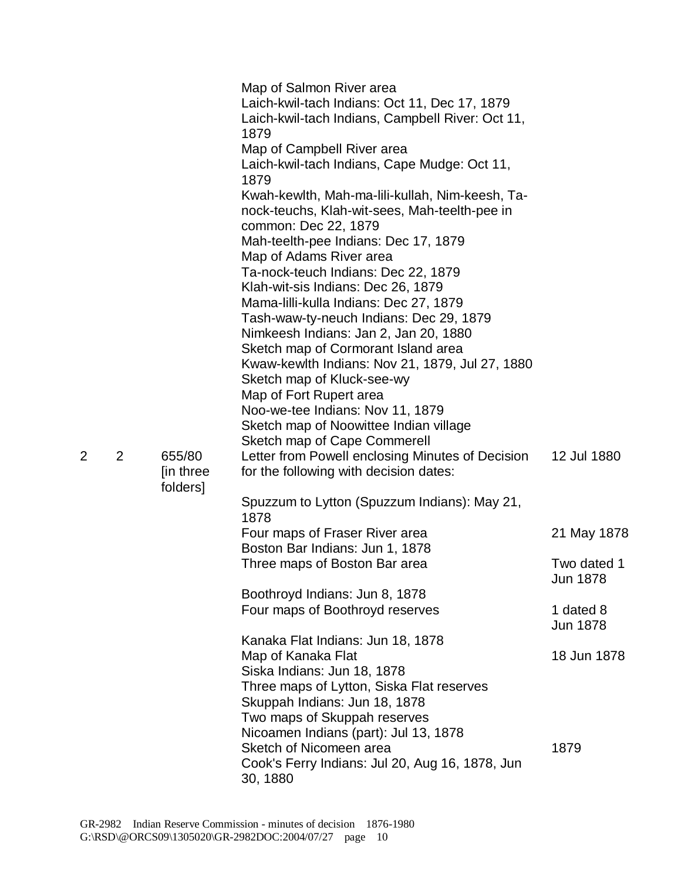| | | | | |
|---|---|---|---|---|
| | | | Map of Salmon River area | |
| | | | Laich-kwil-tach Indians: Oct 11, Dec 17, 1879 | |
| | | | Laich-kwil-tach Indians, Campbell River: Oct 11, 1879 | |
| | | | Map of Campbell River area | |
| | | | Laich-kwil-tach Indians, Cape Mudge: Oct 11, 1879 | |
| | | | Kwah-kewlth, Mah-ma-lili-kullah, Nim-keesh, Ta-nock-teuchs, Klah-wit-sees, Mah-teelth-pee in common: Dec 22, 1879 | |
| | | | Mah-teelth-pee Indians: Dec 17, 1879 | |
| | | | Map of Adams River area | |
| | | | Ta-nock-teuch Indians: Dec 22, 1879 | |
| | | | Klah-wit-sis Indians: Dec 26, 1879 | |
| | | | Mama-lilli-kulla Indians: Dec 27, 1879 | |
| | | | Tash-waw-ty-neuch Indians: Dec 29, 1879 | |
| | | | Nimkeesh Indians: Jan 2, Jan 20, 1880 | |
| | | | Sketch map of Cormorant Island area | |
| | | | Kwaw-kewlth Indians: Nov 21, 1879, Jul 27, 1880 | |
| | | | Sketch map of Kluck-see-wy | |
| | | | Map of Fort Rupert area | |
| | | | Noo-we-tee Indians: Nov 11, 1879 | |
| | | | Sketch map of Noowittee Indian village | |
| | | | Sketch map of Cape Commerell | |
| 2 | 2 | 655/80 [in three folders] | Letter from Powell enclosing Minutes of Decision for the following with decision dates: | 12 Jul 1880 |
| | | | Spuzzum to Lytton (Spuzzum Indians): May 21, 1878 | |
| | | | Four maps of Fraser River area | 21 May 1878 |
| | | | Boston Bar Indians: Jun 1, 1878 | |
| | | | Three maps of Boston Bar area | Two dated 1 Jun 1878 |
| | | | Boothroyd Indians: Jun 8, 1878 | |
| | | | Four maps of Boothroyd reserves | 1 dated 8 Jun 1878 |
| | | | Kanaka Flat Indians: Jun 18, 1878 | |
| | | | Map of Kanaka Flat | 18 Jun 1878 |
| | | | Siska Indians: Jun 18, 1878 | |
| | | | Three maps of Lytton, Siska Flat reserves | |
| | | | Skuppah Indians: Jun 18, 1878 | |
| | | | Two maps of Skuppah reserves | |
| | | | Nicoamen Indians (part): Jul 13, 1878 | |
| | | | Sketch of Nicomeen area | 1879 |
| | | | Cook's Ferry Indians: Jul 20, Aug 16, 1878, Jun 30, 1880 | |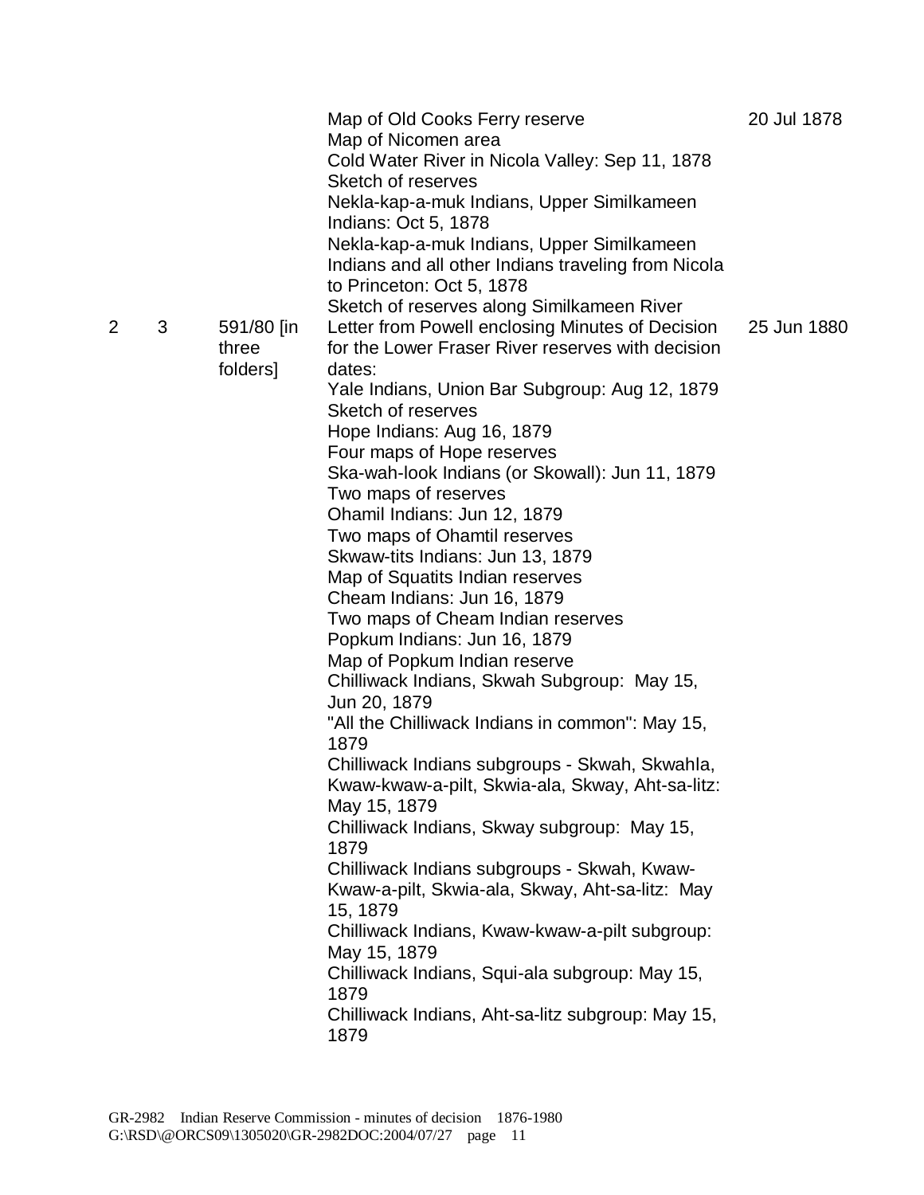| | | | | |
|---|---|---|---|---|
| | | | Map of Old Cooks Ferry reserve<br>Map of Nicomen area<br>Cold Water River in Nicola Valley: Sep 11, 1878<br>Sketch of reserves<br>Nekla-kap-a-muk Indians, Upper Similkameen Indians: Oct 5, 1878<br>Nekla-kap-a-muk Indians, Upper Similkameen Indians and all other Indians traveling from Nicola to Princeton: Oct 5, 1878<br>Sketch of reserves along Similkameen River | 20 Jul 1878 |
| 2 | 3 | 591/80 [in three folders] | Letter from Powell enclosing Minutes of Decision for the Lower Fraser River reserves with decision dates:<br>Yale Indians, Union Bar Subgroup: Aug 12, 1879<br>Sketch of reserves<br>Hope Indians: Aug 16, 1879<br>Four maps of Hope reserves<br>Ska-wah-look Indians (or Skowall): Jun 11, 1879<br>Two maps of reserves<br>Ohamil Indians: Jun 12, 1879<br>Two maps of Ohamtil reserves<br>Skwaw-tits Indians: Jun 13, 1879<br>Map of Squatits Indian reserves<br>Cheam Indians: Jun 16, 1879<br>Two maps of Cheam Indian reserves<br>Popkum Indians: Jun 16, 1879<br>Map of Popkum Indian reserve<br>Chilliwack Indians, Skwah Subgroup: May 15, Jun 20, 1879<br>"All the Chilliwack Indians in common": May 15, 1879<br>Chilliwack Indians subgroups - Skwah, Skwahla, Kwaw-kwaw-a-pilt, Skwia-ala, Skway, Aht-sa-litz: May 15, 1879<br>Chilliwack Indians, Skway subgroup: May 15, 1879<br>Chilliwack Indians subgroups - Skwah, Kwaw-Kwaw-a-pilt, Skwia-ala, Skway, Aht-sa-litz: May 15, 1879<br>Chilliwack Indians, Kwaw-kwaw-a-pilt subgroup: May 15, 1879<br>Chilliwack Indians, Squi-ala subgroup: May 15, 1879<br>Chilliwack Indians, Aht-sa-litz subgroup: May 15, 1879 | 25 Jun 1880 |

GR-2982 Indian Reserve Commission - minutes of decision 1876-1980
G:\RSD\@ORCS09\1305020\GR-2982DOC:2004/07/27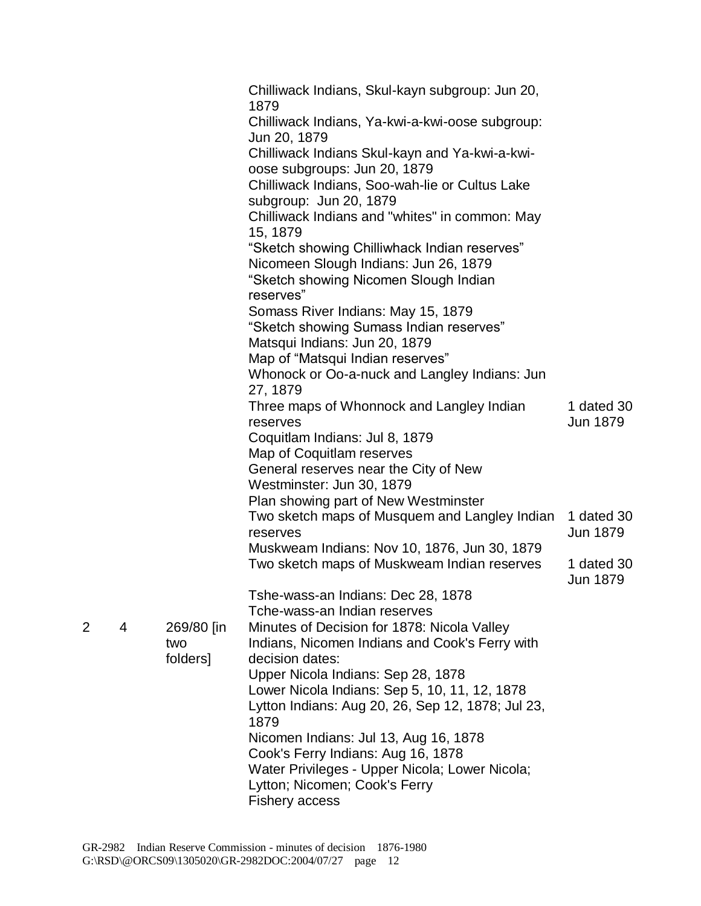| | | | | |
|---|---|---|---|---|
| | | | Chilliwack Indians, Skul-kayn subgroup: Jun 20, 1879 | |
| | | | Chilliwack Indians, Ya-kwi-a-kwi-oose subgroup: Jun 20, 1879 | |
| | | | Chilliwack Indians Skul-kayn and Ya-kwi-a-kwi-oose subgroups: Jun 20, 1879 | |
| | | | Chilliwack Indians, Soo-wah-lie or Cultus Lake subgroup: Jun 20, 1879 | |
| | | | Chilliwack Indians and "whites" in common: May 15, 1879 | |
| | | | "Sketch showing Chilliwhack Indian reserves" | |
| | | | Nicomeen Slough Indians: Jun 26, 1879 | |
| | | | "Sketch showing Nicomen Slough Indian reserves" | |
| | | | Somass River Indians: May 15, 1879 | |
| | | | "Sketch showing Sumass Indian reserves" | |
| | | | Matsqui Indians: Jun 20, 1879 | |
| | | | Map of "Matsqui Indian reserves" | |
| | | | Whonock or Oo-a-nuck and Langley Indians: Jun 27, 1879 | |
| | | | Three maps of Whonnock and Langley Indian reserves | 1 dated 30 Jun 1879 |
| | | | Coquitlam Indians: Jul 8, 1879 | |
| | | | Map of Coquitlam reserves | |
| | | | General reserves near the City of New Westminster: Jun 30, 1879 | |
| | | | Plan showing part of New Westminster | |
| | | | Two sketch maps of Musquem and Langley Indian reserves | 1 dated 30 Jun 1879 |
| | | | Muskweam Indians: Nov 10, 1876, Jun 30, 1879 | |
| | | | Two sketch maps of Muskweam Indian reserves | 1 dated 30 Jun 1879 |
| | | | Tshe-wass-an Indians: Dec 28, 1878 | |
| | | | Tche-wass-an Indian reserves | |
| 2 | 4 | 269/80 [in two folders] | Minutes of Decision for 1878: Nicola Valley Indians, Nicomen Indians and Cook's Ferry with decision dates: | |
| | | | Upper Nicola Indians: Sep 28, 1878 | |
| | | | Lower Nicola Indians: Sep 5, 10, 11, 12, 1878 | |
| | | | Lytton Indians: Aug 20, 26, Sep 12, 1878; Jul 23, 1879 | |
| | | | Nicomen Indians: Jul 13, Aug 16, 1878 | |
| | | | Cook's Ferry Indians: Aug 16, 1878 | |
| | | | Water Privileges - Upper Nicola; Lower Nicola; Lytton; Nicomen; Cook's Ferry | |
| | | | Fishery access | |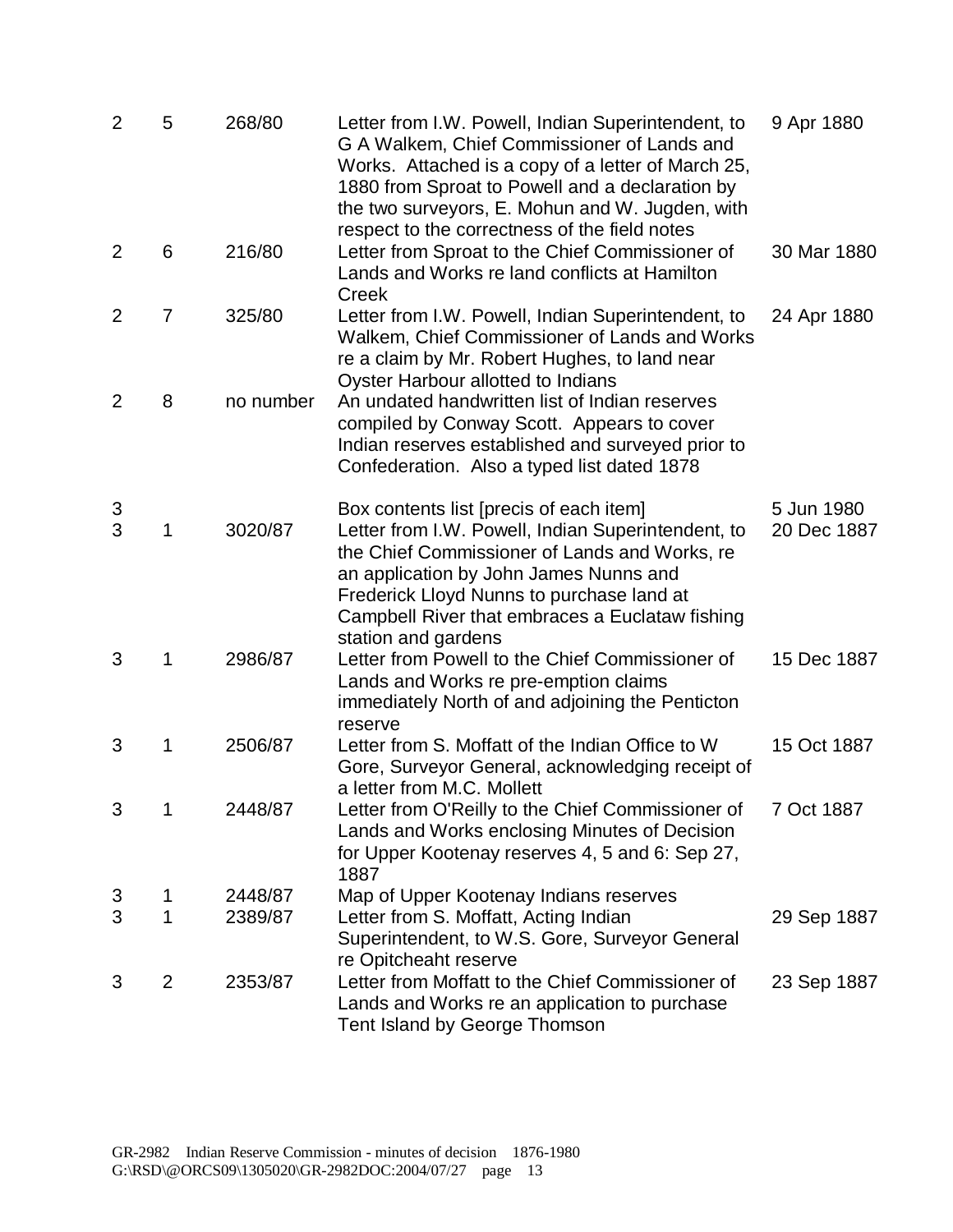| | | | | |
|---|---|---|---|---|
| 2 | 5 | 268/80 | Letter from I.W. Powell, Indian Superintendent, to G A Walkem, Chief Commissioner of Lands and Works. Attached is a copy of a letter of March 25, 1880 from Sproat to Powell and a declaration by the two surveyors, E. Mohun and W. Jugden, with respect to the correctness of the field notes | 9 Apr 1880 |
| 2 | 6 | 216/80 | Letter from Sproat to the Chief Commissioner of Lands and Works re land conflicts at Hamilton Creek | 30 Mar 1880 |
| 2 | 7 | 325/80 | Letter from I.W. Powell, Indian Superintendent, to Walkem, Chief Commissioner of Lands and Works re a claim by Mr. Robert Hughes, to land near Oyster Harbour allotted to Indians | 24 Apr 1880 |
| 2 | 8 | no number | An undated handwritten list of Indian reserves compiled by Conway Scott. Appears to cover Indian reserves established and surveyed prior to Confederation. Also a typed list dated 1878 | |
| 3 | | | Box contents list [precis of each item] | 5 Jun 1980 |
| 3 | 1 | 3020/87 | Letter from I.W. Powell, Indian Superintendent, to the Chief Commissioner of Lands and Works, re an application by John James Nunns and Frederick Lloyd Nunns to purchase land at Campbell River that embraces a Euclataw fishing station and gardens | 20 Dec 1887 |
| 3 | 1 | 2986/87 | Letter from Powell to the Chief Commissioner of Lands and Works re pre-emption claims immediately North of and adjoining the Penticton reserve | 15 Dec 1887 |
| 3 | 1 | 2506/87 | Letter from S. Moffatt of the Indian Office to W Gore, Surveyor General, acknowledging receipt of a letter from M.C. Mollett | 15 Oct 1887 |
| 3 | 1 | 2448/87 | Letter from O'Reilly to the Chief Commissioner of Lands and Works enclosing Minutes of Decision for Upper Kootenay reserves 4, 5 and 6: Sep 27, 1887 | 7 Oct 1887 |
| 3 | 1 | 2448/87 | Map of Upper Kootenay Indians reserves | |
| 3 | 1 | 2389/87 | Letter from S. Moffatt, Acting Indian Superintendent, to W.S. Gore, Surveyor General re Opitcheaht reserve | 29 Sep 1887 |
| 3 | 2 | 2353/87 | Letter from Moffatt to the Chief Commissioner of Lands and Works re an application to purchase Tent Island by George Thomson | 23 Sep 1887 |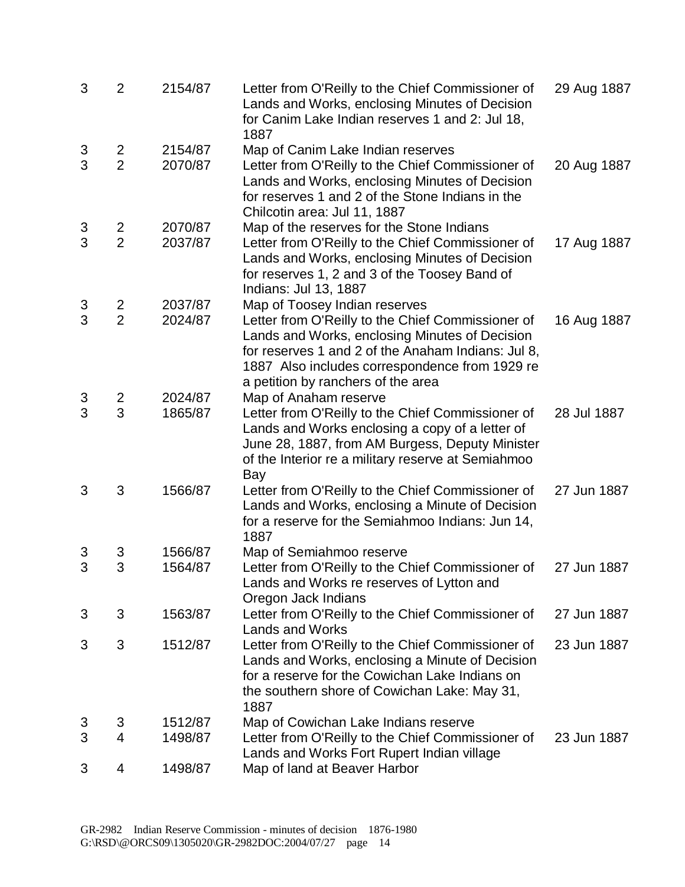| | | | | |
|---|---|---|---|---|
| 3 | 2 | 2154/87 | Letter from O'Reilly to the Chief Commissioner of Lands and Works, enclosing Minutes of Decision for Canim Lake Indian reserves 1 and 2: Jul 18, 1887 | 29 Aug 1887 |
| 3 | 2 | 2154/87 | Map of Canim Lake Indian reserves | |
| 3 | 2 | 2070/87 | Letter from O'Reilly to the Chief Commissioner of Lands and Works, enclosing Minutes of Decision for reserves 1 and 2 of the Stone Indians in the Chilcotin area: Jul 11, 1887 | 20 Aug 1887 |
| 3 | 2 | 2070/87 | Map of the reserves for the Stone Indians | |
| 3 | 2 | 2037/87 | Letter from O'Reilly to the Chief Commissioner of Lands and Works, enclosing Minutes of Decision for reserves 1, 2 and 3 of the Toosey Band of Indians: Jul 13, 1887 | 17 Aug 1887 |
| 3 | 2 | 2037/87 | Map of Toosey Indian reserves | |
| 3 | 2 | 2024/87 | Letter from O'Reilly to the Chief Commissioner of Lands and Works, enclosing Minutes of Decision for reserves 1 and 2 of the Anaham Indians: Jul 8, 1887 Also includes correspondence from 1929 re a petition by ranchers of the area | 16 Aug 1887 |
| 3 | 2 | 2024/87 | Map of Anaham reserve | |
| 3 | 3 | 1865/87 | Letter from O'Reilly to the Chief Commissioner of Lands and Works enclosing a copy of a letter of June 28, 1887, from AM Burgess, Deputy Minister of the Interior re a military reserve at Semiahmoo Bay | 28 Jul 1887 |
| 3 | 3 | 1566/87 | Letter from O'Reilly to the Chief Commissioner of Lands and Works, enclosing a Minute of Decision for a reserve for the Semiahmoo Indians: Jun 14, 1887 | 27 Jun 1887 |
| 3 | 3 | 1566/87 | Map of Semiahmoo reserve | |
| 3 | 3 | 1564/87 | Letter from O'Reilly to the Chief Commissioner of Lands and Works re reserves of Lytton and Oregon Jack Indians | 27 Jun 1887 |
| 3 | 3 | 1563/87 | Letter from O'Reilly to the Chief Commissioner of Lands and Works | 27 Jun 1887 |
| 3 | 3 | 1512/87 | Letter from O'Reilly to the Chief Commissioner of Lands and Works, enclosing a Minute of Decision for a reserve for the Cowichan Lake Indians on the southern shore of Cowichan Lake: May 31, 1887 | 23 Jun 1887 |
| 3 | 3 | 1512/87 | Map of Cowichan Lake Indians reserve | |
| 3 | 4 | 1498/87 | Letter from O'Reilly to the Chief Commissioner of Lands and Works Fort Rupert Indian village | 23 Jun 1887 |
| 3 | 4 | 1498/87 | Map of land at Beaver Harbor | |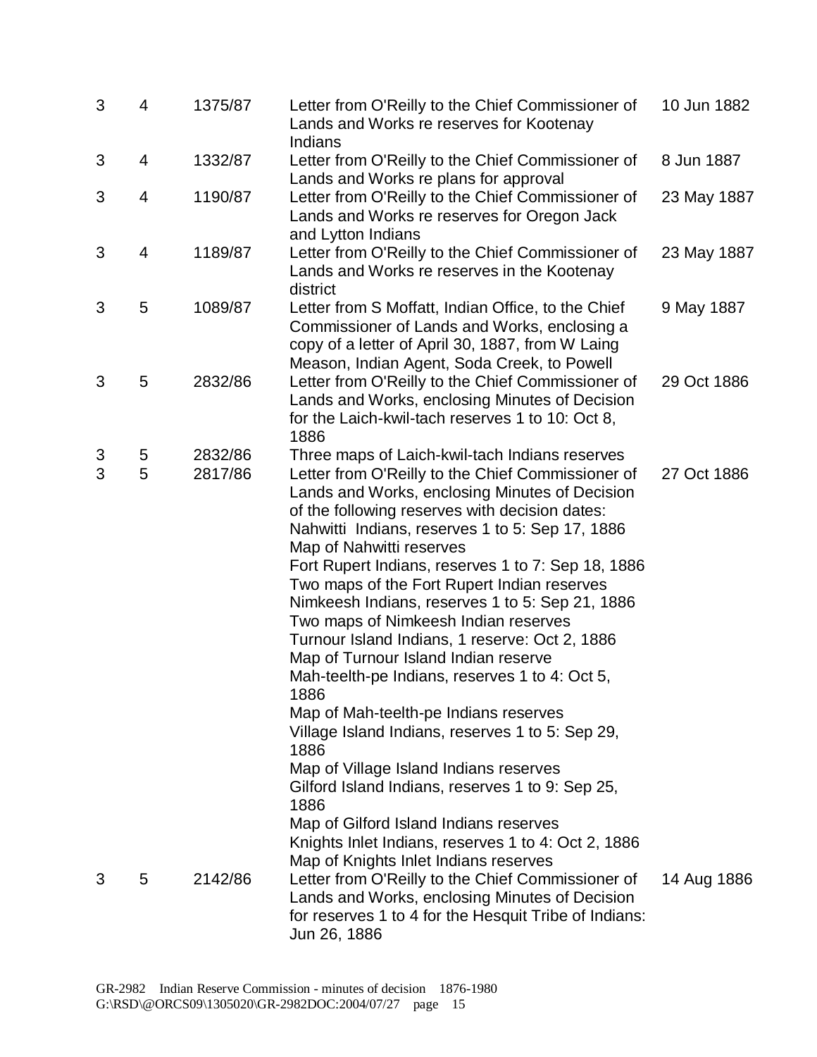| | | | | |
|---|---|---|---|---|
| 3 | 4 | 1375/87 | Letter from O'Reilly to the Chief Commissioner of Lands and Works re reserves for Kootenay Indians | 10 Jun 1882 |
| 3 | 4 | 1332/87 | Letter from O'Reilly to the Chief Commissioner of Lands and Works re plans for approval | 8 Jun 1887 |
| 3 | 4 | 1190/87 | Letter from O'Reilly to the Chief Commissioner of Lands and Works re reserves for Oregon Jack and Lytton Indians | 23 May 1887 |
| 3 | 4 | 1189/87 | Letter from O'Reilly to the Chief Commissioner of Lands and Works re reserves in the Kootenay district | 23 May 1887 |
| 3 | 5 | 1089/87 | Letter from S Moffatt, Indian Office, to the Chief Commissioner of Lands and Works, enclosing a copy of a letter of April 30, 1887, from W Laing Meason, Indian Agent, Soda Creek, to Powell | 9 May 1887 |
| 3 | 5 | 2832/86 | Letter from O'Reilly to the Chief Commissioner of Lands and Works, enclosing Minutes of Decision for the Laich-kwil-tach reserves 1 to 10: Oct 8, 1886 | 29 Oct 1886 |
| 3 | 5 | 2832/86 | Three maps of Laich-kwil-tach Indians reserves | |
| 3 | 5 | 2817/86 | Letter from O'Reilly to the Chief Commissioner of Lands and Works, enclosing Minutes of Decision of the following reserves with decision dates:<br>Nahwitti Indians, reserves 1 to 5: Sep 17, 1886<br>Map of Nahwitti reserves<br>Fort Rupert Indians, reserves 1 to 7: Sep 18, 1886<br>Two maps of the Fort Rupert Indian reserves<br>Nimkeesh Indians, reserves 1 to 5: Sep 21, 1886<br>Two maps of Nimkeesh Indian reserves<br>Turnour Island Indians, 1 reserve: Oct 2, 1886<br>Map of Turnour Island Indian reserve<br>Mah-teelth-pe Indians, reserves 1 to 4: Oct 5, 1886<br>Map of Mah-teelth-pe Indians reserves<br>Village Island Indians, reserves 1 to 5: Sep 29, 1886<br>Map of Village Island Indians reserves<br>Gilford Island Indians, reserves 1 to 9: Sep 25, 1886<br>Map of Gilford Island Indians reserves<br>Knights Inlet Indians, reserves 1 to 4: Oct 2, 1886<br>Map of Knights Inlet Indians reserves | 27 Oct 1886 |
| 3 | 5 | 2142/86 | Letter from O'Reilly to the Chief Commissioner of Lands and Works, enclosing Minutes of Decision for reserves 1 to 4 for the Hesquit Tribe of Indians: Jun 26, 1886 | 14 Aug 1886 |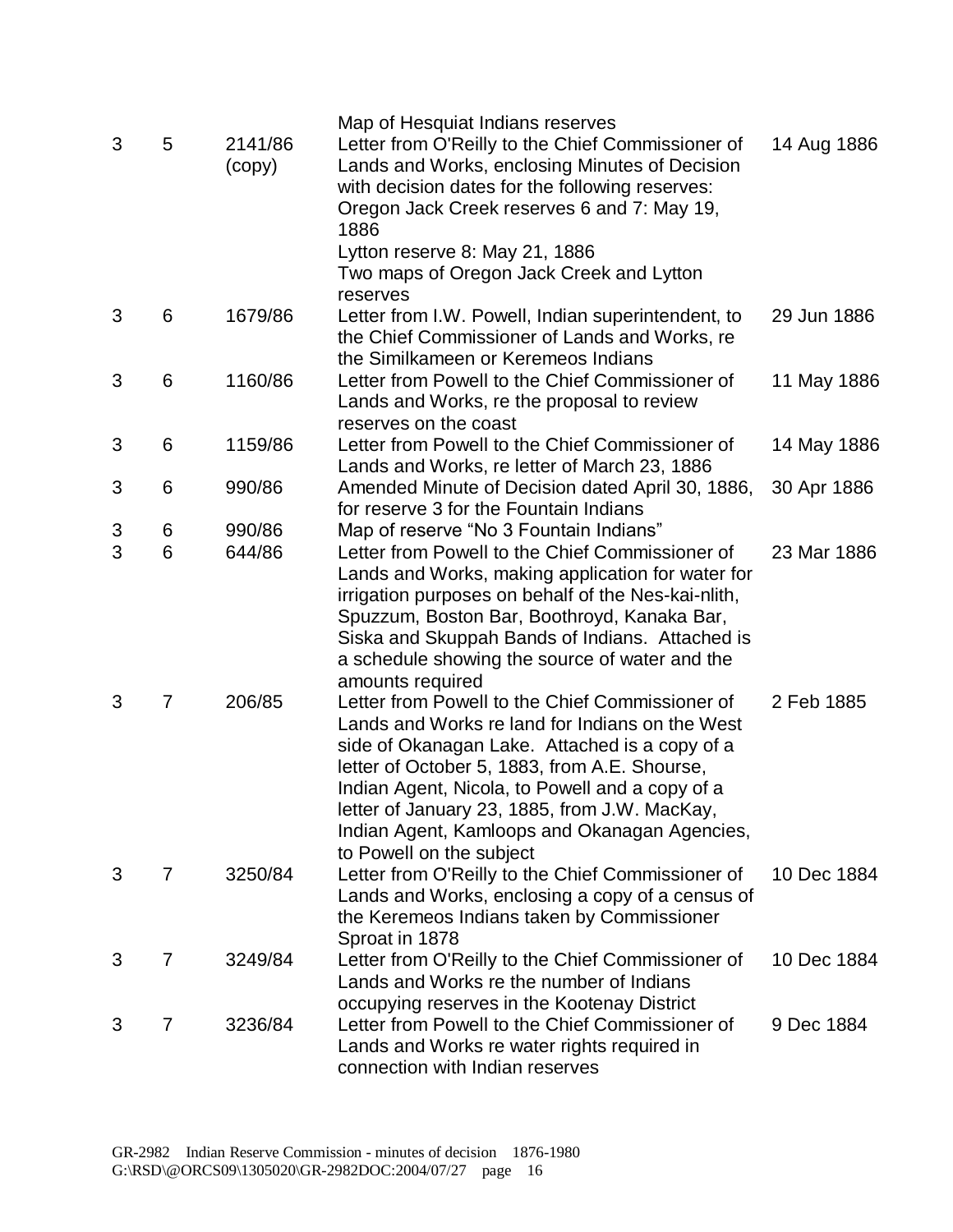| | | | | |
|---|---|---|---|---|
| | | | Map of Hesquiat Indians reserves | |
| 3 | 5 | 2141/86 (copy) | Letter from O'Reilly to the Chief Commissioner of Lands and Works, enclosing Minutes of Decision with decision dates for the following reserves: Oregon Jack Creek reserves 6 and 7: May 19, 1886<br>Lytton reserve 8: May 21, 1886<br>Two maps of Oregon Jack Creek and Lytton reserves | 14 Aug 1886 |
| 3 | 6 | 1679/86 | Letter from I.W. Powell, Indian superintendent, to the Chief Commissioner of Lands and Works, re the Similkameen or Keremeos Indians | 29 Jun 1886 |
| 3 | 6 | 1160/86 | Letter from Powell to the Chief Commissioner of Lands and Works, re the proposal to review reserves on the coast | 11 May 1886 |
| 3 | 6 | 1159/86 | Letter from Powell to the Chief Commissioner of Lands and Works, re letter of March 23, 1886 | 14 May 1886 |
| 3 | 6 | 990/86 | Amended Minute of Decision dated April 30, 1886, for reserve 3 for the Fountain Indians | 30 Apr 1886 |
| 3 | 6 | 990/86 | Map of reserve "No 3 Fountain Indians" | |
| 3 | 6 | 644/86 | Letter from Powell to the Chief Commissioner of Lands and Works, making application for water for irrigation purposes on behalf of the Nes-kai-nlith, Spuzzum, Boston Bar, Boothroyd, Kanaka Bar, Siska and Skuppah Bands of Indians. Attached is a schedule showing the source of water and the amounts required | 23 Mar 1886 |
| 3 | 7 | 206/85 | Letter from Powell to the Chief Commissioner of Lands and Works re land for Indians on the West side of Okanagan Lake. Attached is a copy of a letter of October 5, 1883, from A.E. Shourse, Indian Agent, Nicola, to Powell and a copy of a letter of January 23, 1885, from J.W. MacKay, Indian Agent, Kamloops and Okanagan Agencies, to Powell on the subject | 2 Feb 1885 |
| 3 | 7 | 3250/84 | Letter from O'Reilly to the Chief Commissioner of Lands and Works, enclosing a copy of a census of the Keremeos Indians taken by Commissioner Sproat in 1878 | 10 Dec 1884 |
| 3 | 7 | 3249/84 | Letter from O'Reilly to the Chief Commissioner of Lands and Works re the number of Indians occupying reserves in the Kootenay District | 10 Dec 1884 |
| 3 | 7 | 3236/84 | Letter from Powell to the Chief Commissioner of Lands and Works re water rights required in connection with Indian reserves | 9 Dec 1884 |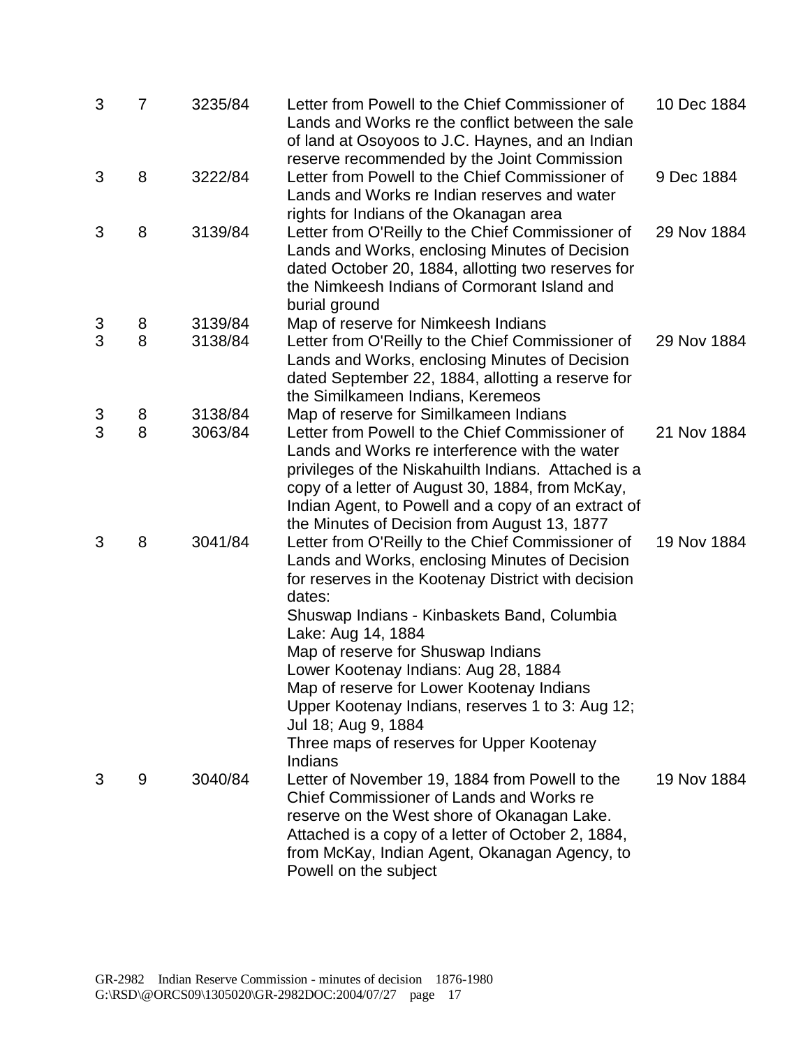| | | | | |
|---|---|---|---|---|
| 3 | 7 | 3235/84 | Letter from Powell to the Chief Commissioner of Lands and Works re the conflict between the sale of land at Osoyoos to J.C. Haynes, and an Indian reserve recommended by the Joint Commission | 10 Dec 1884 |
| 3 | 8 | 3222/84 | Letter from Powell to the Chief Commissioner of Lands and Works re Indian reserves and water rights for Indians of the Okanagan area | 9 Dec 1884 |
| 3 | 8 | 3139/84 | Letter from O'Reilly to the Chief Commissioner of Lands and Works, enclosing Minutes of Decision dated October 20, 1884, allotting two reserves for the Nimkeesh Indians of Cormorant Island and burial ground | 29 Nov 1884 |
| 3 | 8 | 3139/84 | Map of reserve for Nimkeesh Indians | |
| 3 | 8 | 3138/84 | Letter from O'Reilly to the Chief Commissioner of Lands and Works, enclosing Minutes of Decision dated September 22, 1884, allotting a reserve for the Similkameen Indians, Keremeos | 29 Nov 1884 |
| 3 | 8 | 3138/84 | Map of reserve for Similkameen Indians | |
| 3 | 8 | 3063/84 | Letter from Powell to the Chief Commissioner of Lands and Works re interference with the water privileges of the Niskahuilth Indians. Attached is a copy of a letter of August 30, 1884, from McKay, Indian Agent, to Powell and a copy of an extract of the Minutes of Decision from August 13, 1877 | 21 Nov 1884 |
| 3 | 8 | 3041/84 | Letter from O'Reilly to the Chief Commissioner of Lands and Works, enclosing Minutes of Decision for reserves in the Kootenay District with decision dates:<br>Shuswap Indians - Kinbaskets Band, Columbia Lake: Aug 14, 1884<br>Map of reserve for Shuswap Indians<br>Lower Kootenay Indians: Aug 28, 1884<br>Map of reserve for Lower Kootenay Indians<br>Upper Kootenay Indians, reserves 1 to 3: Aug 12; Jul 18; Aug 9, 1884<br>Three maps of reserves for Upper Kootenay Indians | 19 Nov 1884 |
| 3 | 9 | 3040/84 | Letter of November 19, 1884 from Powell to the Chief Commissioner of Lands and Works re reserve on the West shore of Okanagan Lake. Attached is a copy of a letter of October 2, 1884, from McKay, Indian Agent, Okanagan Agency, to Powell on the subject | 19 Nov 1884 |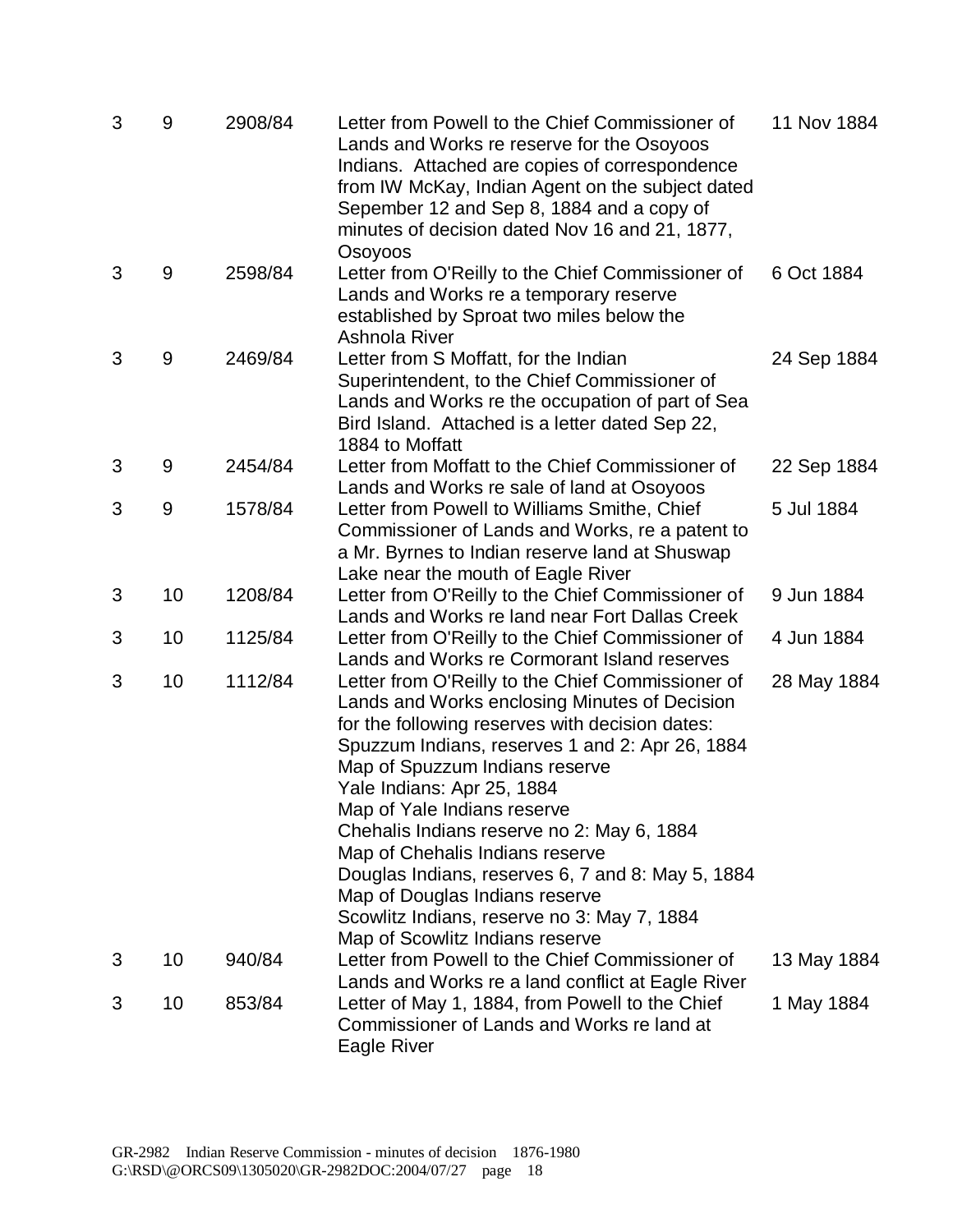| | | | | |
|---|---|---|---|---|
| 3 | 9 | 2908/84 | Letter from Powell to the Chief Commissioner of Lands and Works re reserve for the Osoyoos Indians. Attached are copies of correspondence from IW McKay, Indian Agent on the subject dated Sepember 12 and Sep 8, 1884 and a copy of minutes of decision dated Nov 16 and 21, 1877, Osoyoos | 11 Nov 1884 |
| 3 | 9 | 2598/84 | Letter from O'Reilly to the Chief Commissioner of Lands and Works re a temporary reserve established by Sproat two miles below the Ashnola River | 6 Oct 1884 |
| 3 | 9 | 2469/84 | Letter from S Moffatt, for the Indian Superintendent, to the Chief Commissioner of Lands and Works re the occupation of part of Sea Bird Island. Attached is a letter dated Sep 22, 1884 to Moffatt | 24 Sep 1884 |
| 3 | 9 | 2454/84 | Letter from Moffatt to the Chief Commissioner of Lands and Works re sale of land at Osoyoos | 22 Sep 1884 |
| 3 | 9 | 1578/84 | Letter from Powell to Williams Smithe, Chief Commissioner of Lands and Works, re a patent to a Mr. Byrnes to Indian reserve land at Shuswap Lake near the mouth of Eagle River | 5 Jul 1884 |
| 3 | 10 | 1208/84 | Letter from O'Reilly to the Chief Commissioner of Lands and Works re land near Fort Dallas Creek | 9 Jun 1884 |
| 3 | 10 | 1125/84 | Letter from O'Reilly to the Chief Commissioner of Lands and Works re Cormorant Island reserves | 4 Jun 1884 |
| 3 | 10 | 1112/84 | Letter from O'Reilly to the Chief Commissioner of Lands and Works enclosing Minutes of Decision for the following reserves with decision dates:<br>Spuzzum Indians, reserves 1 and 2: Apr 26, 1884<br>Map of Spuzzum Indians reserve<br>Yale Indians: Apr 25, 1884<br>Map of Yale Indians reserve<br>Chehalis Indians reserve no 2: May 6, 1884<br>Map of Chehalis Indians reserve<br>Douglas Indians, reserves 6, 7 and 8: May 5, 1884<br>Map of Douglas Indians reserve<br>Scowlitz Indians, reserve no 3: May 7, 1884<br>Map of Scowlitz Indians reserve | 28 May 1884 |
| 3 | 10 | 940/84 | Letter from Powell to the Chief Commissioner of Lands and Works re a land conflict at Eagle River | 13 May 1884 |
| 3 | 10 | 853/84 | Letter of May 1, 1884, from Powell to the Chief Commissioner of Lands and Works re land at Eagle River | 1 May 1884 |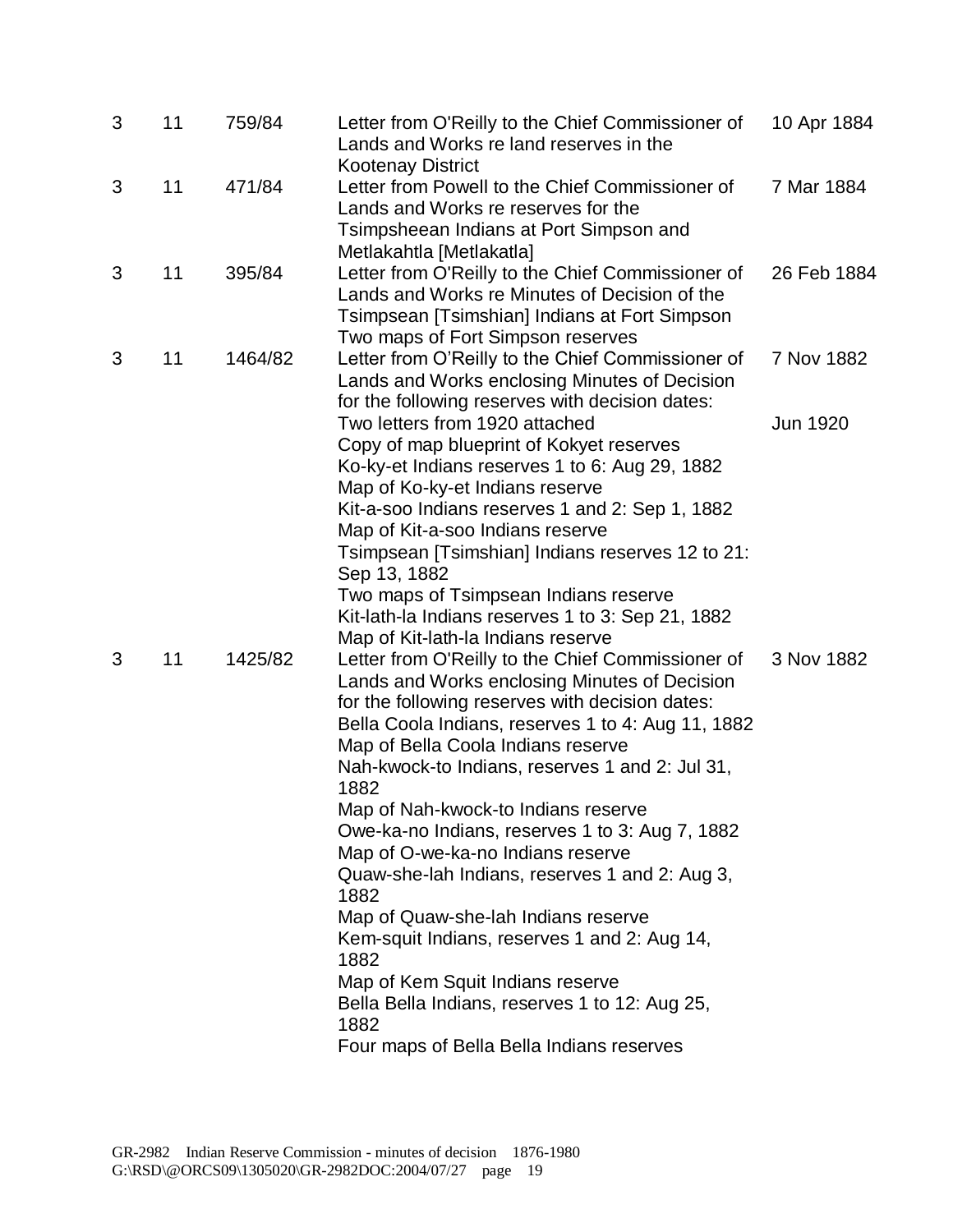| | | | | |
|---|---|---|---|---|
| 3 | 11 | 759/84 | Letter from O'Reilly to the Chief Commissioner of Lands and Works re land reserves in the Kootenay District | 10 Apr 1884 |
| 3 | 11 | 471/84 | Letter from Powell to the Chief Commissioner of Lands and Works re reserves for the Tsimpsheean Indians at Port Simpson and Metlakahtla [Metlakatla] | 7 Mar 1884 |
| 3 | 11 | 395/84 | Letter from O'Reilly to the Chief Commissioner of Lands and Works re Minutes of Decision of the Tsimpsean [Tsimshian] Indians at Fort Simpson<br>Two maps of Fort Simpson reserves | 26 Feb 1884 |
| 3 | 11 | 1464/82 | Letter from O'Reilly to the Chief Commissioner of Lands and Works enclosing Minutes of Decision for the following reserves with decision dates: | 7 Nov 1882 |
| | | | Two letters from 1920 attached<br>Copy of map blueprint of Kokyet reserves<br>Ko-ky-et Indians reserves 1 to 6: Aug 29, 1882<br>Map of Ko-ky-et Indians reserve<br>Kit-a-soo Indians reserves 1 and 2: Sep 1, 1882<br>Map of Kit-a-soo Indians reserve<br>Tsimpsean [Tsimshian] Indians reserves 12 to 21: Sep 13, 1882<br>Two maps of Tsimpsean Indians reserve<br>Kit-lath-la Indians reserves 1 to 3: Sep 21, 1882<br>Map of Kit-lath-la Indians reserve | Jun 1920 |
| 3 | 11 | 1425/82 | Letter from O'Reilly to the Chief Commissioner of Lands and Works enclosing Minutes of Decision for the following reserves with decision dates:<br>Bella Coola Indians, reserves 1 to 4: Aug 11, 1882<br>Map of Bella Coola Indians reserve<br>Nah-kwock-to Indians, reserves 1 and 2: Jul 31, 1882<br>Map of Nah-kwock-to Indians reserve<br>Owe-ka-no Indians, reserves 1 to 3: Aug 7, 1882<br>Map of O-we-ka-no Indians reserve<br>Quaw-she-lah Indians, reserves 1 and 2: Aug 3, 1882<br>Map of Quaw-she-lah Indians reserve<br>Kem-squit Indians, reserves 1 and 2: Aug 14, 1882<br>Map of Kem Squit Indians reserve<br>Bella Bella Indians, reserves 1 to 12: Aug 25, 1882<br>Four maps of Bella Bella Indians reserves | 3 Nov 1882 |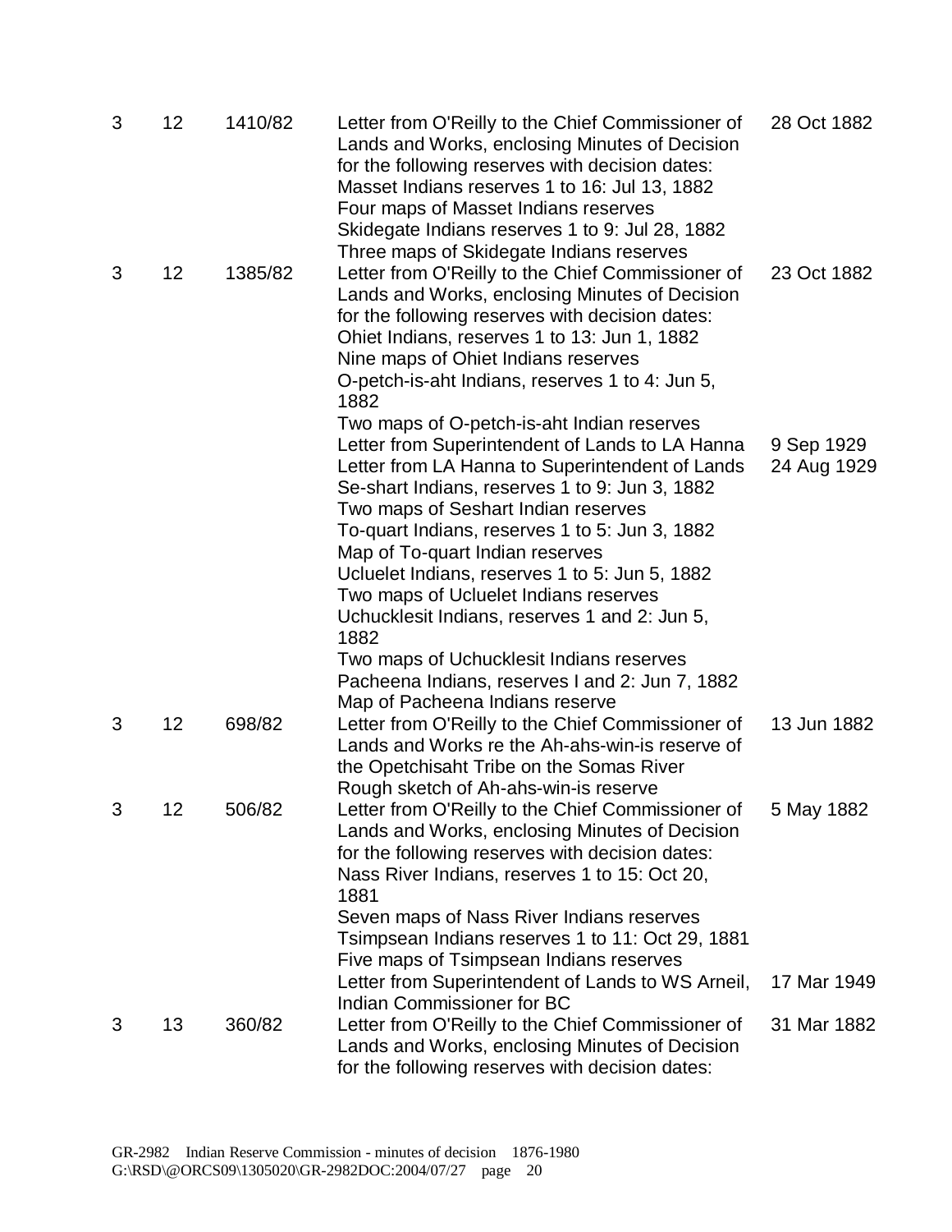| | | | | |
|---|---|---|---|---|
| 3 | 12 | 1410/82 | Letter from O'Reilly to the Chief Commissioner of Lands and Works, enclosing Minutes of Decision for the following reserves with decision dates:<br>Masset Indians reserves 1 to 16: Jul 13, 1882<br>Four maps of Masset Indians reserves<br>Skidegate Indians reserves 1 to 9: Jul 28, 1882<br>Three maps of Skidegate Indians reserves | 28 Oct 1882 |
| 3 | 12 | 1385/82 | Letter from O'Reilly to the Chief Commissioner of Lands and Works, enclosing Minutes of Decision for the following reserves with decision dates:<br>Ohiet Indians, reserves 1 to 13: Jun 1, 1882<br>Nine maps of Ohiet Indians reserves<br>O-petch-is-aht Indians, reserves 1 to 4: Jun 5, 1882<br>Two maps of O-petch-is-aht Indian reserves | 23 Oct 1882 |
| | | | Letter from Superintendent of Lands to LA Hanna | 9 Sep 1929 |
| | | | Letter from LA Hanna to Superintendent of Lands<br>Se-shart Indians, reserves 1 to 9: Jun 3, 1882<br>Two maps of Seshart Indian reserves<br>To-quart Indians, reserves 1 to 5: Jun 3, 1882<br>Map of To-quart Indian reserves<br>Ucluelet Indians, reserves 1 to 5: Jun 5, 1882<br>Two maps of Ucluelet Indians reserves<br>Uchucklesit Indians, reserves 1 and 2: Jun 5, 1882<br>Two maps of Uchucklesit Indians reserves<br>Pacheena Indians, reserves I and 2: Jun 7, 1882<br>Map of Pacheena Indians reserve | 24 Aug 1929 |
| 3 | 12 | 698/82 | Letter from O'Reilly to the Chief Commissioner of Lands and Works re the Ah-ahs-win-is reserve of the Opetchisaht Tribe on the Somas River<br>Rough sketch of Ah-ahs-win-is reserve | 13 Jun 1882 |
| 3 | 12 | 506/82 | Letter from O'Reilly to the Chief Commissioner of Lands and Works, enclosing Minutes of Decision for the following reserves with decision dates:<br>Nass River Indians, reserves 1 to 15: Oct 20, 1881<br>Seven maps of Nass River Indians reserves<br>Tsimpsean Indians reserves 1 to 11: Oct 29, 1881<br>Five maps of Tsimpsean Indians reserves | 5 May 1882 |
| | | | Letter from Superintendent of Lands to WS Arneil, Indian Commissioner for BC | 17 Mar 1949 |
| 3 | 13 | 360/82 | Letter from O'Reilly to the Chief Commissioner of Lands and Works, enclosing Minutes of Decision for the following reserves with decision dates: | 31 Mar 1882 |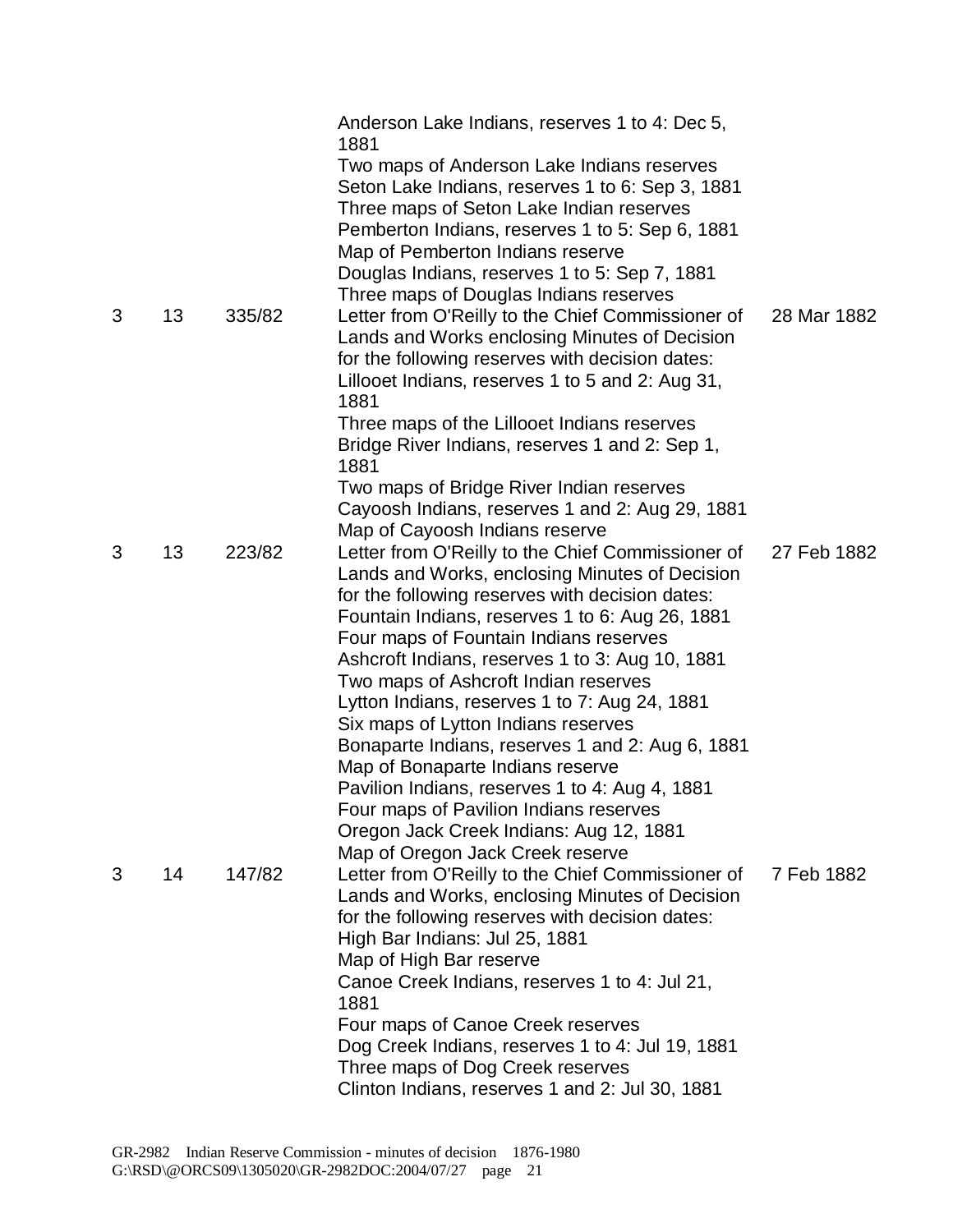| | | | | |
|---|---|---|---|---|
| | | | Anderson Lake Indians, reserves 1 to 4: Dec 5, 1881<br>Two maps of Anderson Lake Indians reserves<br>Seton Lake Indians, reserves 1 to 6: Sep 3, 1881<br>Three maps of Seton Lake Indian reserves<br>Pemberton Indians, reserves 1 to 5: Sep 6, 1881<br>Map of Pemberton Indians reserve<br>Douglas Indians, reserves 1 to 5: Sep 7, 1881<br>Three maps of Douglas Indians reserves | |
| 3 | 13 | 335/82 | Letter from O'Reilly to the Chief Commissioner of Lands and Works enclosing Minutes of Decision for the following reserves with decision dates:<br>Lillooet Indians, reserves 1 to 5 and 2: Aug 31, 1881<br>Three maps of the Lillooet Indians reserves<br>Bridge River Indians, reserves 1 and 2: Sep 1, 1881<br>Two maps of Bridge River Indian reserves<br>Cayoosh Indians, reserves 1 and 2: Aug 29, 1881<br>Map of Cayoosh Indians reserve | 28 Mar 1882 |
| 3 | 13 | 223/82 | Letter from O'Reilly to the Chief Commissioner of Lands and Works, enclosing Minutes of Decision for the following reserves with decision dates:<br>Fountain Indians, reserves 1 to 6: Aug 26, 1881<br>Four maps of Fountain Indians reserves<br>Ashcroft Indians, reserves 1 to 3: Aug 10, 1881<br>Two maps of Ashcroft Indian reserves<br>Lytton Indians, reserves 1 to 7: Aug 24, 1881<br>Six maps of Lytton Indians reserves<br>Bonaparte Indians, reserves 1 and 2: Aug 6, 1881<br>Map of Bonaparte Indians reserve<br>Pavilion Indians, reserves 1 to 4: Aug 4, 1881<br>Four maps of Pavilion Indians reserves<br>Oregon Jack Creek Indians: Aug 12, 1881<br>Map of Oregon Jack Creek reserve | 27 Feb 1882 |
| 3 | 14 | 147/82 | Letter from O'Reilly to the Chief Commissioner of Lands and Works, enclosing Minutes of Decision for the following reserves with decision dates:<br>High Bar Indians: Jul 25, 1881<br>Map of High Bar reserve<br>Canoe Creek Indians, reserves 1 to 4: Jul 21, 1881<br>Four maps of Canoe Creek reserves<br>Dog Creek Indians, reserves 1 to 4: Jul 19, 1881<br>Three maps of Dog Creek reserves<br>Clinton Indians, reserves 1 and 2: Jul 30, 1881 | 7 Feb 1882 |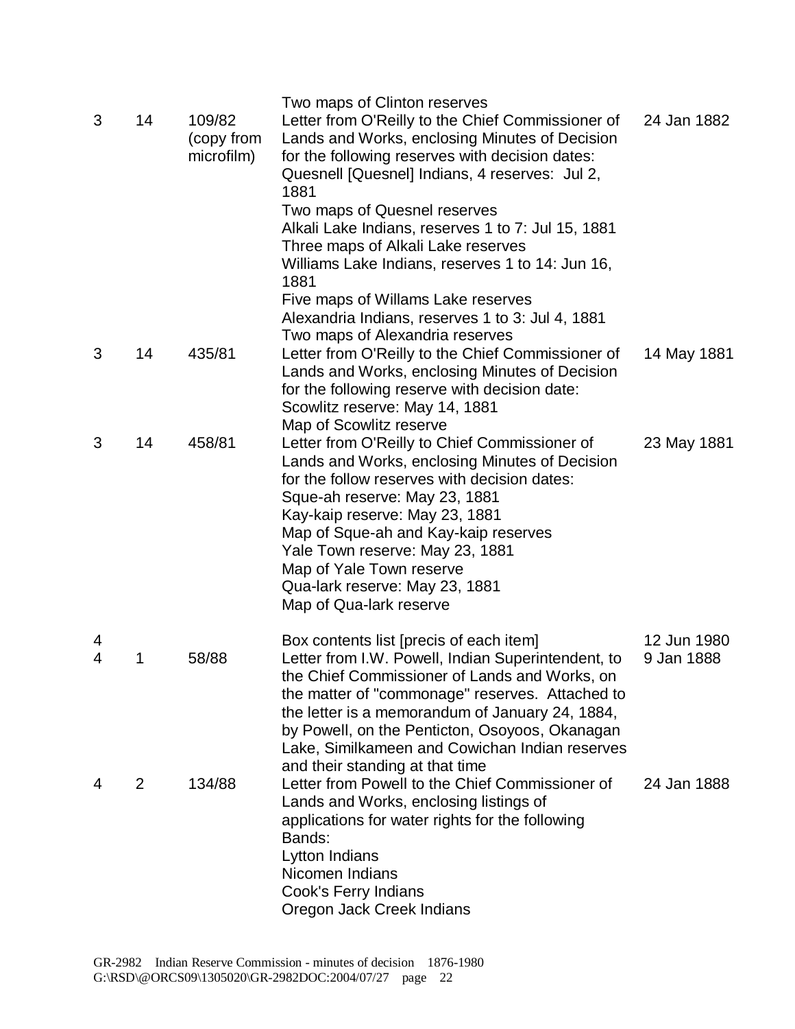| | | | Two maps of Clinton reserves | |
|---|---|---|---|---|
| 3 | 14 | 109/82 (copy from microfilm) | Letter from O'Reilly to the Chief Commissioner of Lands and Works, enclosing Minutes of Decision for the following reserves with decision dates:<br>Quesnell [Quesnel] Indians, 4 reserves: Jul 2, 1881<br>Two maps of Quesnel reserves<br>Alkali Lake Indians, reserves 1 to 7: Jul 15, 1881<br>Three maps of Alkali Lake reserves<br>Williams Lake Indians, reserves 1 to 14: Jun 16, 1881<br>Five maps of Willams Lake reserves<br>Alexandria Indians, reserves 1 to 3: Jul 4, 1881<br>Two maps of Alexandria reserves | 24 Jan 1882 |
| 3 | 14 | 435/81 | Letter from O'Reilly to the Chief Commissioner of Lands and Works, enclosing Minutes of Decision for the following reserve with decision date:<br>Scowlitz reserve: May 14, 1881<br>Map of Scowlitz reserve | 14 May 1881 |
| 3 | 14 | 458/81 | Letter from O'Reilly to Chief Commissioner of Lands and Works, enclosing Minutes of Decision for the follow reserves with decision dates:<br>Sque-ah reserve: May 23, 1881<br>Kay-kaip reserve: May 23, 1881<br>Map of Sque-ah and Kay-kaip reserves<br>Yale Town reserve: May 23, 1881<br>Map of Yale Town reserve<br>Qua-lark reserve: May 23, 1881<br>Map of Qua-lark reserve | 23 May 1881 |
| 4 | | | Box contents list [precis of each item] | 12 Jun 1980 |
| 4 | 1 | 58/88 | Letter from I.W. Powell, Indian Superintendent, to the Chief Commissioner of Lands and Works, on the matter of "commonage" reserves. Attached to the letter is a memorandum of January 24, 1884, by Powell, on the Penticton, Osoyoos, Okanagan Lake, Similkameen and Cowichan Indian reserves and their standing at that time | 9 Jan 1888 |
| 4 | 2 | 134/88 | Letter from Powell to the Chief Commissioner of Lands and Works, enclosing listings of applications for water rights for the following Bands:<br>Lytton Indians<br>Nicomen Indians<br>Cook's Ferry Indians<br>Oregon Jack Creek Indians | 24 Jan 1888 |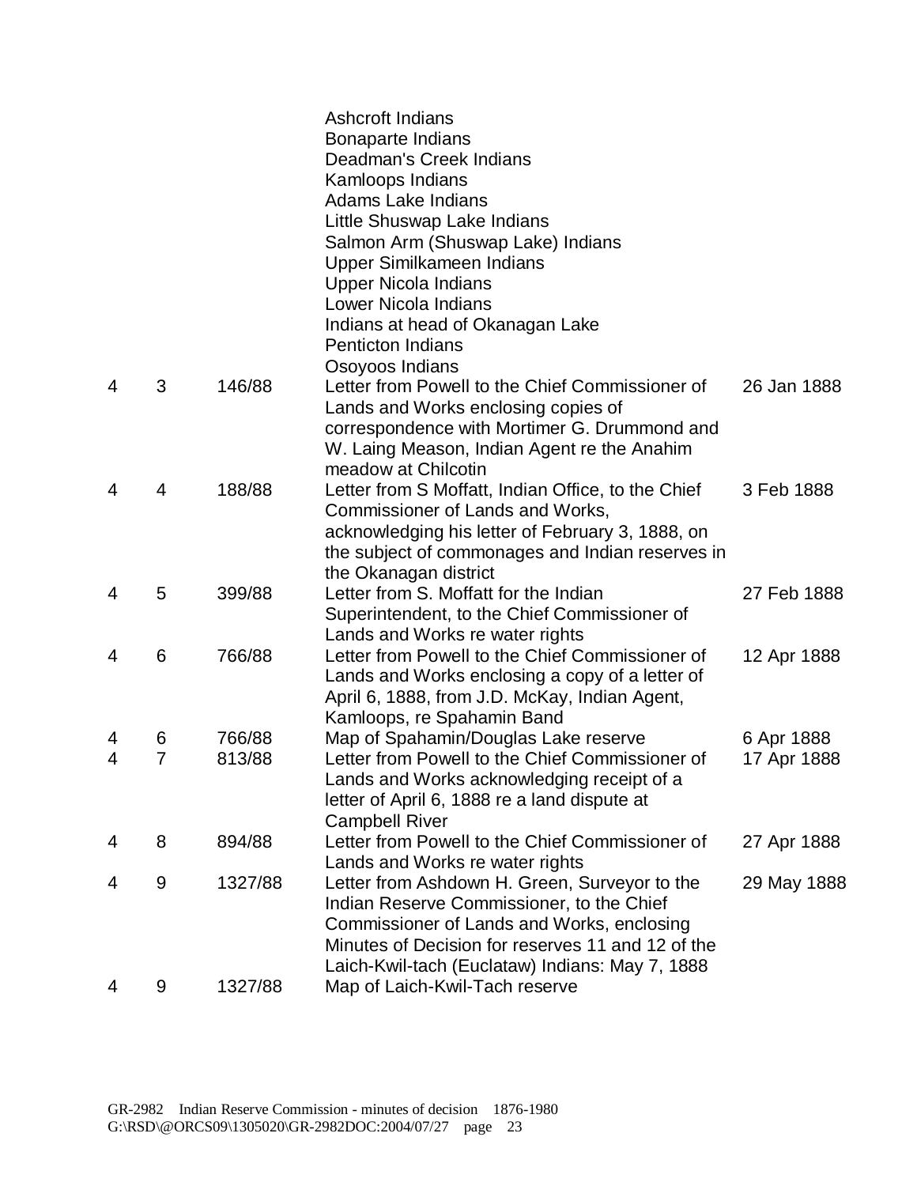| | | | | |
|---|---|---|---|---|
| | | | Ashcroft Indians<br>Bonaparte Indians<br>Deadman's Creek Indians<br>Kamloops Indians<br>Adams Lake Indians<br>Little Shuswap Lake Indians<br>Salmon Arm (Shuswap Lake) Indians<br>Upper Similkameen Indians<br>Upper Nicola Indians<br>Lower Nicola Indians<br>Indians at head of Okanagan Lake<br>Penticton Indians<br>Osoyoos Indians | |
| 4 | 3 | 146/88 | Letter from Powell to the Chief Commissioner of Lands and Works enclosing copies of correspondence with Mortimer G. Drummond and W. Laing Meason, Indian Agent re the Anahim meadow at Chilcotin | 26 Jan 1888 |
| 4 | 4 | 188/88 | Letter from S Moffatt, Indian Office, to the Chief Commissioner of Lands and Works, acknowledging his letter of February 3, 1888, on the subject of commonages and Indian reserves in the Okanagan district | 3 Feb 1888 |
| 4 | 5 | 399/88 | Letter from S. Moffatt for the Indian Superintendent, to the Chief Commissioner of Lands and Works re water rights | 27 Feb 1888 |
| 4 | 6 | 766/88 | Letter from Powell to the Chief Commissioner of Lands and Works enclosing a copy of a letter of April 6, 1888, from J.D. McKay, Indian Agent, Kamloops, re Spahamin Band | 12 Apr 1888 |
| 4 | 6 | 766/88 | Map of Spahamin/Douglas Lake reserve | 6 Apr 1888 |
| 4 | 7 | 813/88 | Letter from Powell to the Chief Commissioner of Lands and Works acknowledging receipt of a letter of April 6, 1888 re a land dispute at Campbell River | 17 Apr 1888 |
| 4 | 8 | 894/88 | Letter from Powell to the Chief Commissioner of Lands and Works re water rights | 27 Apr 1888 |
| 4 | 9 | 1327/88 | Letter from Ashdown H. Green, Surveyor to the Indian Reserve Commissioner, to the Chief Commissioner of Lands and Works, enclosing Minutes of Decision for reserves 11 and 12 of the Laich-Kwil-tach (Euclataw) Indians: May 7, 1888 | 29 May 1888 |
| 4 | 9 | 1327/88 | Map of Laich-Kwil-Tach reserve | |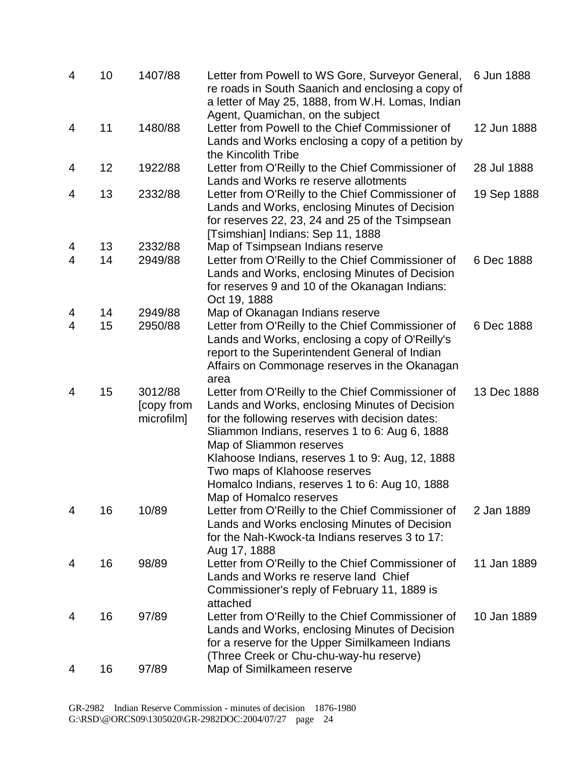| | | | | |
|---|---|---|---|---|
| 4 | 10 | 1407/88 | Letter from Powell to WS Gore, Surveyor General, re roads in South Saanich and enclosing a copy of a letter of May 25, 1888, from W.H. Lomas, Indian Agent, Quamichan, on the subject | 6 Jun 1888 |
| 4 | 11 | 1480/88 | Letter from Powell to the Chief Commissioner of Lands and Works enclosing a copy of a petition by the Kincolith Tribe | 12 Jun 1888 |
| 4 | 12 | 1922/88 | Letter from O'Reilly to the Chief Commissioner of Lands and Works re reserve allotments | 28 Jul 1888 |
| 4 | 13 | 2332/88 | Letter from O'Reilly to the Chief Commissioner of Lands and Works, enclosing Minutes of Decision for reserves 22, 23, 24 and 25 of the Tsimpsean [Tsimshian] Indians: Sep 11, 1888 | 19 Sep 1888 |
| 4 | 13 | 2332/88 | Map of Tsimpsean Indians reserve | |
| 4 | 14 | 2949/88 | Letter from O'Reilly to the Chief Commissioner of Lands and Works, enclosing Minutes of Decision for reserves 9 and 10 of the Okanagan Indians: Oct 19, 1888 | 6 Dec 1888 |
| 4 | 14 | 2949/88 | Map of Okanagan Indians reserve | |
| 4 | 15 | 2950/88 | Letter from O'Reilly to the Chief Commissioner of Lands and Works, enclosing a copy of O'Reilly's report to the Superintendent General of Indian Affairs on Commonage reserves in the Okanagan area | 6 Dec 1888 |
| 4 | 15 | 3012/88 [copy from microfilm] | Letter from O'Reilly to the Chief Commissioner of Lands and Works, enclosing Minutes of Decision for the following reserves with decision dates:<br>Sliammon Indians, reserves 1 to 6: Aug 6, 1888<br>Map of Sliammon reserves<br>Klahoose Indians, reserves 1 to 9: Aug, 12, 1888<br>Two maps of Klahoose reserves<br>Homalco Indians, reserves 1 to 6: Aug 10, 1888<br>Map of Homalco reserves | 13 Dec 1888 |
| 4 | 16 | 10/89 | Letter from O'Reilly to the Chief Commissioner of Lands and Works enclosing Minutes of Decision for the Nah-Kwock-ta Indians reserves 3 to 17: Aug 17, 1888 | 2 Jan 1889 |
| 4 | 16 | 98/89 | Letter from O'Reilly to the Chief Commissioner of Lands and Works re reserve land Chief Commissioner's reply of February 11, 1889 is attached | 11 Jan 1889 |
| 4 | 16 | 97/89 | Letter from O'Reilly to the Chief Commissioner of Lands and Works, enclosing Minutes of Decision for a reserve for the Upper Similkameen Indians (Three Creek or Chu-chu-way-hu reserve) | 10 Jan 1889 |
| 4 | 16 | 97/89 | Map of Similkameen reserve | |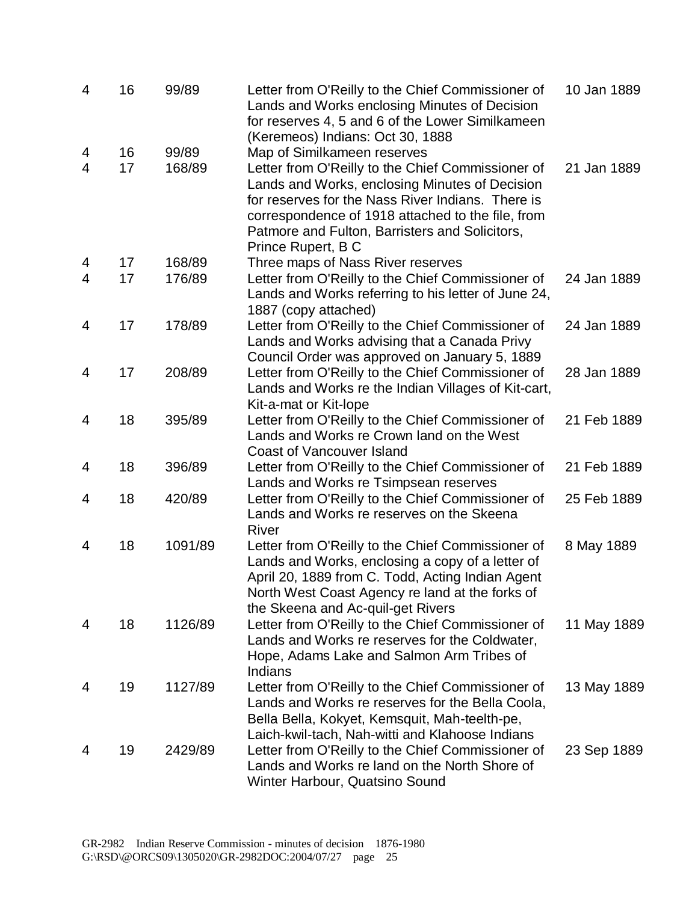| | | | | |
|---|---|---|---|---|
| 4 | 16 | 99/89 | Letter from O'Reilly to the Chief Commissioner of Lands and Works enclosing Minutes of Decision for reserves 4, 5 and 6 of the Lower Similkameen (Keremeos) Indians: Oct 30, 1888 | 10 Jan 1889 |
| 4 | 16 | 99/89 | Map of Similkameen reserves | |
| 4 | 17 | 168/89 | Letter from O'Reilly to the Chief Commissioner of Lands and Works, enclosing Minutes of Decision for reserves for the Nass River Indians. There is correspondence of 1918 attached to the file, from Patmore and Fulton, Barristers and Solicitors, Prince Rupert, B C | 21 Jan 1889 |
| 4 | 17 | 168/89 | Three maps of Nass River reserves | |
| 4 | 17 | 176/89 | Letter from O'Reilly to the Chief Commissioner of Lands and Works referring to his letter of June 24, 1887 (copy attached) | 24 Jan 1889 |
| 4 | 17 | 178/89 | Letter from O'Reilly to the Chief Commissioner of Lands and Works advising that a Canada Privy Council Order was approved on January 5, 1889 | 24 Jan 1889 |
| 4 | 17 | 208/89 | Letter from O'Reilly to the Chief Commissioner of Lands and Works re the Indian Villages of Kit-cart, Kit-a-mat or Kit-lope | 28 Jan 1889 |
| 4 | 18 | 395/89 | Letter from O'Reilly to the Chief Commissioner of Lands and Works re Crown land on the West Coast of Vancouver Island | 21 Feb 1889 |
| 4 | 18 | 396/89 | Letter from O'Reilly to the Chief Commissioner of Lands and Works re Tsimpsean reserves | 21 Feb 1889 |
| 4 | 18 | 420/89 | Letter from O'Reilly to the Chief Commissioner of Lands and Works re reserves on the Skeena River | 25 Feb 1889 |
| 4 | 18 | 1091/89 | Letter from O'Reilly to the Chief Commissioner of Lands and Works, enclosing a copy of a letter of April 20, 1889 from C. Todd, Acting Indian Agent North West Coast Agency re land at the forks of the Skeena and Ac-quil-get Rivers | 8 May 1889 |
| 4 | 18 | 1126/89 | Letter from O'Reilly to the Chief Commissioner of Lands and Works re reserves for the Coldwater, Hope, Adams Lake and Salmon Arm Tribes of Indians | 11 May 1889 |
| 4 | 19 | 1127/89 | Letter from O'Reilly to the Chief Commissioner of Lands and Works re reserves for the Bella Coola, Bella Bella, Kokyet, Kemsquit, Mah-teelth-pe, Laich-kwil-tach, Nah-witti and Klahoose Indians | 13 May 1889 |
| 4 | 19 | 2429/89 | Letter from O'Reilly to the Chief Commissioner of Lands and Works re land on the North Shore of Winter Harbour, Quatsino Sound | 23 Sep 1889 |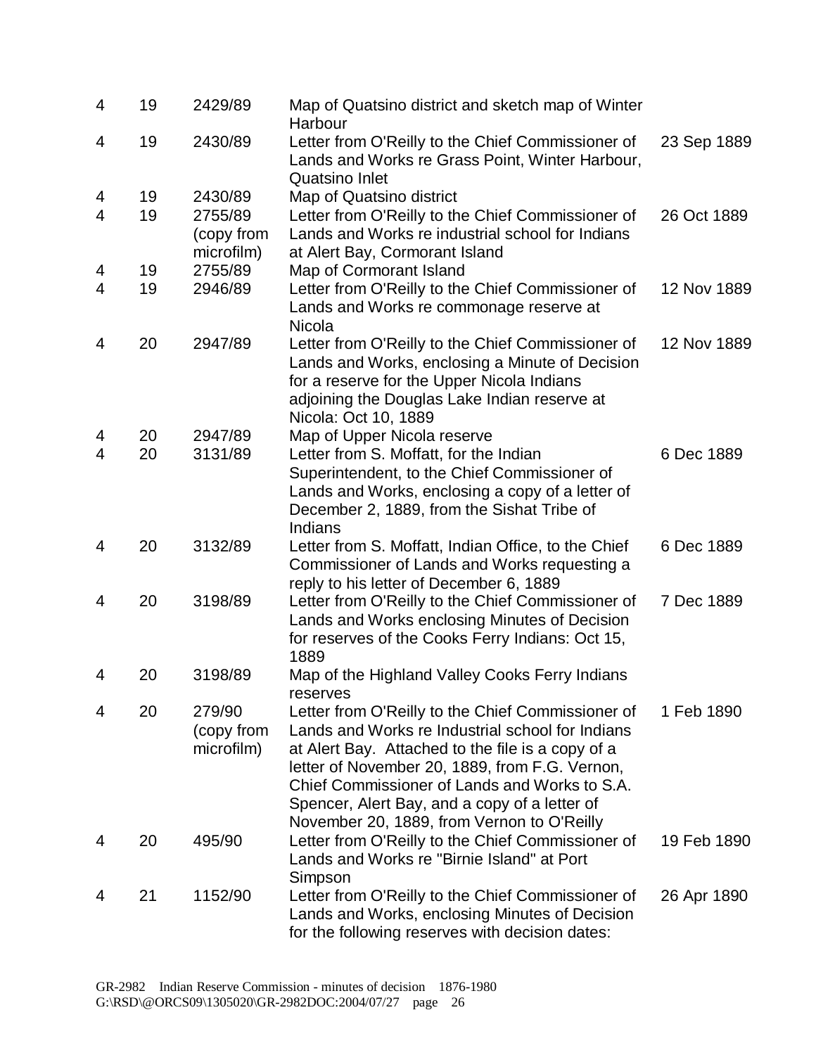| | | | | |
|---|---|---|---|---|
| 4 | 19 | 2429/89 | Map of Quatsino district and sketch map of Winter Harbour | |
| 4 | 19 | 2430/89 | Letter from O'Reilly to the Chief Commissioner of Lands and Works re Grass Point, Winter Harbour, Quatsino Inlet | 23 Sep 1889 |
| 4 | 19 | 2430/89 | Map of Quatsino district | |
| 4 | 19 | 2755/89 (copy from microfilm) | Letter from O'Reilly to the Chief Commissioner of Lands and Works re industrial school for Indians at Alert Bay, Cormorant Island | 26 Oct 1889 |
| 4 | 19 | 2755/89 | Map of Cormorant Island | |
| 4 | 19 | 2946/89 | Letter from O'Reilly to the Chief Commissioner of Lands and Works re commonage reserve at Nicola | 12 Nov 1889 |
| 4 | 20 | 2947/89 | Letter from O'Reilly to the Chief Commissioner of Lands and Works, enclosing a Minute of Decision for a reserve for the Upper Nicola Indians adjoining the Douglas Lake Indian reserve at Nicola: Oct 10, 1889 | 12 Nov 1889 |
| 4 | 20 | 2947/89 | Map of Upper Nicola reserve | |
| 4 | 20 | 3131/89 | Letter from S. Moffatt, for the Indian Superintendent, to the Chief Commissioner of Lands and Works, enclosing a copy of a letter of December 2, 1889, from the Sishat Tribe of Indians | 6 Dec 1889 |
| 4 | 20 | 3132/89 | Letter from S. Moffatt, Indian Office, to the Chief Commissioner of Lands and Works requesting a reply to his letter of December 6, 1889 | 6 Dec 1889 |
| 4 | 20 | 3198/89 | Letter from O'Reilly to the Chief Commissioner of Lands and Works enclosing Minutes of Decision for reserves of the Cooks Ferry Indians: Oct 15, 1889 | 7 Dec 1889 |
| 4 | 20 | 3198/89 | Map of the Highland Valley Cooks Ferry Indians reserves | |
| 4 | 20 | 279/90 (copy from microfilm) | Letter from O'Reilly to the Chief Commissioner of Lands and Works re Industrial school for Indians at Alert Bay. Attached to the file is a copy of a letter of November 20, 1889, from F.G. Vernon, Chief Commissioner of Lands and Works to S.A. Spencer, Alert Bay, and a copy of a letter of November 20, 1889, from Vernon to O'Reilly | 1 Feb 1890 |
| 4 | 20 | 495/90 | Letter from O'Reilly to the Chief Commissioner of Lands and Works re "Birnie Island" at Port Simpson | 19 Feb 1890 |
| 4 | 21 | 1152/90 | Letter from O'Reilly to the Chief Commissioner of Lands and Works, enclosing Minutes of Decision for the following reserves with decision dates: | 26 Apr 1890 |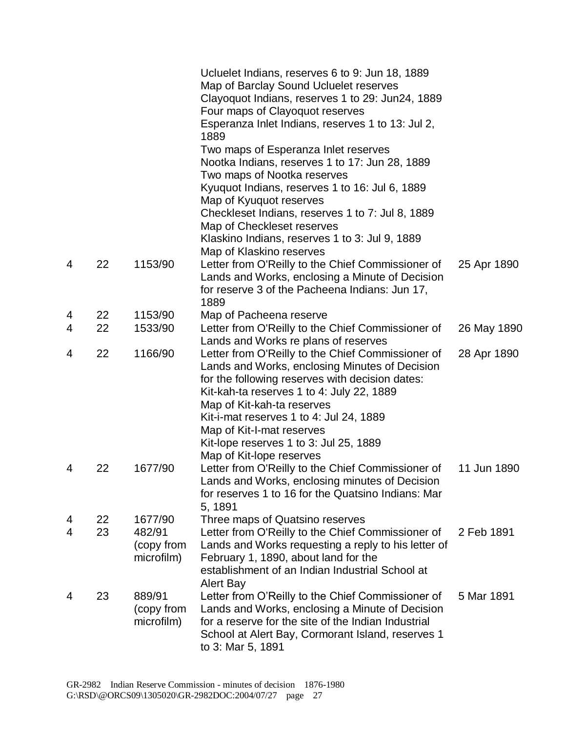| | | | | |
|---|---|---|---|---|
| | | | Ucluelet Indians, reserves 6 to 9: Jun 18, 1889<br>Map of Barclay Sound Ucluelet reserves<br>Clayoquot Indians, reserves 1 to 29: Jun24, 1889<br>Four maps of Clayoquot reserves<br>Esperanza Inlet Indians, reserves 1 to 13: Jul 2, 1889<br>Two maps of Esperanza Inlet reserves<br>Nootka Indians, reserves 1 to 17: Jun 28, 1889<br>Two maps of Nootka reserves<br>Kyuquot Indians, reserves 1 to 16: Jul 6, 1889<br>Map of Kyuquot reserves<br>Checkleset Indians, reserves 1 to 7: Jul 8, 1889<br>Map of Checkleset reserves<br>Klaskino Indians, reserves 1 to 3: Jul 9, 1889<br>Map of Klaskino reserves | |
| 4 | 22 | 1153/90 | Letter from O'Reilly to the Chief Commissioner of Lands and Works, enclosing a Minute of Decision for reserve 3 of the Pacheena Indians: Jun 17, 1889 | 25 Apr 1890 |
| 4 | 22 | 1153/90 | Map of Pacheena reserve | |
| 4 | 22 | 1533/90 | Letter from O'Reilly to the Chief Commissioner of Lands and Works re plans of reserves | 26 May 1890 |
| 4 | 22 | 1166/90 | Letter from O'Reilly to the Chief Commissioner of Lands and Works, enclosing Minutes of Decision for the following reserves with decision dates:<br>Kit-kah-ta reserves 1 to 4: July 22, 1889<br>Map of Kit-kah-ta reserves<br>Kit-i-mat reserves 1 to 4: Jul 24, 1889<br>Map of Kit-I-mat reserves<br>Kit-lope reserves 1 to 3: Jul 25, 1889<br>Map of Kit-lope reserves | 28 Apr 1890 |
| 4 | 22 | 1677/90 | Letter from O'Reilly to the Chief Commissioner of Lands and Works, enclosing minutes of Decision for reserves 1 to 16 for the Quatsino Indians: Mar 5, 1891 | 11 Jun 1890 |
| 4 | 22 | 1677/90 | Three maps of Quatsino reserves | |
| 4 | 23 | 482/91 (copy from microfilm) | Letter from O'Reilly to the Chief Commissioner of Lands and Works requesting a reply to his letter of February 1, 1890, about land for the establishment of an Indian Industrial School at Alert Bay | 2 Feb 1891 |
| 4 | 23 | 889/91 (copy from microfilm) | Letter from O'Reilly to the Chief Commissioner of Lands and Works, enclosing a Minute of Decision for a reserve for the site of the Indian Industrial School at Alert Bay, Cormorant Island, reserves 1 to 3: Mar 5, 1891 | 5 Mar 1891 |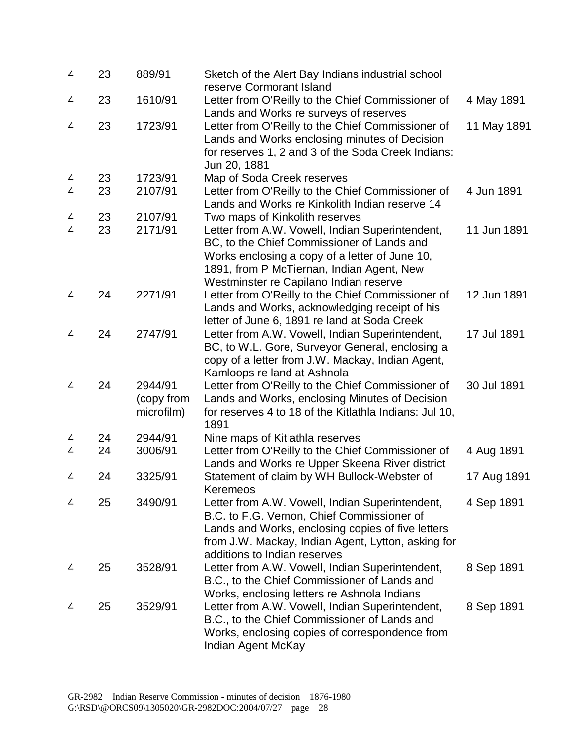| | | | | |
|---|---|---|---|---|
| 4 | 23 | 889/91 | Sketch of the Alert Bay Indians industrial school reserve Cormorant Island | |
| 4 | 23 | 1610/91 | Letter from O'Reilly to the Chief Commissioner of Lands and Works re surveys of reserves | 4 May 1891 |
| 4 | 23 | 1723/91 | Letter from O'Reilly to the Chief Commissioner of Lands and Works enclosing minutes of Decision for reserves 1, 2 and 3 of the Soda Creek Indians: Jun 20, 1881 | 11 May 1891 |
| 4 | 23 | 1723/91 | Map of Soda Creek reserves | |
| 4 | 23 | 2107/91 | Letter from O'Reilly to the Chief Commissioner of Lands and Works re Kinkolith Indian reserve 14 | 4 Jun 1891 |
| 4 | 23 | 2107/91 | Two maps of Kinkolith reserves | |
| 4 | 23 | 2171/91 | Letter from A.W. Vowell, Indian Superintendent, BC, to the Chief Commissioner of Lands and Works enclosing a copy of a letter of June 10, 1891, from P McTiernan, Indian Agent, New Westminster re Capilano Indian reserve | 11 Jun 1891 |
| 4 | 24 | 2271/91 | Letter from O'Reilly to the Chief Commissioner of Lands and Works, acknowledging receipt of his letter of June 6, 1891 re land at Soda Creek | 12 Jun 1891 |
| 4 | 24 | 2747/91 | Letter from A.W. Vowell, Indian Superintendent, BC, to W.L. Gore, Surveyor General, enclosing a copy of a letter from J.W. Mackay, Indian Agent, Kamloops re land at Ashnola | 17 Jul 1891 |
| 4 | 24 | 2944/91 (copy from microfilm) | Letter from O'Reilly to the Chief Commissioner of Lands and Works, enclosing Minutes of Decision for reserves 4 to 18 of the Kitlathla Indians: Jul 10, 1891 | 30 Jul 1891 |
| 4 | 24 | 2944/91 | Nine maps of Kitlathla reserves | |
| 4 | 24 | 3006/91 | Letter from O'Reilly to the Chief Commissioner of Lands and Works re Upper Skeena River district | 4 Aug 1891 |
| 4 | 24 | 3325/91 | Statement of claim by WH Bullock-Webster of Keremeos | 17 Aug 1891 |
| 4 | 25 | 3490/91 | Letter from A.W. Vowell, Indian Superintendent, B.C. to F.G. Vernon, Chief Commissioner of Lands and Works, enclosing copies of five letters from J.W. Mackay, Indian Agent, Lytton, asking for additions to Indian reserves | 4 Sep 1891 |
| 4 | 25 | 3528/91 | Letter from A.W. Vowell, Indian Superintendent, B.C., to the Chief Commissioner of Lands and Works, enclosing letters re Ashnola Indians | 8 Sep 1891 |
| 4 | 25 | 3529/91 | Letter from A.W. Vowell, Indian Superintendent, B.C., to the Chief Commissioner of Lands and Works, enclosing copies of correspondence from Indian Agent McKay | 8 Sep 1891 |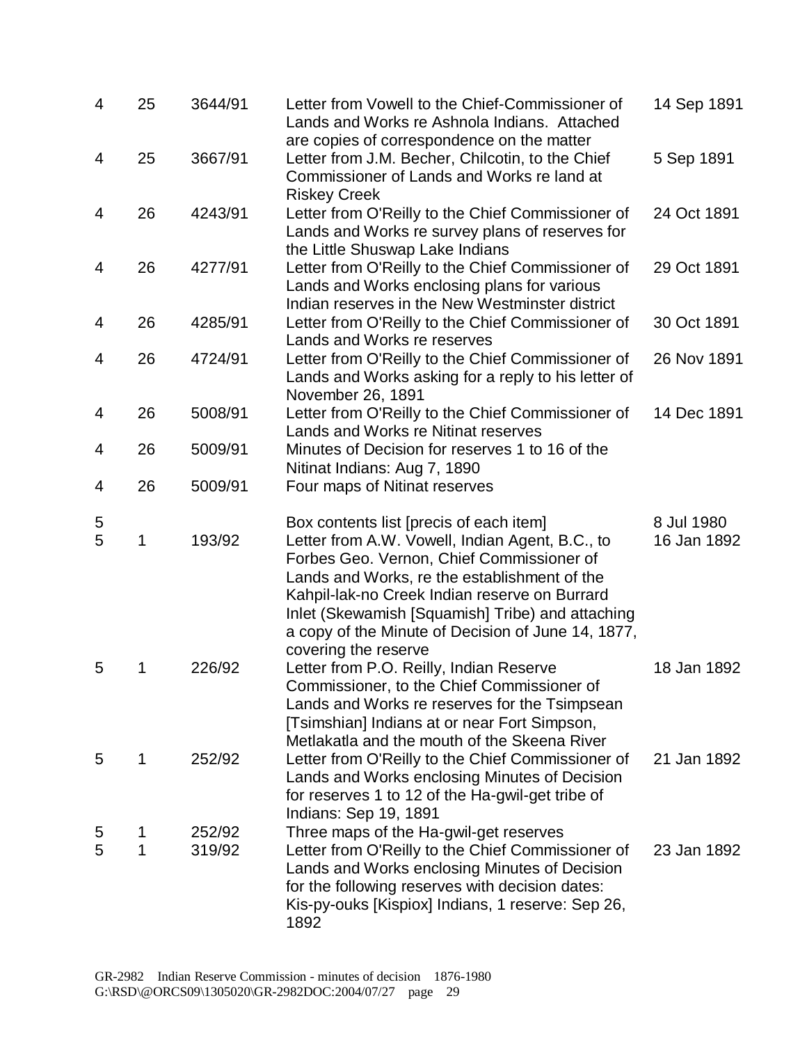| | | | | |
|---|---|---|---|---|
| 4 | 25 | 3644/91 | Letter from Vowell to the Chief-Commissioner of Lands and Works re Ashnola Indians. Attached are copies of correspondence on the matter | 14 Sep 1891 |
| 4 | 25 | 3667/91 | Letter from J.M. Becher, Chilcotin, to the Chief Commissioner of Lands and Works re land at Riskey Creek | 5 Sep 1891 |
| 4 | 26 | 4243/91 | Letter from O'Reilly to the Chief Commissioner of Lands and Works re survey plans of reserves for the Little Shuswap Lake Indians | 24 Oct 1891 |
| 4 | 26 | 4277/91 | Letter from O'Reilly to the Chief Commissioner of Lands and Works enclosing plans for various Indian reserves in the New Westminster district | 29 Oct 1891 |
| 4 | 26 | 4285/91 | Letter from O'Reilly to the Chief Commissioner of Lands and Works re reserves | 30 Oct 1891 |
| 4 | 26 | 4724/91 | Letter from O'Reilly to the Chief Commissioner of Lands and Works asking for a reply to his letter of November 26, 1891 | 26 Nov 1891 |
| 4 | 26 | 5008/91 | Letter from O'Reilly to the Chief Commissioner of Lands and Works re Nitinat reserves | 14 Dec 1891 |
| 4 | 26 | 5009/91 | Minutes of Decision for reserves 1 to 16 of the Nitinat Indians: Aug 7, 1890 | |
| 4 | 26 | 5009/91 | Four maps of Nitinat reserves | |
| 5 | | | Box contents list [precis of each item] | 8 Jul 1980 |
| 5 | 1 | 193/92 | Letter from A.W. Vowell, Indian Agent, B.C., to Forbes Geo. Vernon, Chief Commissioner of Lands and Works, re the establishment of the Kahpil-lak-no Creek Indian reserve on Burrard Inlet (Skewamish [Squamish] Tribe) and attaching a copy of the Minute of Decision of June 14, 1877, covering the reserve | 16 Jan 1892 |
| 5 | 1 | 226/92 | Letter from P.O. Reilly, Indian Reserve Commissioner, to the Chief Commissioner of Lands and Works re reserves for the Tsimpsean [Tsimshian] Indians at or near Fort Simpson, Metlakatla and the mouth of the Skeena River | 18 Jan 1892 |
| 5 | 1 | 252/92 | Letter from O'Reilly to the Chief Commissioner of Lands and Works enclosing Minutes of Decision for reserves 1 to 12 of the Ha-gwil-get tribe of Indians: Sep 19, 1891 | 21 Jan 1892 |
| 5 | 1 | 252/92 | Three maps of the Ha-gwil-get reserves | |
| 5 | 1 | 319/92 | Letter from O'Reilly to the Chief Commissioner of Lands and Works enclosing Minutes of Decision for the following reserves with decision dates: Kis-py-ouks [Kispiox] Indians, 1 reserve: Sep 26, 1892 | 23 Jan 1892 |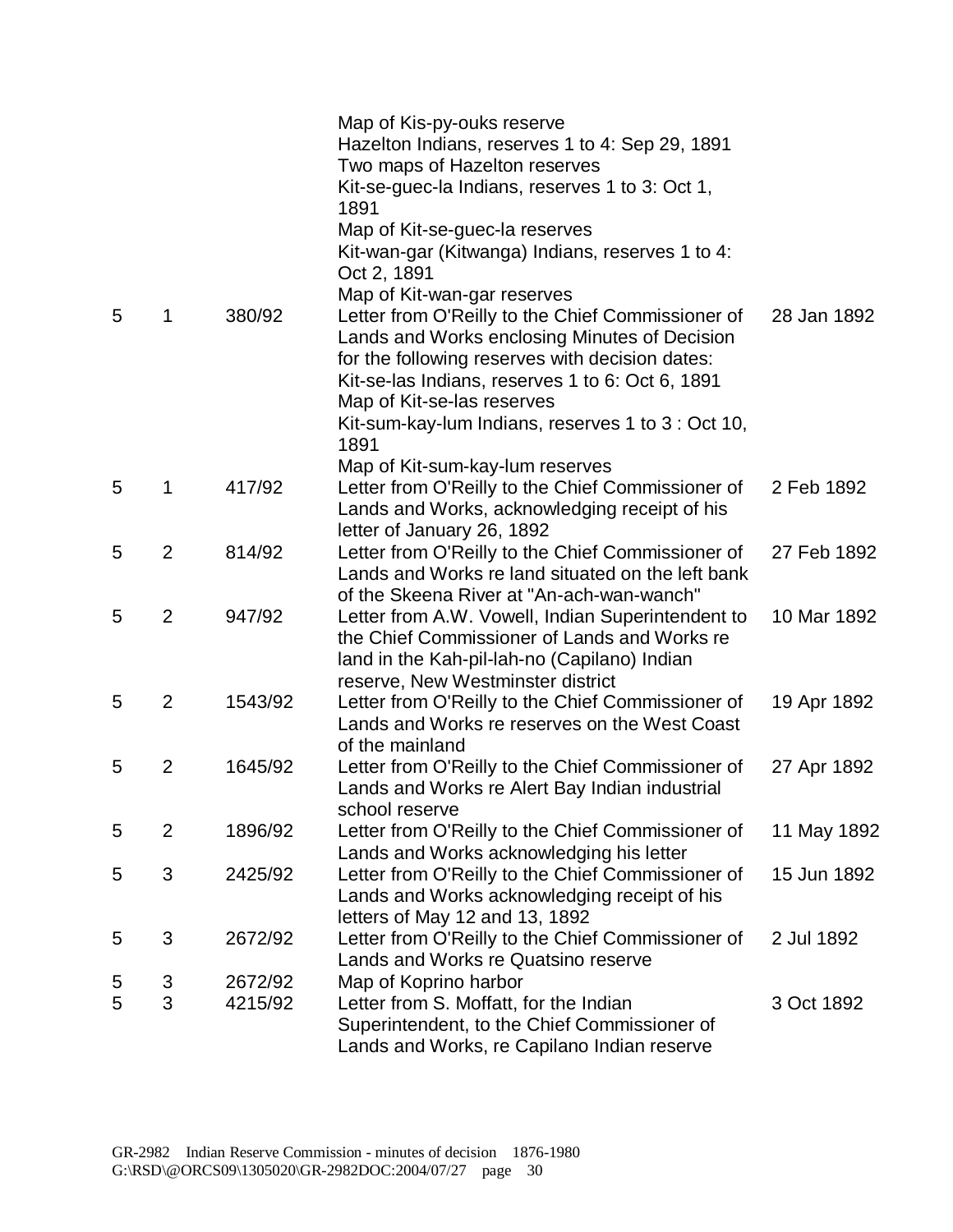| | | | | |
|---|---|---|---|---|
| | | | Map of Kis-py-ouks reserve<br>Hazelton Indians, reserves 1 to 4: Sep 29, 1891<br>Two maps of Hazelton reserves<br>Kit-se-guec-la Indians, reserves 1 to 3: Oct 1, 1891<br>Map of Kit-se-guec-la reserves<br>Kit-wan-gar (Kitwanga) Indians, reserves 1 to 4: Oct 2, 1891<br>Map of Kit-wan-gar reserves | |
| 5 | 1 | 380/92 | Letter from O'Reilly to the Chief Commissioner of Lands and Works enclosing Minutes of Decision for the following reserves with decision dates:<br>Kit-se-las Indians, reserves 1 to 6: Oct 6, 1891<br>Map of Kit-se-las reserves<br>Kit-sum-kay-lum Indians, reserves 1 to 3 : Oct 10, 1891<br>Map of Kit-sum-kay-lum reserves | 28 Jan 1892 |
| 5 | 1 | 417/92 | Letter from O'Reilly to the Chief Commissioner of Lands and Works, acknowledging receipt of his letter of January 26, 1892 | 2 Feb 1892 |
| 5 | 2 | 814/92 | Letter from O'Reilly to the Chief Commissioner of Lands and Works re land situated on the left bank of the Skeena River at "An-ach-wan-wanch" | 27 Feb 1892 |
| 5 | 2 | 947/92 | Letter from A.W. Vowell, Indian Superintendent to the Chief Commissioner of Lands and Works re land in the Kah-pil-lah-no (Capilano) Indian reserve, New Westminster district | 10 Mar 1892 |
| 5 | 2 | 1543/92 | Letter from O'Reilly to the Chief Commissioner of Lands and Works re reserves on the West Coast of the mainland | 19 Apr 1892 |
| 5 | 2 | 1645/92 | Letter from O'Reilly to the Chief Commissioner of Lands and Works re Alert Bay Indian industrial school reserve | 27 Apr 1892 |
| 5 | 2 | 1896/92 | Letter from O'Reilly to the Chief Commissioner of Lands and Works acknowledging his letter | 11 May 1892 |
| 5 | 3 | 2425/92 | Letter from O'Reilly to the Chief Commissioner of Lands and Works acknowledging receipt of his letters of May 12 and 13, 1892 | 15 Jun 1892 |
| 5 | 3 | 2672/92 | Letter from O'Reilly to the Chief Commissioner of Lands and Works re Quatsino reserve | 2 Jul 1892 |
| 5 | 3 | 2672/92 | Map of Koprino harbor | |
| 5 | 3 | 4215/92 | Letter from S. Moffatt, for the Indian Superintendent, to the Chief Commissioner of Lands and Works, re Capilano Indian reserve | 3 Oct 1892 |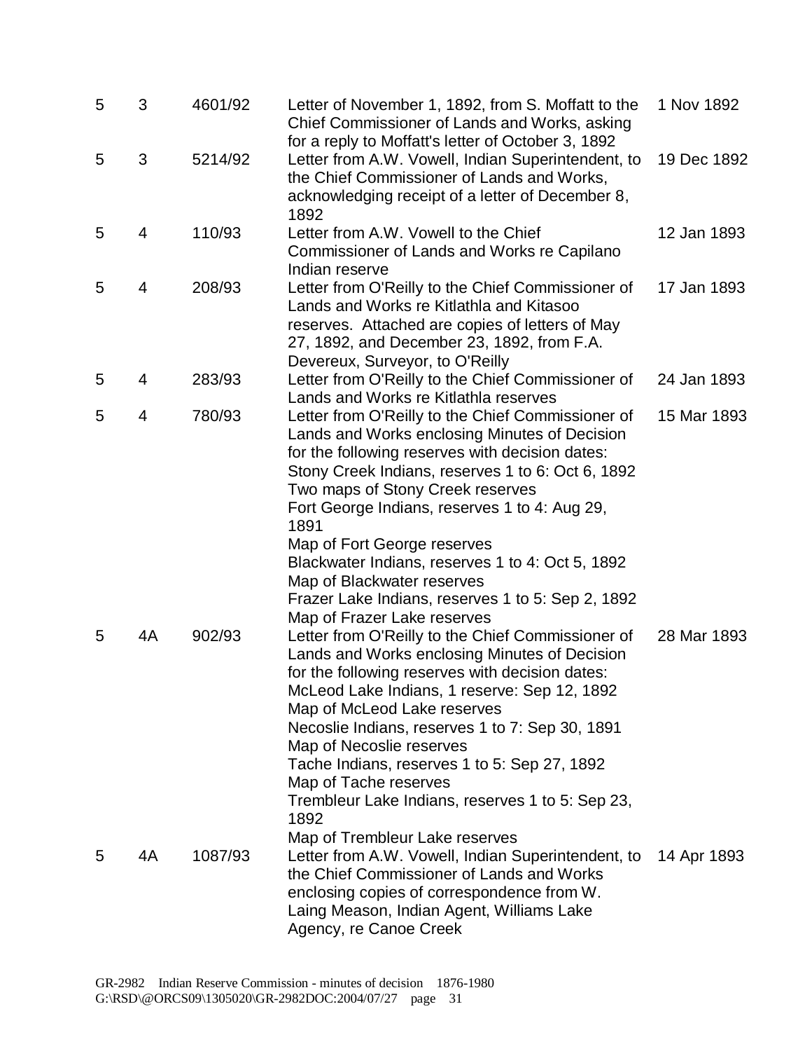| | | | | |
|---|---|---|---|---|
| 5 | 3 | 4601/92 | Letter of November 1, 1892, from S. Moffatt to the Chief Commissioner of Lands and Works, asking for a reply to Moffatt's letter of October 3, 1892 | 1 Nov 1892 |
| 5 | 3 | 5214/92 | Letter from A.W. Vowell, Indian Superintendent, to the Chief Commissioner of Lands and Works, acknowledging receipt of a letter of December 8, 1892 | 19 Dec 1892 |
| 5 | 4 | 110/93 | Letter from A.W. Vowell to the Chief Commissioner of Lands and Works re Capilano Indian reserve | 12 Jan 1893 |
| 5 | 4 | 208/93 | Letter from O'Reilly to the Chief Commissioner of Lands and Works re Kitlathla and Kitasoo reserves. Attached are copies of letters of May 27, 1892, and December 23, 1892, from F.A. Devereux, Surveyor, to O'Reilly | 17 Jan 1893 |
| 5 | 4 | 283/93 | Letter from O'Reilly to the Chief Commissioner of Lands and Works re Kitlathla reserves | 24 Jan 1893 |
| 5 | 4 | 780/93 | Letter from O'Reilly to the Chief Commissioner of Lands and Works enclosing Minutes of Decision for the following reserves with decision dates:<br>Stony Creek Indians, reserves 1 to 6: Oct 6, 1892<br>Two maps of Stony Creek reserves<br>Fort George Indians, reserves 1 to 4: Aug 29, 1891<br>Map of Fort George reserves<br>Blackwater Indians, reserves 1 to 4: Oct 5, 1892<br>Map of Blackwater reserves<br>Frazer Lake Indians, reserves 1 to 5: Sep 2, 1892<br>Map of Frazer Lake reserves | 15 Mar 1893 |
| 5 | 4A | 902/93 | Letter from O'Reilly to the Chief Commissioner of Lands and Works enclosing Minutes of Decision for the following reserves with decision dates:<br>McLeod Lake Indians, 1 reserve: Sep 12, 1892<br>Map of McLeod Lake reserves<br>Necoslie Indians, reserves 1 to 7: Sep 30, 1891<br>Map of Necoslie reserves<br>Tache Indians, reserves 1 to 5: Sep 27, 1892<br>Map of Tache reserves<br>Trembleur Lake Indians, reserves 1 to 5: Sep 23, 1892<br>Map of Trembleur Lake reserves | 28 Mar 1893 |
| 5 | 4A | 1087/93 | Letter from A.W. Vowell, Indian Superintendent, to the Chief Commissioner of Lands and Works enclosing copies of correspondence from W. Laing Meason, Indian Agent, Williams Lake Agency, re Canoe Creek | 14 Apr 1893 |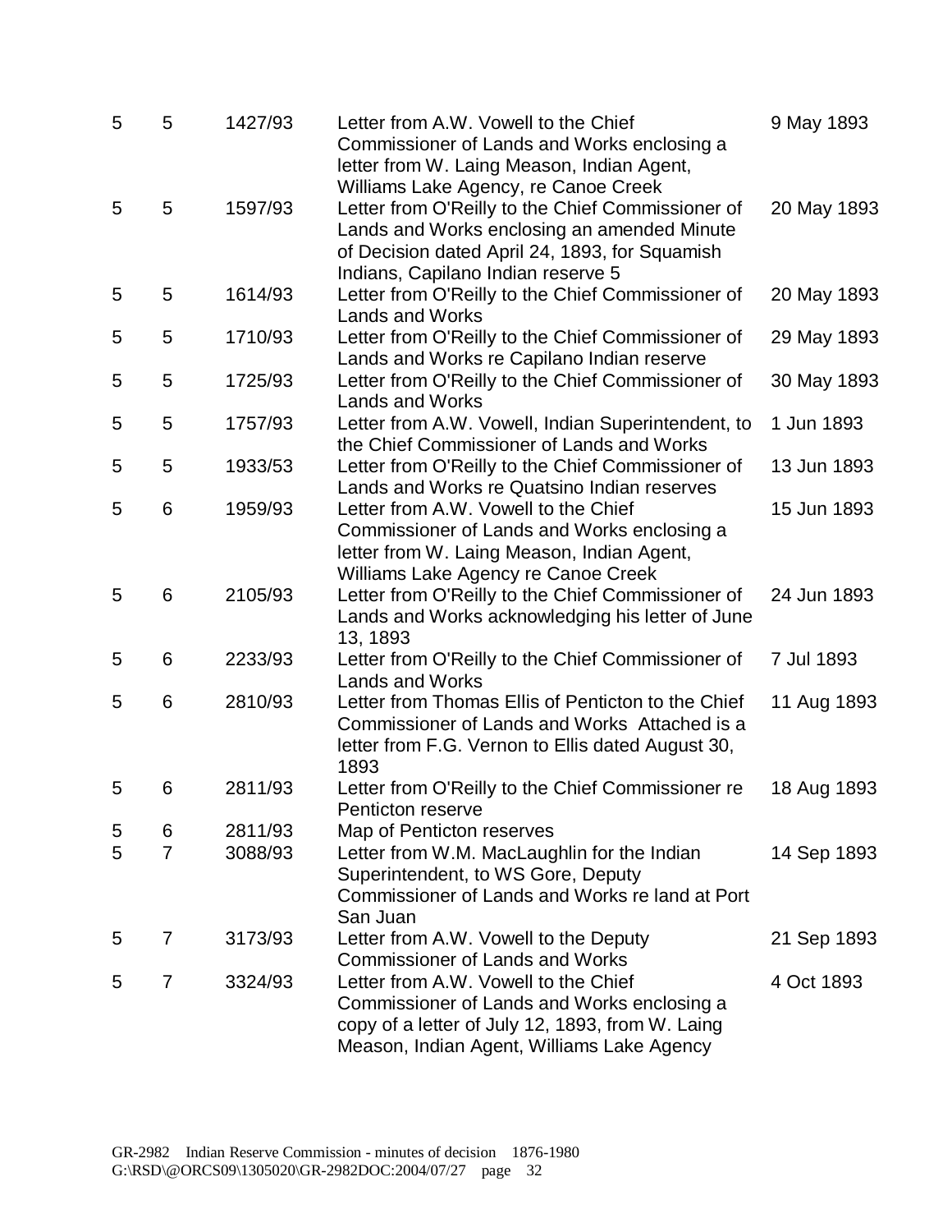| | | | | |
|---|---|---|---|---|
| 5 | 5 | 1427/93 | Letter from A.W. Vowell to the Chief Commissioner of Lands and Works enclosing a letter from W. Laing Meason, Indian Agent, Williams Lake Agency, re Canoe Creek | 9 May 1893 |
| 5 | 5 | 1597/93 | Letter from O'Reilly to the Chief Commissioner of Lands and Works enclosing an amended Minute of Decision dated April 24, 1893, for Squamish Indians, Capilano Indian reserve 5 | 20 May 1893 |
| 5 | 5 | 1614/93 | Letter from O'Reilly to the Chief Commissioner of Lands and Works | 20 May 1893 |
| 5 | 5 | 1710/93 | Letter from O'Reilly to the Chief Commissioner of Lands and Works re Capilano Indian reserve | 29 May 1893 |
| 5 | 5 | 1725/93 | Letter from O'Reilly to the Chief Commissioner of Lands and Works | 30 May 1893 |
| 5 | 5 | 1757/93 | Letter from A.W. Vowell, Indian Superintendent, to the Chief Commissioner of Lands and Works | 1 Jun 1893 |
| 5 | 5 | 1933/53 | Letter from O'Reilly to the Chief Commissioner of Lands and Works re Quatsino Indian reserves | 13 Jun 1893 |
| 5 | 6 | 1959/93 | Letter from A.W. Vowell to the Chief Commissioner of Lands and Works enclosing a letter from W. Laing Meason, Indian Agent, Williams Lake Agency re Canoe Creek | 15 Jun 1893 |
| 5 | 6 | 2105/93 | Letter from O'Reilly to the Chief Commissioner of Lands and Works acknowledging his letter of June 13, 1893 | 24 Jun 1893 |
| 5 | 6 | 2233/93 | Letter from O'Reilly to the Chief Commissioner of Lands and Works | 7 Jul 1893 |
| 5 | 6 | 2810/93 | Letter from Thomas Ellis of Penticton to the Chief Commissioner of Lands and Works Attached is a letter from F.G. Vernon to Ellis dated August 30, 1893 | 11 Aug 1893 |
| 5 | 6 | 2811/93 | Letter from O'Reilly to the Chief Commissioner re Penticton reserve | 18 Aug 1893 |
| 5 | 6 | 2811/93 | Map of Penticton reserves | |
| 5 | 7 | 3088/93 | Letter from W.M. MacLaughlin for the Indian Superintendent, to WS Gore, Deputy Commissioner of Lands and Works re land at Port San Juan | 14 Sep 1893 |
| 5 | 7 | 3173/93 | Letter from A.W. Vowell to the Deputy Commissioner of Lands and Works | 21 Sep 1893 |
| 5 | 7 | 3324/93 | Letter from A.W. Vowell to the Chief Commissioner of Lands and Works enclosing a copy of a letter of July 12, 1893, from W. Laing Meason, Indian Agent, Williams Lake Agency | 4 Oct 1893 |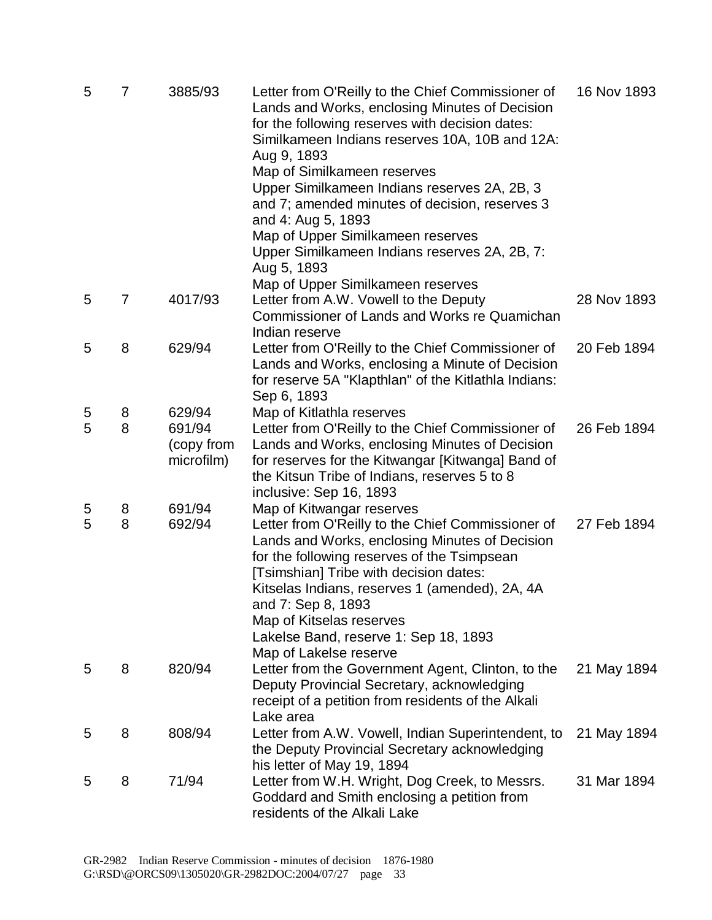| | | | | |
|---|---|---|---|---|
| 5 | 7 | 3885/93 | Letter from O'Reilly to the Chief Commissioner of Lands and Works, enclosing Minutes of Decision for the following reserves with decision dates: Similkameen Indians reserves 10A, 10B and 12A: Aug 9, 1893<br>Map of Similkameen reserves<br>Upper Similkameen Indians reserves 2A, 2B, 3 and 7; amended minutes of decision, reserves 3 and 4: Aug 5, 1893<br>Map of Upper Similkameen reserves<br>Upper Similkameen Indians reserves 2A, 2B, 7: Aug 5, 1893<br>Map of Upper Similkameen reserves | 16 Nov 1893 |
| 5 | 7 | 4017/93 | Letter from A.W. Vowell to the Deputy Commissioner of Lands and Works re Quamichan Indian reserve | 28 Nov 1893 |
| 5 | 8 | 629/94 | Letter from O'Reilly to the Chief Commissioner of Lands and Works, enclosing a Minute of Decision for reserve 5A "Klapthlan" of the Kitlathla Indians: Sep 6, 1893 | 20 Feb 1894 |
| 5 | 8 | 629/94 | Map of Kitlathla reserves | |
| 5 | 8 | 691/94 (copy from microfilm) | Letter from O'Reilly to the Chief Commissioner of Lands and Works, enclosing Minutes of Decision for reserves for the Kitwangar [Kitwanga] Band of the Kitsun Tribe of Indians, reserves 5 to 8 inclusive: Sep 16, 1893 | 26 Feb 1894 |
| 5 | 8 | 691/94 | Map of Kitwangar reserves | |
| 5 | 8 | 692/94 | Letter from O'Reilly to the Chief Commissioner of Lands and Works, enclosing Minutes of Decision for the following reserves of the Tsimpsean [Tsimshian] Tribe with decision dates:<br>Kitselas Indians, reserves 1 (amended), 2A, 4A and 7: Sep 8, 1893<br>Map of Kitselas reserves<br>Lakelse Band, reserve 1: Sep 18, 1893<br>Map of Lakelse reserve | 27 Feb 1894 |
| 5 | 8 | 820/94 | Letter from the Government Agent, Clinton, to the Deputy Provincial Secretary, acknowledging receipt of a petition from residents of the Alkali Lake area | 21 May 1894 |
| 5 | 8 | 808/94 | Letter from A.W. Vowell, Indian Superintendent, to the Deputy Provincial Secretary acknowledging his letter of May 19, 1894 | 21 May 1894 |
| 5 | 8 | 71/94 | Letter from W.H. Wright, Dog Creek, to Messrs. Goddard and Smith enclosing a petition from residents of the Alkali Lake | 31 Mar 1894 |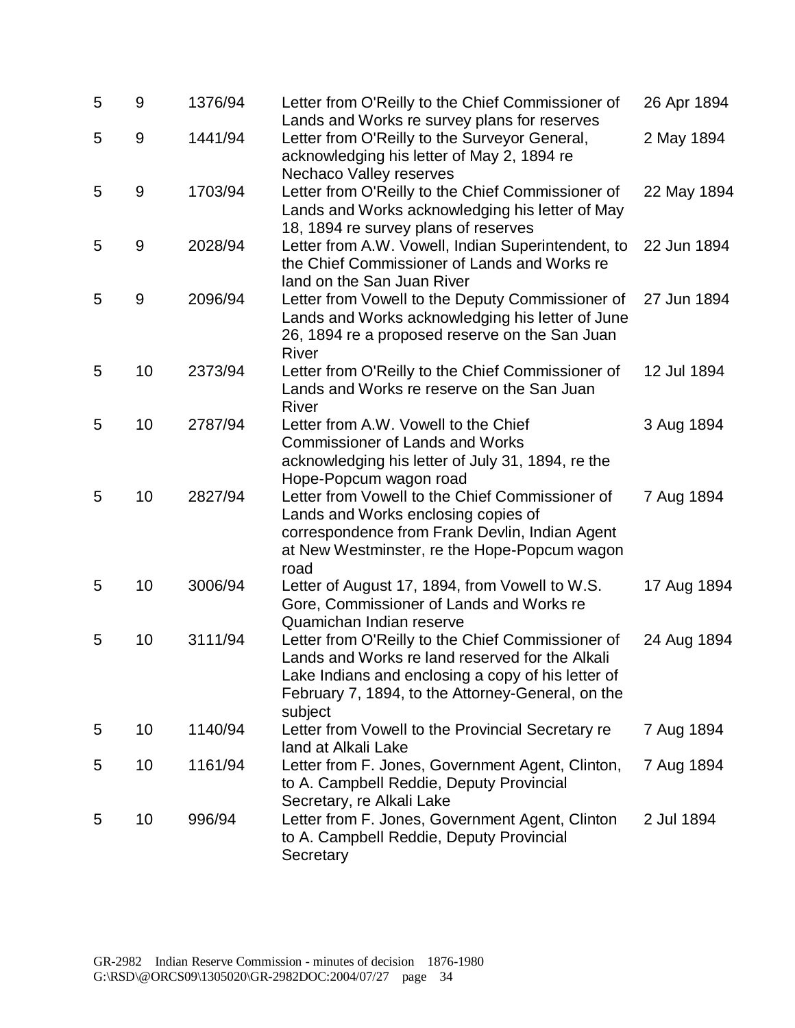| | | | | |
|---|---|---|---|---|
| 5 | 9 | 1376/94 | Letter from O'Reilly to the Chief Commissioner of Lands and Works re survey plans for reserves | 26 Apr 1894 |
| 5 | 9 | 1441/94 | Letter from O'Reilly to the Surveyor General, acknowledging his letter of May 2, 1894 re Nechaco Valley reserves | 2 May 1894 |
| 5 | 9 | 1703/94 | Letter from O'Reilly to the Chief Commissioner of Lands and Works acknowledging his letter of May 18, 1894 re survey plans of reserves | 22 May 1894 |
| 5 | 9 | 2028/94 | Letter from A.W. Vowell, Indian Superintendent, to the Chief Commissioner of Lands and Works re land on the San Juan River | 22 Jun 1894 |
| 5 | 9 | 2096/94 | Letter from Vowell to the Deputy Commissioner of Lands and Works acknowledging his letter of June 26, 1894 re a proposed reserve on the San Juan River | 27 Jun 1894 |
| 5 | 10 | 2373/94 | Letter from O'Reilly to the Chief Commissioner of Lands and Works re reserve on the San Juan River | 12 Jul 1894 |
| 5 | 10 | 2787/94 | Letter from A.W. Vowell to the Chief Commissioner of Lands and Works acknowledging his letter of July 31, 1894, re the Hope-Popcum wagon road | 3 Aug 1894 |
| 5 | 10 | 2827/94 | Letter from Vowell to the Chief Commissioner of Lands and Works enclosing copies of correspondence from Frank Devlin, Indian Agent at New Westminster, re the Hope-Popcum wagon road | 7 Aug 1894 |
| 5 | 10 | 3006/94 | Letter of August 17, 1894, from Vowell to W.S. Gore, Commissioner of Lands and Works re Quamichan Indian reserve | 17 Aug 1894 |
| 5 | 10 | 3111/94 | Letter from O'Reilly to the Chief Commissioner of Lands and Works re land reserved for the Alkali Lake Indians and enclosing a copy of his letter of February 7, 1894, to the Attorney-General, on the subject | 24 Aug 1894 |
| 5 | 10 | 1140/94 | Letter from Vowell to the Provincial Secretary re land at Alkali Lake | 7 Aug 1894 |
| 5 | 10 | 1161/94 | Letter from F. Jones, Government Agent, Clinton, to A. Campbell Reddie, Deputy Provincial Secretary, re Alkali Lake | 7 Aug 1894 |
| 5 | 10 | 996/94 | Letter from F. Jones, Government Agent, Clinton to A. Campbell Reddie, Deputy Provincial Secretary | 2 Jul 1894 |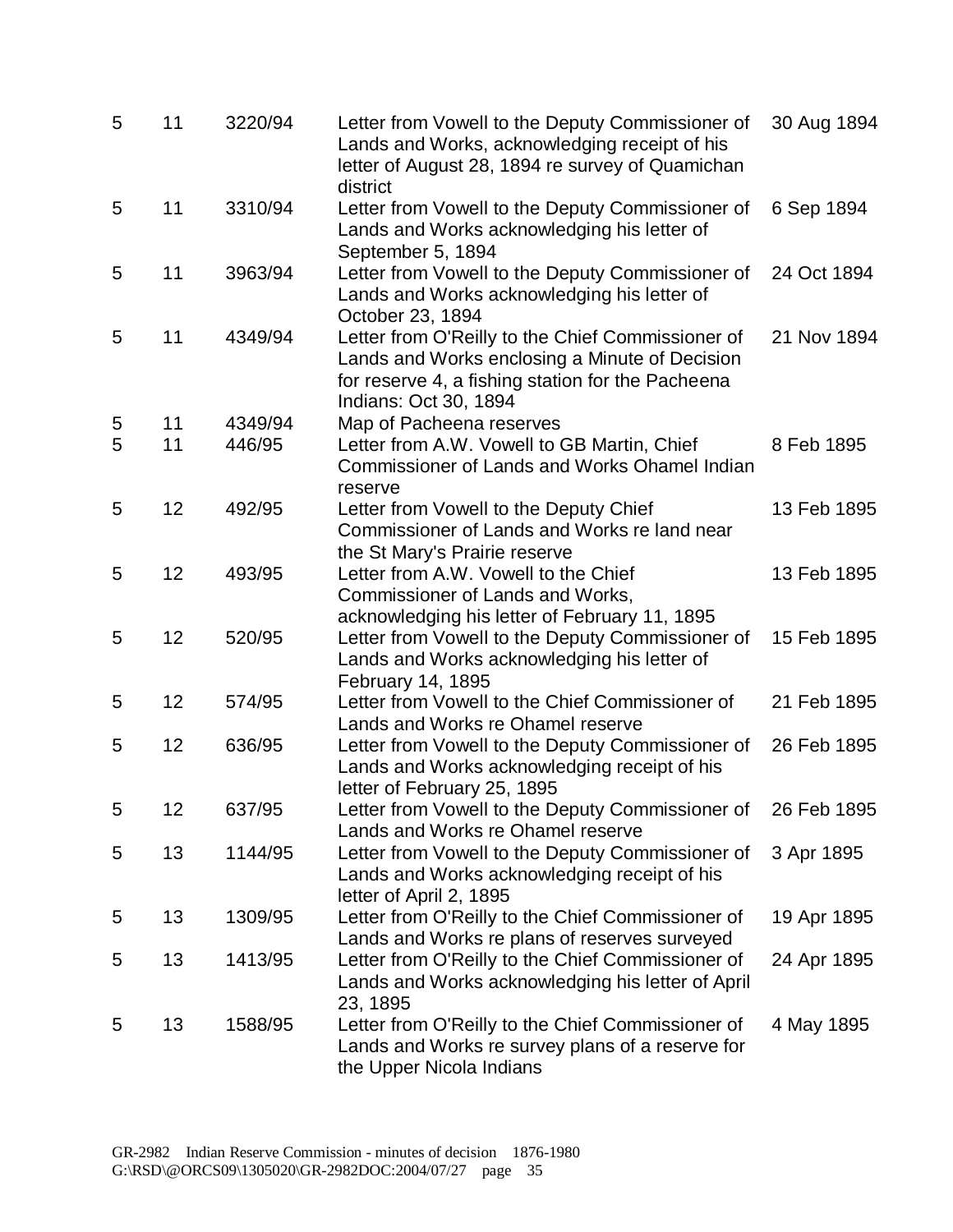| | | | | |
|---|---|---|---|---|
| 5 | 11 | 3220/94 | Letter from Vowell to the Deputy Commissioner of Lands and Works, acknowledging receipt of his letter of August 28, 1894 re survey of Quamichan district | 30 Aug 1894 |
| 5 | 11 | 3310/94 | Letter from Vowell to the Deputy Commissioner of Lands and Works acknowledging his letter of September 5, 1894 | 6 Sep 1894 |
| 5 | 11 | 3963/94 | Letter from Vowell to the Deputy Commissioner of Lands and Works acknowledging his letter of October 23, 1894 | 24 Oct 1894 |
| 5 | 11 | 4349/94 | Letter from O'Reilly to the Chief Commissioner of Lands and Works enclosing a Minute of Decision for reserve 4, a fishing station for the Pacheena Indians: Oct 30, 1894 | 21 Nov 1894 |
| 5 | 11 | 4349/94 | Map of Pacheena reserves | |
| 5 | 11 | 446/95 | Letter from A.W. Vowell to GB Martin, Chief Commissioner of Lands and Works Ohamel Indian reserve | 8 Feb 1895 |
| 5 | 12 | 492/95 | Letter from Vowell to the Deputy Chief Commissioner of Lands and Works re land near the St Mary's Prairie reserve | 13 Feb 1895 |
| 5 | 12 | 493/95 | Letter from A.W. Vowell to the Chief Commissioner of Lands and Works, acknowledging his letter of February 11, 1895 | 13 Feb 1895 |
| 5 | 12 | 520/95 | Letter from Vowell to the Deputy Commissioner of Lands and Works acknowledging his letter of February 14, 1895 | 15 Feb 1895 |
| 5 | 12 | 574/95 | Letter from Vowell to the Chief Commissioner of Lands and Works re Ohamel reserve | 21 Feb 1895 |
| 5 | 12 | 636/95 | Letter from Vowell to the Deputy Commissioner of Lands and Works acknowledging receipt of his letter of February 25, 1895 | 26 Feb 1895 |
| 5 | 12 | 637/95 | Letter from Vowell to the Deputy Commissioner of Lands and Works re Ohamel reserve | 26 Feb 1895 |
| 5 | 13 | 1144/95 | Letter from Vowell to the Deputy Commissioner of Lands and Works acknowledging receipt of his letter of April 2, 1895 | 3 Apr 1895 |
| 5 | 13 | 1309/95 | Letter from O'Reilly to the Chief Commissioner of Lands and Works re plans of reserves surveyed | 19 Apr 1895 |
| 5 | 13 | 1413/95 | Letter from O'Reilly to the Chief Commissioner of Lands and Works acknowledging his letter of April 23, 1895 | 24 Apr 1895 |
| 5 | 13 | 1588/95 | Letter from O'Reilly to the Chief Commissioner of Lands and Works re survey plans of a reserve for the Upper Nicola Indians | 4 May 1895 |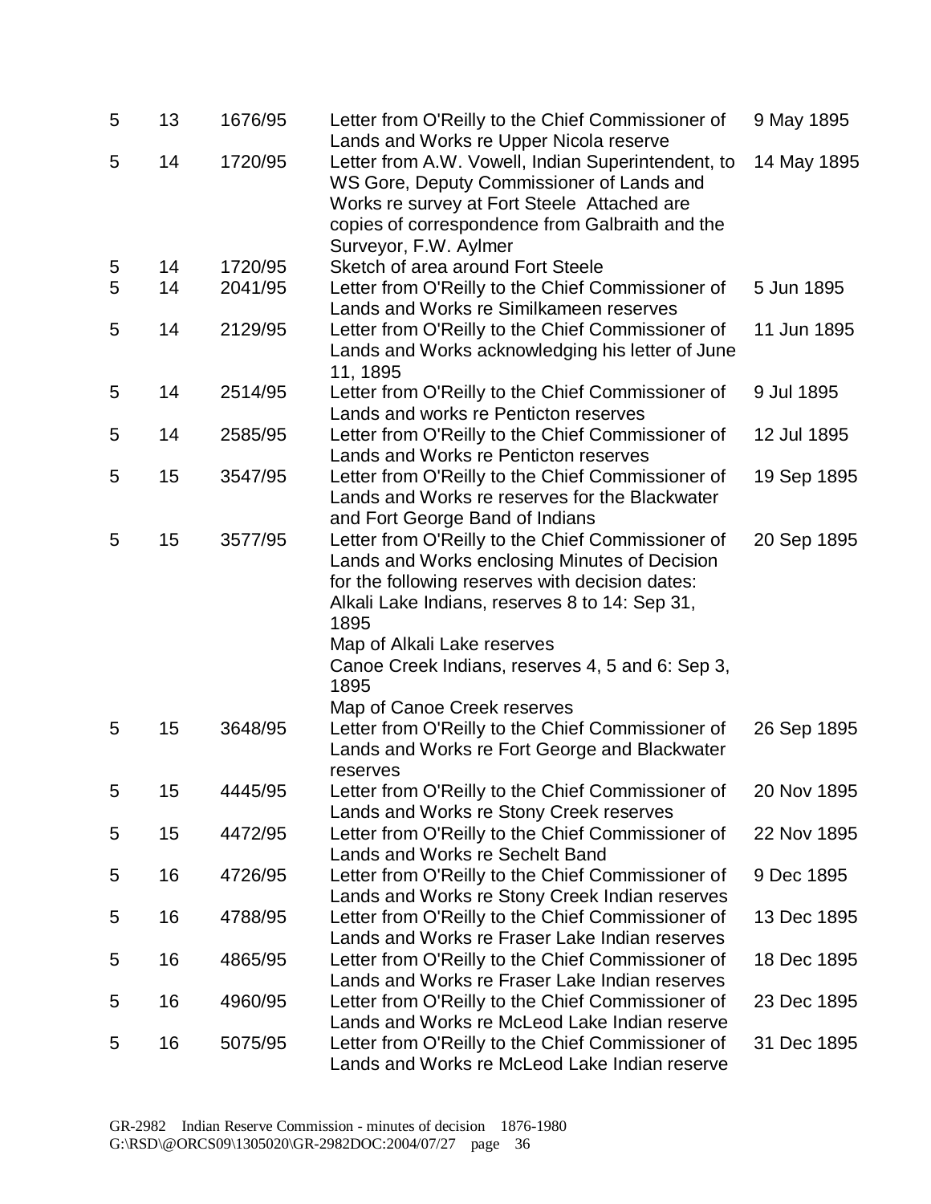| | | | | |
|---|---|---|---|---|
| 5 | 13 | 1676/95 | Letter from O'Reilly to the Chief Commissioner of Lands and Works re Upper Nicola reserve | 9 May 1895 |
| 5 | 14 | 1720/95 | Letter from A.W. Vowell, Indian Superintendent, to WS Gore, Deputy Commissioner of Lands and Works re survey at Fort Steele Attached are copies of correspondence from Galbraith and the Surveyor, F.W. Aylmer | 14 May 1895 |
| 5 | 14 | 1720/95 | Sketch of area around Fort Steele | |
| 5 | 14 | 2041/95 | Letter from O'Reilly to the Chief Commissioner of Lands and Works re Similkameen reserves | 5 Jun 1895 |
| 5 | 14 | 2129/95 | Letter from O'Reilly to the Chief Commissioner of Lands and Works acknowledging his letter of June 11, 1895 | 11 Jun 1895 |
| 5 | 14 | 2514/95 | Letter from O'Reilly to the Chief Commissioner of Lands and works re Penticton reserves | 9 Jul 1895 |
| 5 | 14 | 2585/95 | Letter from O'Reilly to the Chief Commissioner of Lands and Works re Penticton reserves | 12 Jul 1895 |
| 5 | 15 | 3547/95 | Letter from O'Reilly to the Chief Commissioner of Lands and Works re reserves for the Blackwater and Fort George Band of Indians | 19 Sep 1895 |
| 5 | 15 | 3577/95 | Letter from O'Reilly to the Chief Commissioner of Lands and Works enclosing Minutes of Decision for the following reserves with decision dates:<br>Alkali Lake Indians, reserves 8 to 14: Sep 31, 1895<br>Map of Alkali Lake reserves<br>Canoe Creek Indians, reserves 4, 5 and 6: Sep 3, 1895<br>Map of Canoe Creek reserves | 20 Sep 1895 |
| 5 | 15 | 3648/95 | Letter from O'Reilly to the Chief Commissioner of Lands and Works re Fort George and Blackwater reserves | 26 Sep 1895 |
| 5 | 15 | 4445/95 | Letter from O'Reilly to the Chief Commissioner of Lands and Works re Stony Creek reserves | 20 Nov 1895 |
| 5 | 15 | 4472/95 | Letter from O'Reilly to the Chief Commissioner of Lands and Works re Sechelt Band | 22 Nov 1895 |
| 5 | 16 | 4726/95 | Letter from O'Reilly to the Chief Commissioner of Lands and Works re Stony Creek Indian reserves | 9 Dec 1895 |
| 5 | 16 | 4788/95 | Letter from O'Reilly to the Chief Commissioner of Lands and Works re Fraser Lake Indian reserves | 13 Dec 1895 |
| 5 | 16 | 4865/95 | Letter from O'Reilly to the Chief Commissioner of Lands and Works re Fraser Lake Indian reserves | 18 Dec 1895 |
| 5 | 16 | 4960/95 | Letter from O'Reilly to the Chief Commissioner of Lands and Works re McLeod Lake Indian reserve | 23 Dec 1895 |
| 5 | 16 | 5075/95 | Letter from O'Reilly to the Chief Commissioner of Lands and Works re McLeod Lake Indian reserve | 31 Dec 1895 |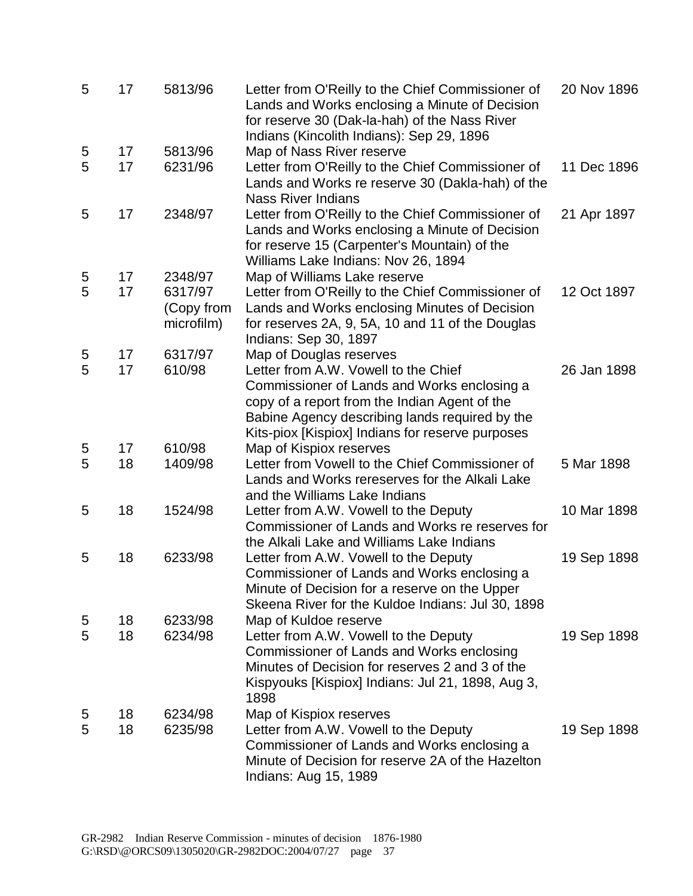| | | | | |
|---|---|---|---|---|
| 5 | 17 | 5813/96 | Letter from O'Reilly to the Chief Commissioner of Lands and Works enclosing a Minute of Decision for reserve 30 (Dak-la-hah) of the Nass River Indians (Kincolith Indians): Sep 29, 1896 | 20 Nov 1896 |
| 5 | 17 | 5813/96 | Map of Nass River reserve | |
| 5 | 17 | 6231/96 | Letter from O'Reilly to the Chief Commissioner of Lands and Works re reserve 30 (Dakla-hah) of the Nass River Indians | 11 Dec 1896 |
| 5 | 17 | 2348/97 | Letter from O'Reilly to the Chief Commissioner of Lands and Works enclosing a Minute of Decision for reserve 15 (Carpenter's Mountain) of the Williams Lake Indians: Nov 26, 1894 | 21 Apr 1897 |
| 5 | 17 | 2348/97 | Map of Williams Lake reserve | |
| 5 | 17 | 6317/97 (Copy from microfilm) | Letter from O'Reilly to the Chief Commissioner of Lands and Works enclosing Minutes of Decision for reserves 2A, 9, 5A, 10 and 11 of the Douglas Indians: Sep 30, 1897 | 12 Oct 1897 |
| 5 | 17 | 6317/97 | Map of Douglas reserves | |
| 5 | 17 | 610/98 | Letter from A.W. Vowell to the Chief Commissioner of Lands and Works enclosing a copy of a report from the Indian Agent of the Babine Agency describing lands required by the Kits-piox [Kispiox] Indians for reserve purposes | 26 Jan 1898 |
| 5 | 17 | 610/98 | Map of Kispiox reserves | |
| 5 | 18 | 1409/98 | Letter from Vowell to the Chief Commissioner of Lands and Works rereserves for the Alkali Lake and the Williams Lake Indians | 5 Mar 1898 |
| 5 | 18 | 1524/98 | Letter from A.W. Vowell to the Deputy Commissioner of Lands and Works re reserves for the Alkali Lake and Williams Lake Indians | 10 Mar 1898 |
| 5 | 18 | 6233/98 | Letter from A.W. Vowell to the Deputy Commissioner of Lands and Works enclosing a Minute of Decision for a reserve on the Upper Skeena River for the Kuldoe Indians: Jul 30, 1898 | 19 Sep 1898 |
| 5 | 18 | 6233/98 | Map of Kuldoe reserve | |
| 5 | 18 | 6234/98 | Letter from A.W. Vowell to the Deputy Commissioner of Lands and Works enclosing Minutes of Decision for reserves 2 and 3 of the Kispyouks [Kispiox] Indians: Jul 21, 1898, Aug 3, 1898 | 19 Sep 1898 |
| 5 | 18 | 6234/98 | Map of Kispiox reserves | |
| 5 | 18 | 6235/98 | Letter from A.W. Vowell to the Deputy Commissioner of Lands and Works enclosing a Minute of Decision for reserve 2A of the Hazelton Indians: Aug 15, 1989 | 19 Sep 1898 |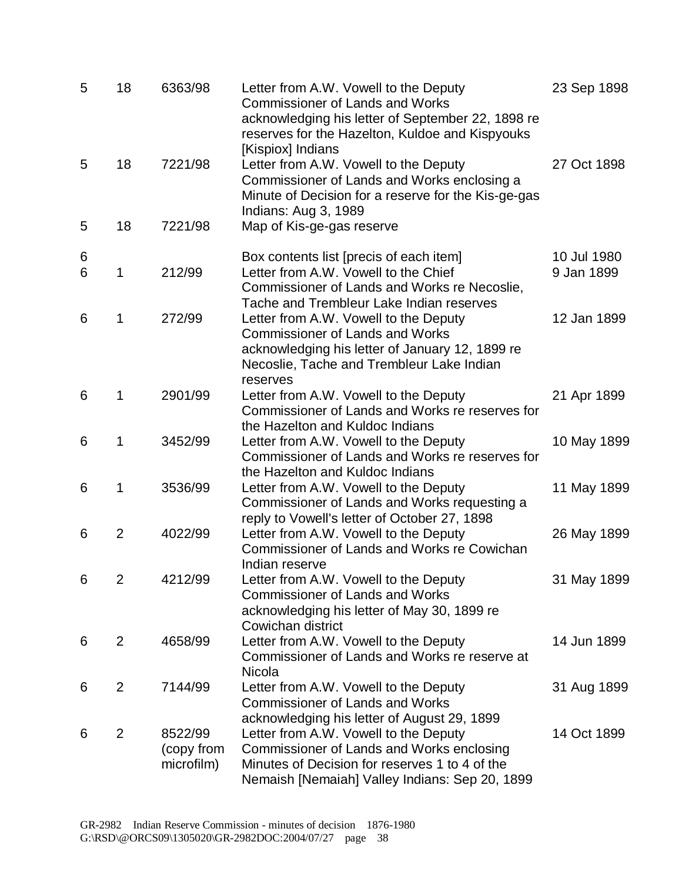| | | | | |
|---|---|---|---|---|
| 5 | 18 | 6363/98 | Letter from A.W. Vowell to the Deputy Commissioner of Lands and Works acknowledging his letter of September 22, 1898 re reserves for the Hazelton, Kuldoe and Kispyouks [Kispiox] Indians | 23 Sep 1898 |
| 5 | 18 | 7221/98 | Letter from A.W. Vowell to the Deputy Commissioner of Lands and Works enclosing a Minute of Decision for a reserve for the Kis-ge-gas Indians: Aug 3, 1989 | 27 Oct 1898 |
| 5 | 18 | 7221/98 | Map of Kis-ge-gas reserve | |
| 6 | | | Box contents list [precis of each item] | 10 Jul 1980 |
| 6 | 1 | 212/99 | Letter from A.W. Vowell to the Chief Commissioner of Lands and Works re Necoslie, Tache and Trembleur Lake Indian reserves | 9 Jan 1899 |
| 6 | 1 | 272/99 | Letter from A.W. Vowell to the Deputy Commissioner of Lands and Works acknowledging his letter of January 12, 1899 re Necoslie, Tache and Trembleur Lake Indian reserves | 12 Jan 1899 |
| 6 | 1 | 2901/99 | Letter from A.W. Vowell to the Deputy Commissioner of Lands and Works re reserves for the Hazelton and Kuldoc Indians | 21 Apr 1899 |
| 6 | 1 | 3452/99 | Letter from A.W. Vowell to the Deputy Commissioner of Lands and Works re reserves for the Hazelton and Kuldoc Indians | 10 May 1899 |
| 6 | 1 | 3536/99 | Letter from A.W. Vowell to the Deputy Commissioner of Lands and Works requesting a reply to Vowell's letter of October 27, 1898 | 11 May 1899 |
| 6 | 2 | 4022/99 | Letter from A.W. Vowell to the Deputy Commissioner of Lands and Works re Cowichan Indian reserve | 26 May 1899 |
| 6 | 2 | 4212/99 | Letter from A.W. Vowell to the Deputy Commissioner of Lands and Works acknowledging his letter of May 30, 1899 re Cowichan district | 31 May 1899 |
| 6 | 2 | 4658/99 | Letter from A.W. Vowell to the Deputy Commissioner of Lands and Works re reserve at Nicola | 14 Jun 1899 |
| 6 | 2 | 7144/99 | Letter from A.W. Vowell to the Deputy Commissioner of Lands and Works acknowledging his letter of August 29, 1899 | 31 Aug 1899 |
| 6 | 2 | 8522/99 (copy from microfilm) | Letter from A.W. Vowell to the Deputy Commissioner of Lands and Works enclosing Minutes of Decision for reserves 1 to 4 of the Nemaish [Nemaiah] Valley Indians: Sep 20, 1899 | 14 Oct 1899 |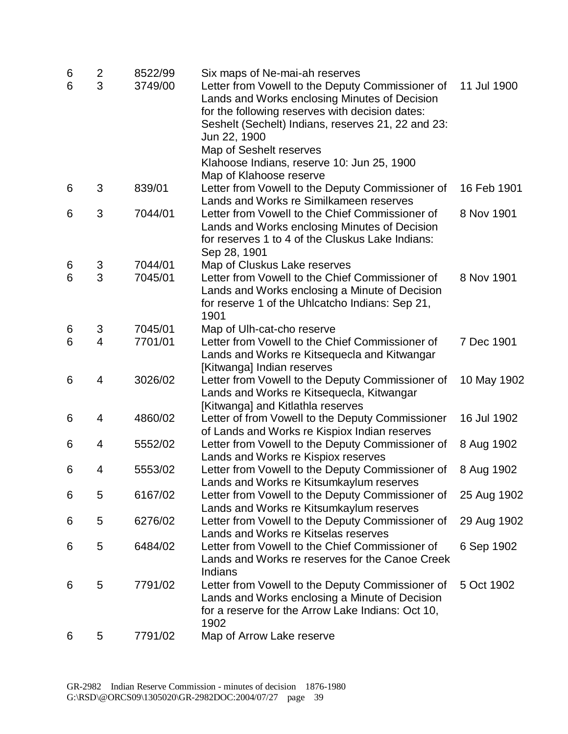| | | | | |
|---|---|---|---|---|
| 6 | 2 | 8522/99 | Six maps of Ne-mai-ah reserves | |
| 6 | 3 | 3749/00 | Letter from Vowell to the Deputy Commissioner of Lands and Works enclosing Minutes of Decision for the following reserves with decision dates:<br>Seshelt (Sechelt) Indians, reserves 21, 22 and 23: Jun 22, 1900<br>Map of Seshelt reserves<br>Klahoose Indians, reserve 10: Jun 25, 1900<br>Map of Klahoose reserve | 11 Jul 1900 |
| 6 | 3 | 839/01 | Letter from Vowell to the Deputy Commissioner of Lands and Works re Similkameen reserves | 16 Feb 1901 |
| 6 | 3 | 7044/01 | Letter from Vowell to the Chief Commissioner of Lands and Works enclosing Minutes of Decision for reserves 1 to 4 of the Cluskus Lake Indians: Sep 28, 1901 | 8 Nov 1901 |
| 6 | 3 | 7044/01 | Map of Cluskus Lake reserves | |
| 6 | 3 | 7045/01 | Letter from Vowell to the Chief Commissioner of Lands and Works enclosing a Minute of Decision for reserve 1 of the Uhlcatcho Indians: Sep 21, 1901 | 8 Nov 1901 |
| 6 | 3 | 7045/01 | Map of Ulh-cat-cho reserve | |
| 6 | 4 | 7701/01 | Letter from Vowell to the Chief Commissioner of Lands and Works re Kitsequecla and Kitwangar [Kitwanga] Indian reserves | 7 Dec 1901 |
| 6 | 4 | 3026/02 | Letter from Vowell to the Deputy Commissioner of Lands and Works re Kitsequecla, Kitwangar [Kitwanga] and Kitlathla reserves | 10 May 1902 |
| 6 | 4 | 4860/02 | Letter of from Vowell to the Deputy Commissioner of Lands and Works re Kispiox Indian reserves | 16 Jul 1902 |
| 6 | 4 | 5552/02 | Letter from Vowell to the Deputy Commissioner of Lands and Works re Kispiox reserves | 8 Aug 1902 |
| 6 | 4 | 5553/02 | Letter from Vowell to the Deputy Commissioner of Lands and Works re Kitsumkaylum reserves | 8 Aug 1902 |
| 6 | 5 | 6167/02 | Letter from Vowell to the Deputy Commissioner of Lands and Works re Kitsumkaylum reserves | 25 Aug 1902 |
| 6 | 5 | 6276/02 | Letter from Vowell to the Deputy Commissioner of Lands and Works re Kitselas reserves | 29 Aug 1902 |
| 6 | 5 | 6484/02 | Letter from Vowell to the Chief Commissioner of Lands and Works re reserves for the Canoe Creek Indians | 6 Sep 1902 |
| 6 | 5 | 7791/02 | Letter from Vowell to the Deputy Commissioner of Lands and Works enclosing a Minute of Decision for a reserve for the Arrow Lake Indians: Oct 10, 1902 | 5 Oct 1902 |
| 6 | 5 | 7791/02 | Map of Arrow Lake reserve | |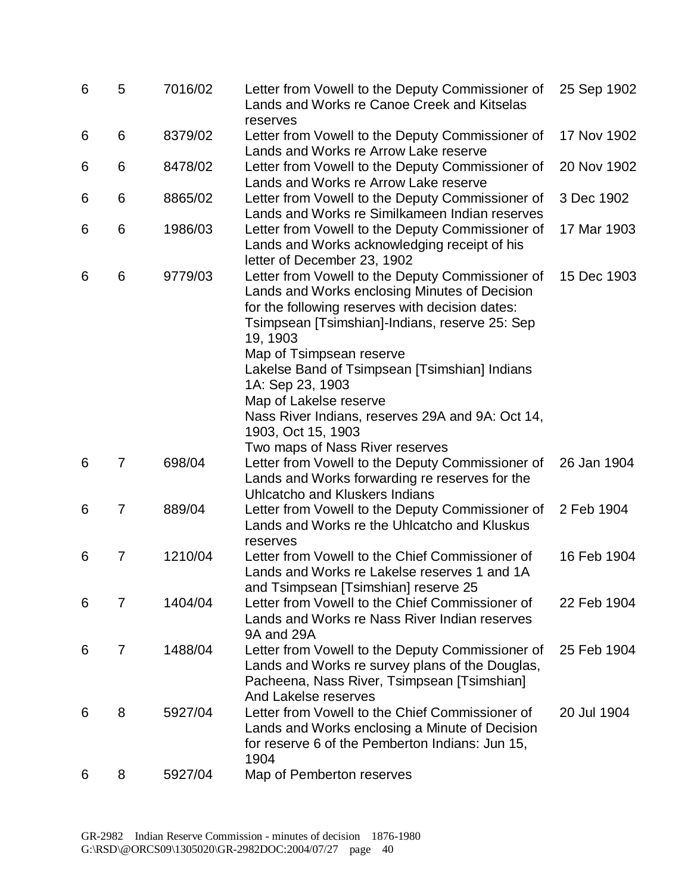| | | | | |
|---|---|---|---|---|
| 6 | 5 | 7016/02 | Letter from Vowell to the Deputy Commissioner of Lands and Works re Canoe Creek and Kitselas reserves | 25 Sep 1902 |
| 6 | 6 | 8379/02 | Letter from Vowell to the Deputy Commissioner of Lands and Works re Arrow Lake reserve | 17 Nov 1902 |
| 6 | 6 | 8478/02 | Letter from Vowell to the Deputy Commissioner of Lands and Works re Arrow Lake reserve | 20 Nov 1902 |
| 6 | 6 | 8865/02 | Letter from Vowell to the Deputy Commissioner of Lands and Works re Similkameen Indian reserves | 3 Dec 1902 |
| 6 | 6 | 1986/03 | Letter from Vowell to the Deputy Commissioner of Lands and Works acknowledging receipt of his letter of December 23, 1902 | 17 Mar 1903 |
| 6 | 6 | 9779/03 | Letter from Vowell to the Deputy Commissioner of Lands and Works enclosing Minutes of Decision for the following reserves with decision dates: Tsimpsean [Tsimshian]-Indians, reserve 25: Sep 19, 1903<br>Map of Tsimpsean reserve<br>Lakelse Band of Tsimpsean [Tsimshian] Indians 1A: Sep 23, 1903<br>Map of Lakelse reserve<br>Nass River Indians, reserves 29A and 9A: Oct 14, 1903, Oct 15, 1903<br>Two maps of Nass River reserves | 15 Dec 1903 |
| 6 | 7 | 698/04 | Letter from Vowell to the Deputy Commissioner of Lands and Works forwarding re reserves for the Uhlcatcho and Kluskers Indians | 26 Jan 1904 |
| 6 | 7 | 889/04 | Letter from Vowell to the Deputy Commissioner of Lands and Works re the Uhlcatcho and Kluskus reserves | 2 Feb 1904 |
| 6 | 7 | 1210/04 | Letter from Vowell to the Chief Commissioner of Lands and Works re Lakelse reserves 1 and 1A and Tsimpsean [Tsimshian] reserve 25 | 16 Feb 1904 |
| 6 | 7 | 1404/04 | Letter from Vowell to the Chief Commissioner of Lands and Works re Nass River Indian reserves 9A and 29A | 22 Feb 1904 |
| 6 | 7 | 1488/04 | Letter from Vowell to the Deputy Commissioner of Lands and Works re survey plans of the Douglas, Pacheena, Nass River, Tsimpsean [Tsimshian] And Lakelse reserves | 25 Feb 1904 |
| 6 | 8 | 5927/04 | Letter from Vowell to the Chief Commissioner of Lands and Works enclosing a Minute of Decision for reserve 6 of the Pemberton Indians: Jun 15, 1904 | 20 Jul 1904 |
| 6 | 8 | 5927/04 | Map of Pemberton reserves | |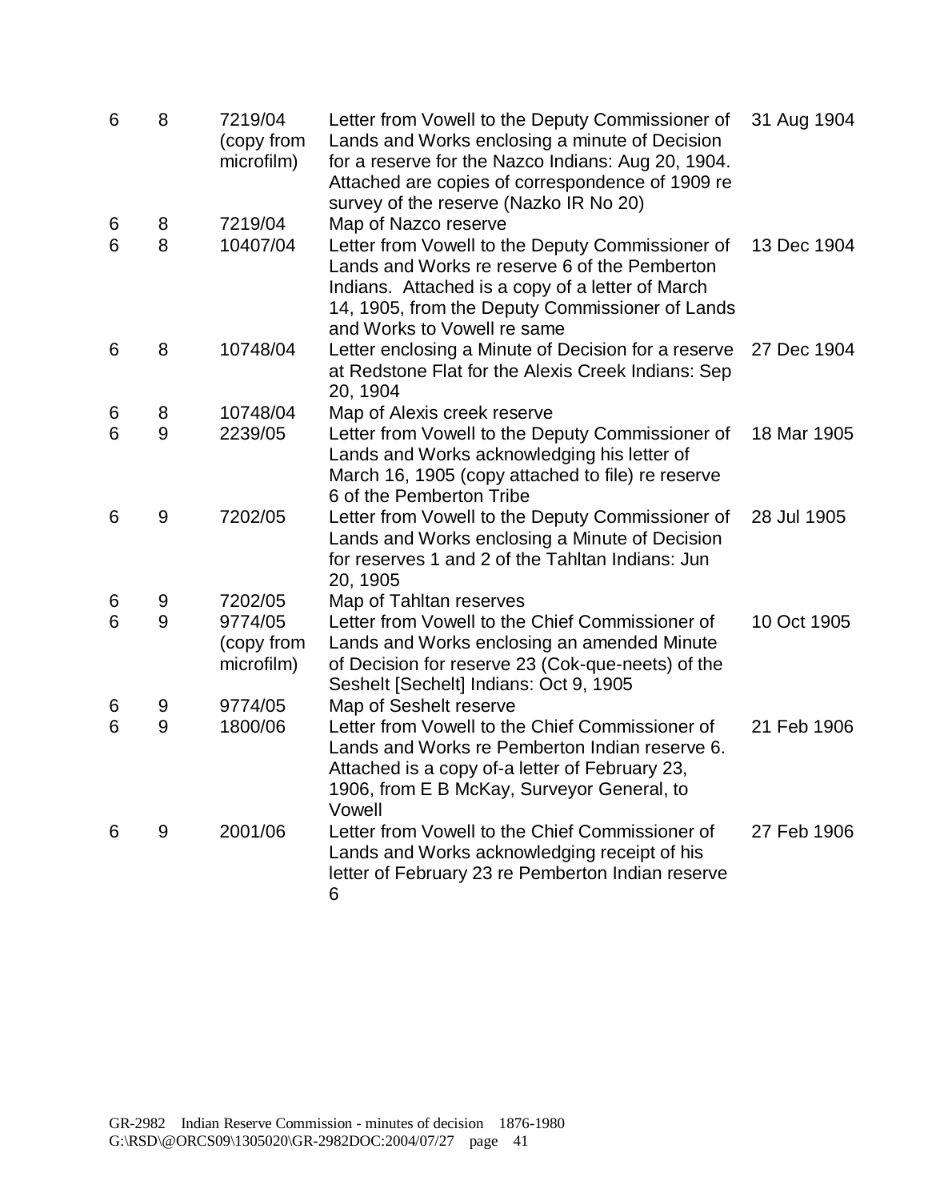| | | | | |
|---|---|---|---|---|
| 6 | 8 | 7219/04 (copy from microfilm) | Letter from Vowell to the Deputy Commissioner of Lands and Works enclosing a minute of Decision for a reserve for the Nazco Indians: Aug 20, 1904. Attached are copies of correspondence of 1909 re survey of the reserve (Nazko IR No 20) | 31 Aug 1904 |
| 6 | 8 | 7219/04 | Map of Nazco reserve | |
| 6 | 8 | 10407/04 | Letter from Vowell to the Deputy Commissioner of Lands and Works re reserve 6 of the Pemberton Indians. Attached is a copy of a letter of March 14, 1905, from the Deputy Commissioner of Lands and Works to Vowell re same | 13 Dec 1904 |
| 6 | 8 | 10748/04 | Letter enclosing a Minute of Decision for a reserve at Redstone Flat for the Alexis Creek Indians: Sep 20, 1904 | 27 Dec 1904 |
| 6 | 8 | 10748/04 | Map of Alexis creek reserve | |
| 6 | 9 | 2239/05 | Letter from Vowell to the Deputy Commissioner of Lands and Works acknowledging his letter of March 16, 1905 (copy attached to file) re reserve 6 of the Pemberton Tribe | 18 Mar 1905 |
| 6 | 9 | 7202/05 | Letter from Vowell to the Deputy Commissioner of Lands and Works enclosing a Minute of Decision for reserves 1 and 2 of the Tahltan Indians: Jun 20, 1905 | 28 Jul 1905 |
| 6 | 9 | 7202/05 | Map of Tahltan reserves | |
| 6 | 9 | 9774/05 (copy from microfilm) | Letter from Vowell to the Chief Commissioner of Lands and Works enclosing an amended Minute of Decision for reserve 23 (Cok-que-neets) of the Seshelt [Sechelt] Indians: Oct 9, 1905 | 10 Oct 1905 |
| 6 | 9 | 9774/05 | Map of Seshelt reserve | |
| 6 | 9 | 1800/06 | Letter from Vowell to the Chief Commissioner of Lands and Works re Pemberton Indian reserve 6. Attached is a copy of-a letter of February 23, 1906, from E B McKay, Surveyor General, to Vowell | 21 Feb 1906 |
| 6 | 9 | 2001/06 | Letter from Vowell to the Chief Commissioner of Lands and Works acknowledging receipt of his letter of February 23 re Pemberton Indian reserve 6 | 27 Feb 1906 |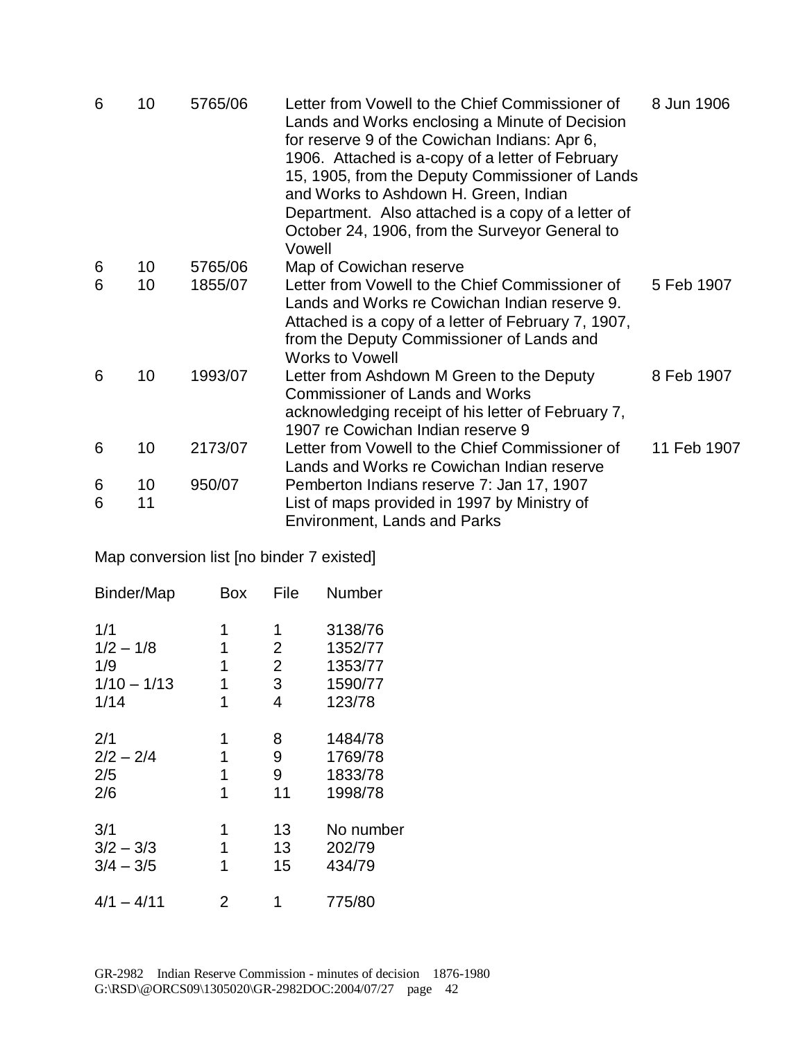| | | | | |
|---|---|---|---|---|
| 6 | 10 | 5765/06 | Letter from Vowell to the Chief Commissioner of Lands and Works enclosing a Minute of Decision for reserve 9 of the Cowichan Indians: Apr 6, 1906. Attached is a-copy of a letter of February 15, 1905, from the Deputy Commissioner of Lands and Works to Ashdown H. Green, Indian Department. Also attached is a copy of a letter of October 24, 1906, from the Surveyor General to Vowell | 8 Jun 1906 |
| 6 | 10 | 5765/06 | Map of Cowichan reserve | |
| 6 | 10 | 1855/07 | Letter from Vowell to the Chief Commissioner of Lands and Works re Cowichan Indian reserve 9. Attached is a copy of a letter of February 7, 1907, from the Deputy Commissioner of Lands and Works to Vowell | 5 Feb 1907 |
| 6 | 10 | 1993/07 | Letter from Ashdown M Green to the Deputy Commissioner of Lands and Works acknowledging receipt of his letter of February 7, 1907 re Cowichan Indian reserve 9 | 8 Feb 1907 |
| 6 | 10 | 2173/07 | Letter from Vowell to the Chief Commissioner of Lands and Works re Cowichan Indian reserve | 11 Feb 1907 |
| 6 | 10 | 950/07 | Pemberton Indians reserve 7: Jan 17, 1907 | |
| 6 | 11 | | List of maps provided in 1997 by Ministry of Environment, Lands and Parks | |

Map conversion list [no binder 7 existed]

| Binder/Map | Box | File | Number |
|---|---|---|---|
| 1/1 | 1 | 1 | 3138/76 |
| 1/2 – 1/8 | 1 | 2 | 1352/77 |
| 1/9 | 1 | 2 | 1353/77 |
| 1/10 – 1/13 | 1 | 3 | 1590/77 |
| 1/14 | 1 | 4 | 123/78 |
| 2/1 | 1 | 8 | 1484/78 |
| 2/2 – 2/4 | 1 | 9 | 1769/78 |
| 2/5 | 1 | 9 | 1833/78 |
| 2/6 | 1 | 11 | 1998/78 |
| 3/1 | 1 | 13 | No number |
| 3/2 – 3/3 | 1 | 13 | 202/79 |
| 3/4 – 3/5 | 1 | 15 | 434/79 |
| 4/1 – 4/11 | 2 | 1 | 775/80 |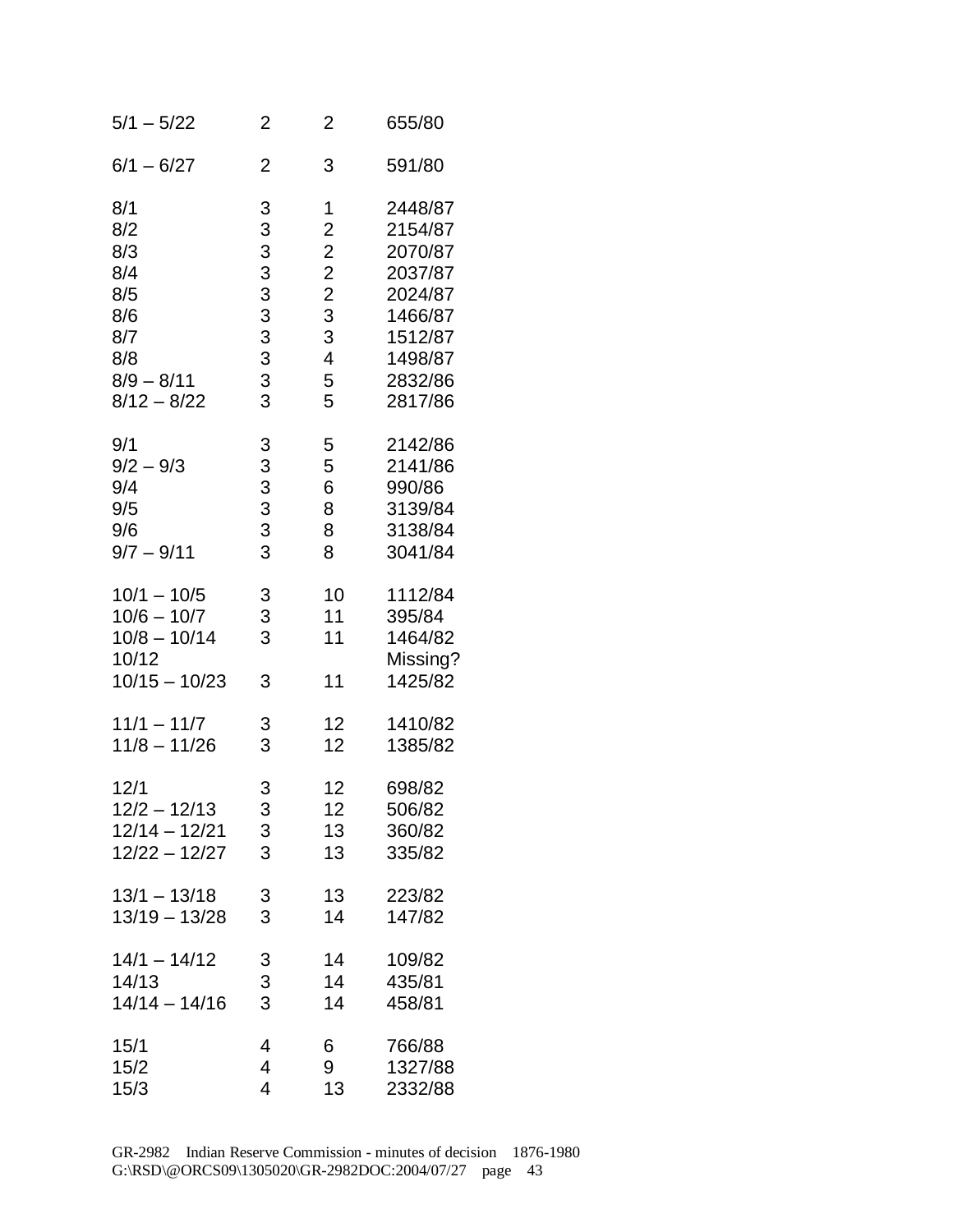| | | | |
|---|---|---|---|
| 5/1 – 5/22 | 2 | 2 | 655/80 |
| 6/1 – 6/27 | 2 | 3 | 591/80 |
| 8/1 | 3 | 1 | 2448/87 |
| 8/2 | 3 | 2 | 2154/87 |
| 8/3 | 3 | 2 | 2070/87 |
| 8/4 | 3 | 2 | 2037/87 |
| 8/5 | 3 | 2 | 2024/87 |
| 8/6 | 3 | 3 | 1466/87 |
| 8/7 | 3 | 3 | 1512/87 |
| 8/8 | 3 | 4 | 1498/87 |
| 8/9 – 8/11 | 3 | 5 | 2832/86 |
| 8/12 – 8/22 | 3 | 5 | 2817/86 |
| 9/1 | 3 | 5 | 2142/86 |
| 9/2 – 9/3 | 3 | 5 | 2141/86 |
| 9/4 | 3 | 6 | 990/86 |
| 9/5 | 3 | 8 | 3139/84 |
| 9/6 | 3 | 8 | 3138/84 |
| 9/7 – 9/11 | 3 | 8 | 3041/84 |
| 10/1 – 10/5 | 3 | 10 | 1112/84 |
| 10/6 – 10/7 | 3 | 11 | 395/84 |
| 10/8 – 10/14 | 3 | 11 | 1464/82 |
| 10/12 | | | Missing? |
| 10/15 – 10/23 | 3 | 11 | 1425/82 |
| 11/1 – 11/7 | 3 | 12 | 1410/82 |
| 11/8 – 11/26 | 3 | 12 | 1385/82 |
| 12/1 | 3 | 12 | 698/82 |
| 12/2 – 12/13 | 3 | 12 | 506/82 |
| 12/14 – 12/21 | 3 | 13 | 360/82 |
| 12/22 – 12/27 | 3 | 13 | 335/82 |
| 13/1 – 13/18 | 3 | 13 | 223/82 |
| 13/19 – 13/28 | 3 | 14 | 147/82 |
| 14/1 – 14/12 | 3 | 14 | 109/82 |
| 14/13 | 3 | 14 | 435/81 |
| 14/14 – 14/16 | 3 | 14 | 458/81 |
| 15/1 | 4 | 6 | 766/88 |
| 15/2 | 4 | 9 | 1327/88 |
| 15/3 | 4 | 13 | 2332/88 |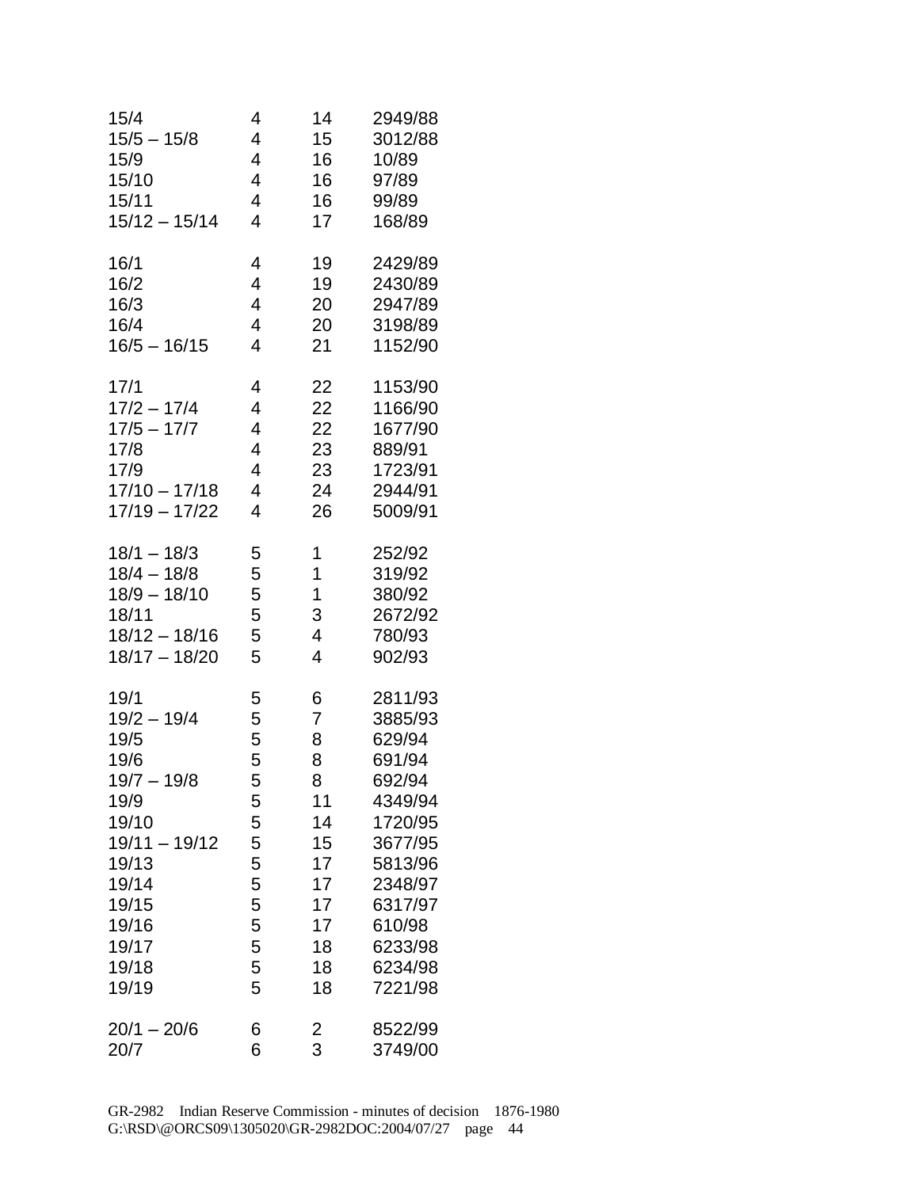| | | | |
|---|---|---|---|
| 15/4 | 4 | 14 | 2949/88 |
| 15/5 – 15/8 | 4 | 15 | 3012/88 |
| 15/9 | 4 | 16 | 10/89 |
| 15/10 | 4 | 16 | 97/89 |
| 15/11 | 4 | 16 | 99/89 |
| 15/12 – 15/14 | 4 | 17 | 168/89 |
| | | | |
| 16/1 | 4 | 19 | 2429/89 |
| 16/2 | 4 | 19 | 2430/89 |
| 16/3 | 4 | 20 | 2947/89 |
| 16/4 | 4 | 20 | 3198/89 |
| 16/5 – 16/15 | 4 | 21 | 1152/90 |
| | | | |
| 17/1 | 4 | 22 | 1153/90 |
| 17/2 – 17/4 | 4 | 22 | 1166/90 |
| 17/5 – 17/7 | 4 | 22 | 1677/90 |
| 17/8 | 4 | 23 | 889/91 |
| 17/9 | 4 | 23 | 1723/91 |
| 17/10 – 17/18 | 4 | 24 | 2944/91 |
| 17/19 – 17/22 | 4 | 26 | 5009/91 |
| | | | |
| 18/1 – 18/3 | 5 | 1 | 252/92 |
| 18/4 – 18/8 | 5 | 1 | 319/92 |
| 18/9 – 18/10 | 5 | 1 | 380/92 |
| 18/11 | 5 | 3 | 2672/92 |
| 18/12 – 18/16 | 5 | 4 | 780/93 |
| 18/17 – 18/20 | 5 | 4 | 902/93 |
| | | | |
| 19/1 | 5 | 6 | 2811/93 |
| 19/2 – 19/4 | 5 | 7 | 3885/93 |
| 19/5 | 5 | 8 | 629/94 |
| 19/6 | 5 | 8 | 691/94 |
| 19/7 – 19/8 | 5 | 8 | 692/94 |
| 19/9 | 5 | 11 | 4349/94 |
| 19/10 | 5 | 14 | 1720/95 |
| 19/11 – 19/12 | 5 | 15 | 3677/95 |
| 19/13 | 5 | 17 | 5813/96 |
| 19/14 | 5 | 17 | 2348/97 |
| 19/15 | 5 | 17 | 6317/97 |
| 19/16 | 5 | 17 | 610/98 |
| 19/17 | 5 | 18 | 6233/98 |
| 19/18 | 5 | 18 | 6234/98 |
| 19/19 | 5 | 18 | 7221/98 |
| | | | |
| 20/1 – 20/6 | 6 | 2 | 8522/99 |
| 20/7 | 6 | 3 | 3749/00 |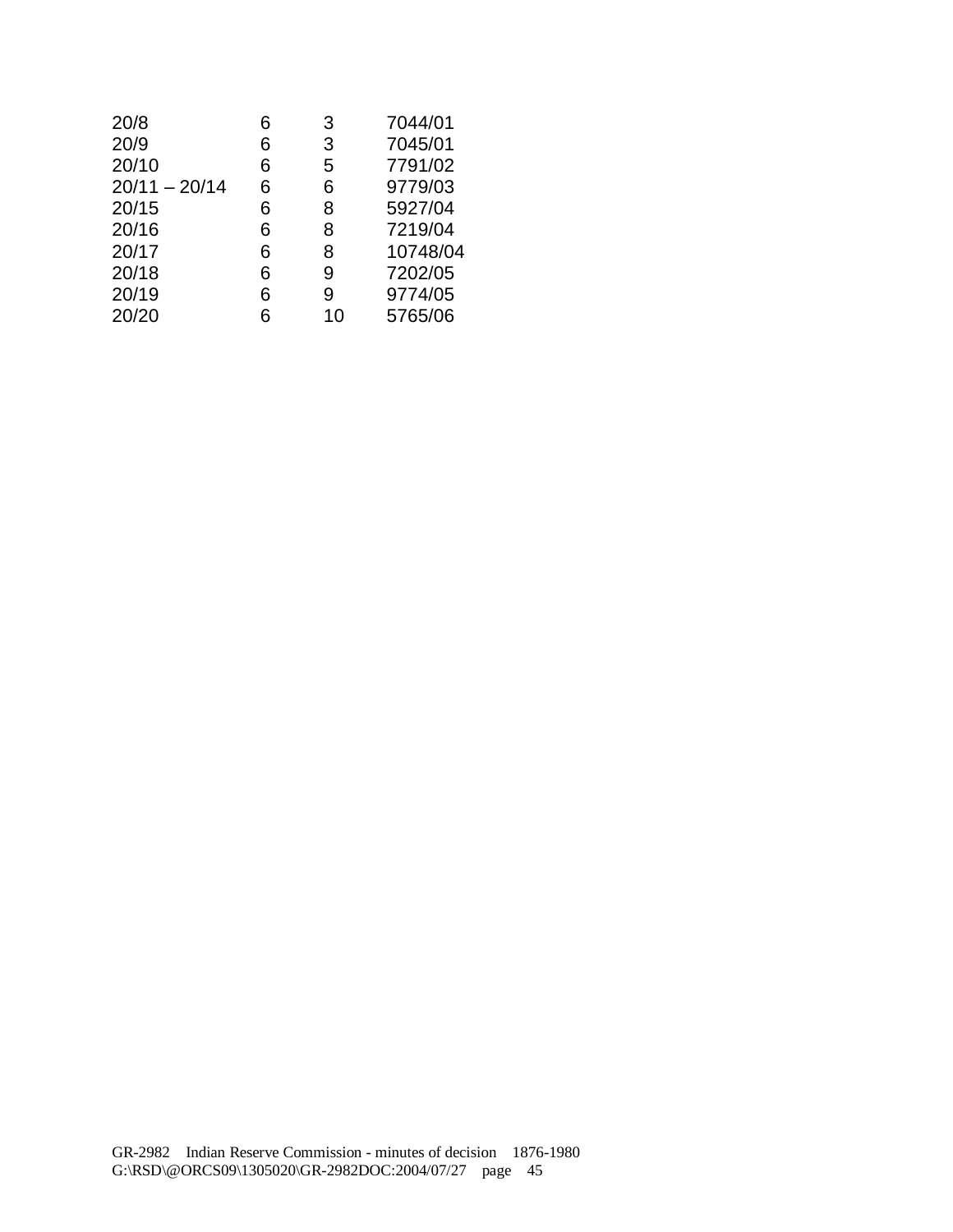| | | | |
|---|---|---|---|
| 20/8 | 6 | 3 | 7044/01 |
| 20/9 | 6 | 3 | 7045/01 |
| 20/10 | 6 | 5 | 7791/02 |
| 20/11 – 20/14 | 6 | 6 | 9779/03 |
| 20/15 | 6 | 8 | 5927/04 |
| 20/16 | 6 | 8 | 7219/04 |
| 20/17 | 6 | 8 | 10748/04 |
| 20/18 | 6 | 9 | 7202/05 |
| 20/19 | 6 | 9 | 9774/05 |
| 20/20 | 6 | 10 | 5765/06 |